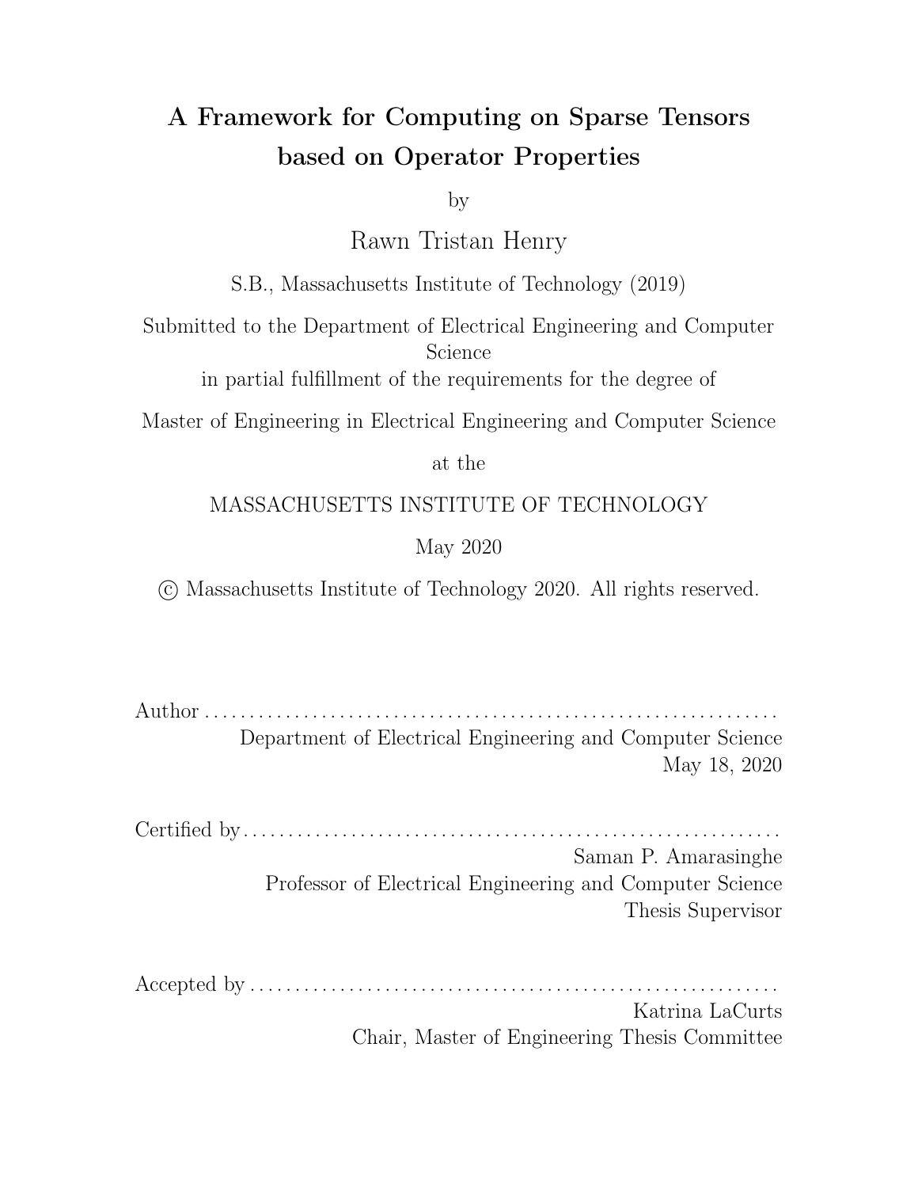# A Framework for Computing on Sparse Tensors based on Operator Properties

by

Rawn Tristan Henry

S.B., Massachusetts Institute of Technology (2019)

Submitted to the Department of Electrical Engineering and Computer Science

in partial fulfillment of the requirements for the degree of

Master of Engineering in Electrical Engineering and Computer Science

at the

MASSACHUSETTS INSTITUTE OF TECHNOLOGY

May 2020

© Massachusetts Institute of Technology 2020. All rights reserved.

Author . . . . . . . . . . . . . . . . . . . . . . . . . . . . . . . . . . . . . . . . . . . . . . . . . . . . . . . . . . . . . .
Department of Electrical Engineering and Computer Science
May 18, 2020

Certified by. . . . . . . . . . . . . . . . . . . . . . . . . . . . . . . . . . . . . . . . . . . . . . . . . . . . . . . . . . .
Saman P. Amarasinghe
Professor of Electrical Engineering and Computer Science
Thesis Supervisor

Accepted by . . . . . . . . . . . . . . . . . . . . . . . . . . . . . . . . . . . . . . . . . . . . . . . . . . . . . . . . . .
Katrina LaCurts
Chair, Master of Engineering Thesis Committee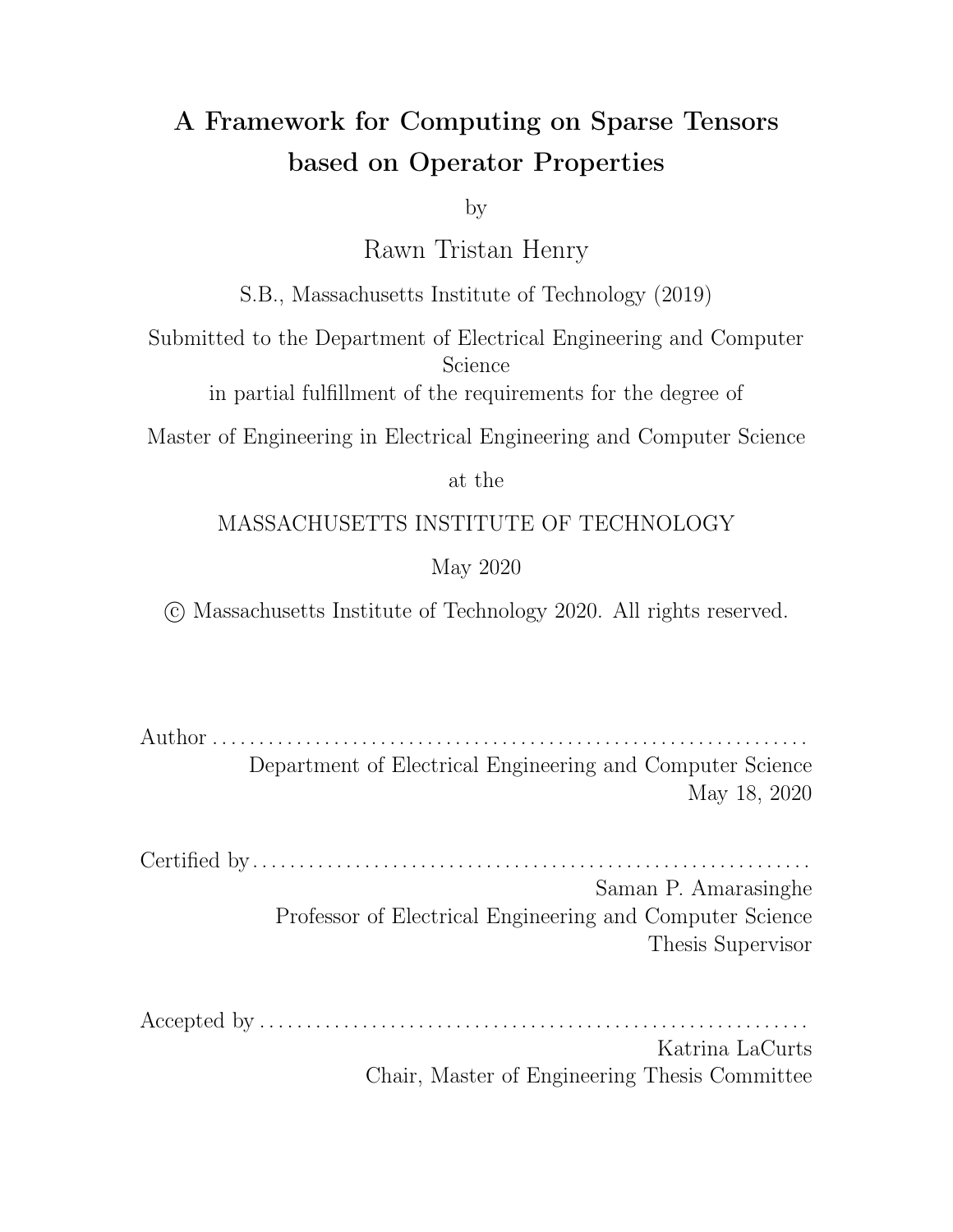# A Framework for Computing on Sparse Tensors based on Operator Properties

by

Rawn Tristan Henry

S.B., Massachusetts Institute of Technology (2019)

Submitted to the Department of Electrical Engineering and Computer Science

in partial fulfillment of the requirements for the degree of

Master of Engineering in Electrical Engineering and Computer Science

at the

MASSACHUSETTS INSTITUTE OF TECHNOLOGY

May 2020

© Massachusetts Institute of Technology 2020. All rights reserved.

Author . . . . . . . . . . . . . . . . . . . . . . . . . . . . . . . . . . . . . . . . . . . . . . . . . . . . . . . . . . . . . .
Department of Electrical Engineering and Computer Science
May 18, 2020

Certified by . . . . . . . . . . . . . . . . . . . . . . . . . . . . . . . . . . . . . . . . . . . . . . . . . . . . . . . . . .
Saman P. Amarasinghe
Professor of Electrical Engineering and Computer Science
Thesis Supervisor

Accepted by . . . . . . . . . . . . . . . . . . . . . . . . . . . . . . . . . . . . . . . . . . . . . . . . . . . . . . . . . .
Katrina LaCurts
Chair, Master of Engineering Thesis Committee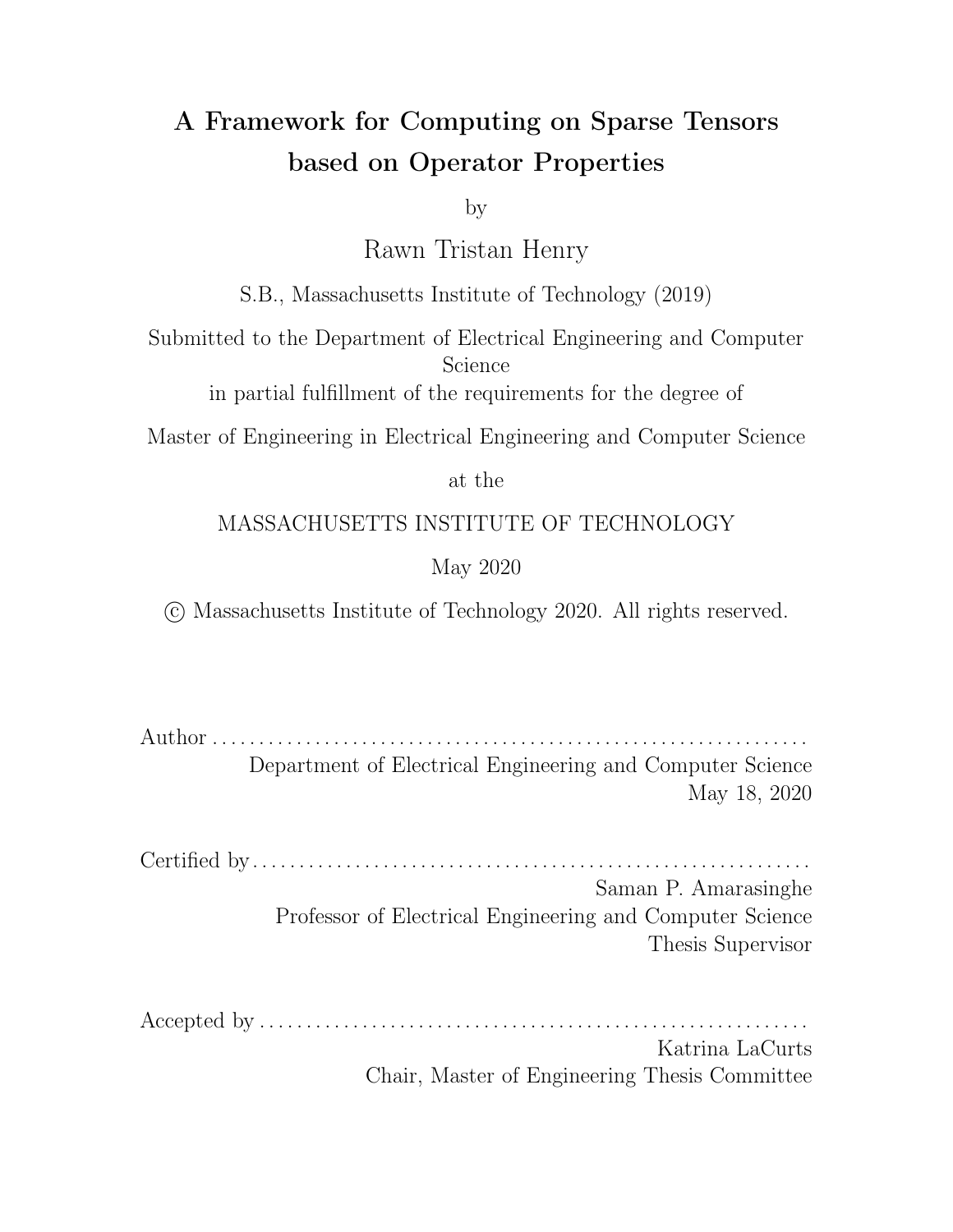# A Framework for Computing on Sparse Tensors based on Operator Properties

by

Rawn Tristan Henry

S.B., Massachusetts Institute of Technology (2019)

Submitted to the Department of Electrical Engineering and Computer Science
in partial fulfillment of the requirements for the degree of

Master of Engineering in Electrical Engineering and Computer Science

at the

MASSACHUSETTS INSTITUTE OF TECHNOLOGY

May 2020

© Massachusetts Institute of Technology 2020. All rights reserved.

Author . . . . . . . . . . . . . . . . . . . . . . . . . . . . . . . . . . . . . . . . . . . . . . . . . . . . . . . . . . . . . . .
Department of Electrical Engineering and Computer Science
May 18, 2020

Certified by . . . . . . . . . . . . . . . . . . . . . . . . . . . . . . . . . . . . . . . . . . . . . . . . . . . . . . . . . . .
Saman P. Amarasinghe
Professor of Electrical Engineering and Computer Science
Thesis Supervisor

Accepted by . . . . . . . . . . . . . . . . . . . . . . . . . . . . . . . . . . . . . . . . . . . . . . . . . . . . . . . . . .
Katrina LaCurts
Chair, Master of Engineering Thesis Committee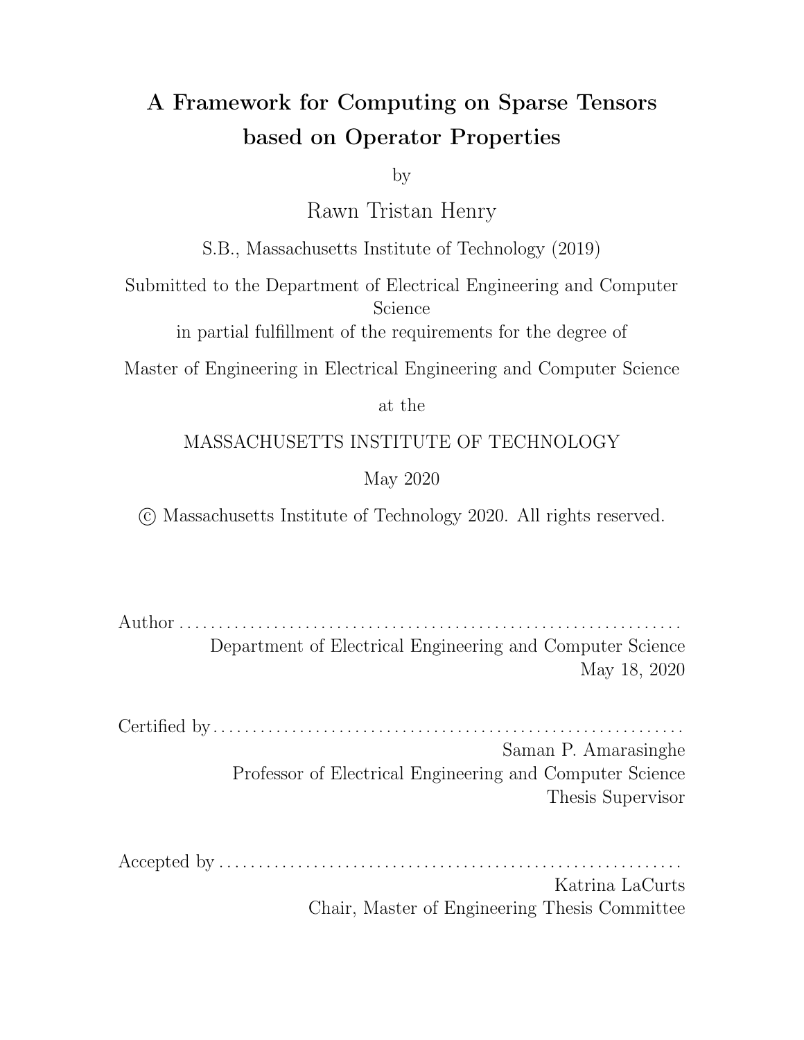# A Framework for Computing on Sparse Tensors based on Operator Properties

by

Rawn Tristan Henry

S.B., Massachusetts Institute of Technology (2019)

Submitted to the Department of Electrical Engineering and Computer Science

in partial fulfillment of the requirements for the degree of

Master of Engineering in Electrical Engineering and Computer Science

at the

MASSACHUSETTS INSTITUTE OF TECHNOLOGY

May 2020

© Massachusetts Institute of Technology 2020. All rights reserved.

Author . . . . . . . . . . . . . . . . . . . . . . . . . . . . . . . . . . . . . . . . . . . . . . . . . . . . . . . . . . . . . .
Department of Electrical Engineering and Computer Science
May 18, 2020

Certified by . . . . . . . . . . . . . . . . . . . . . . . . . . . . . . . . . . . . . . . . . . . . . . . . . . . . . . . . . .
Saman P. Amarasinghe
Professor of Electrical Engineering and Computer Science
Thesis Supervisor

Accepted by . . . . . . . . . . . . . . . . . . . . . . . . . . . . . . . . . . . . . . . . . . . . . . . . . . . . . . . . .
Katrina LaCurts
Chair, Master of Engineering Thesis Committee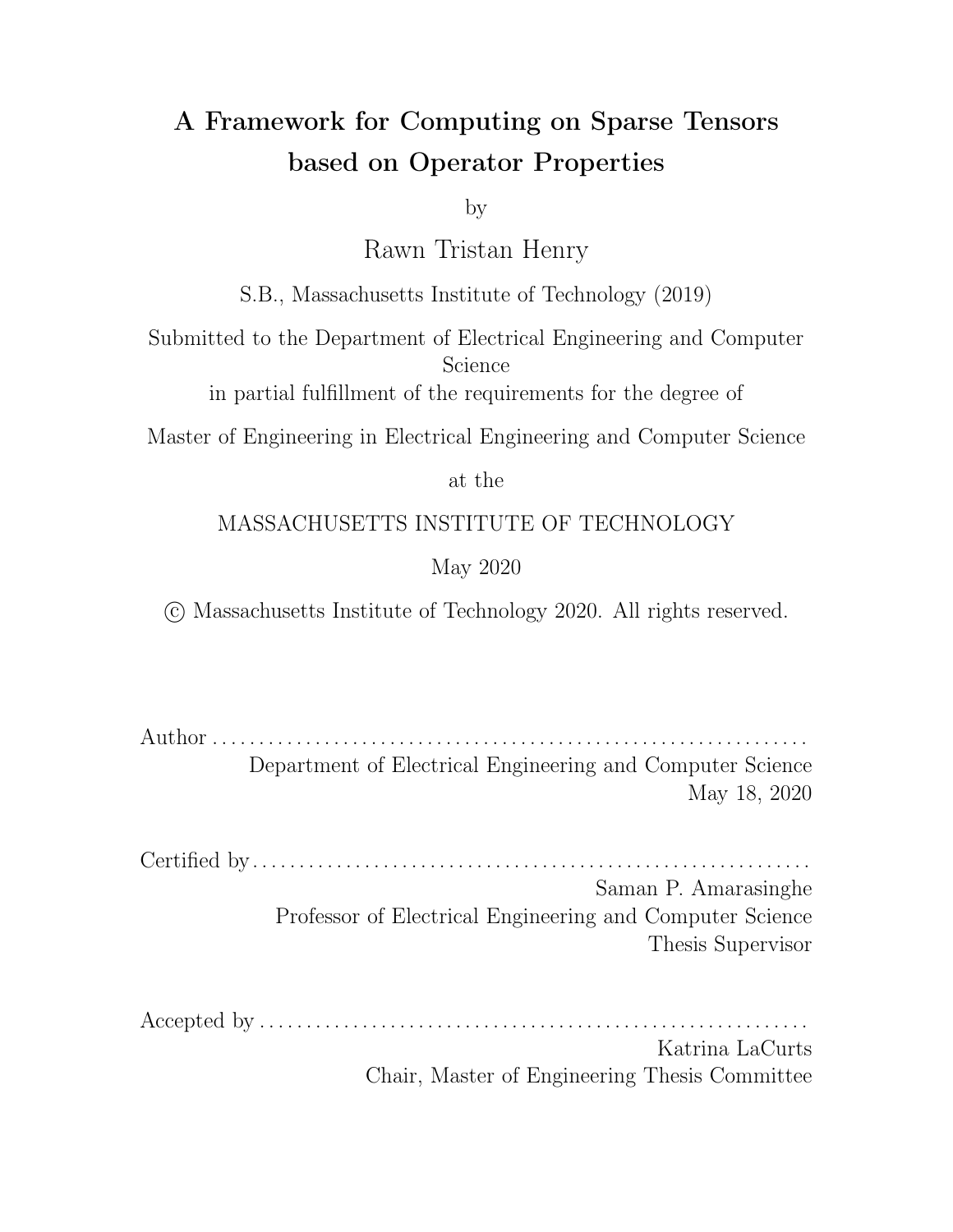# A Framework for Computing on Sparse Tensors based on Operator Properties

by

Rawn Tristan Henry

S.B., Massachusetts Institute of Technology (2019)

Submitted to the Department of Electrical Engineering and Computer Science

in partial fulfillment of the requirements for the degree of

Master of Engineering in Electrical Engineering and Computer Science

at the

MASSACHUSETTS INSTITUTE OF TECHNOLOGY

May 2020

© Massachusetts Institute of Technology 2020. All rights reserved.

Author . . . . . . . . . . . . . . . . . . . . . . . . . . . . . . . . . . . . . . . . . . . . . . . . . . . . . . . . . . . . . . .
Department of Electrical Engineering and Computer Science
May 18, 2020

Certified by . . . . . . . . . . . . . . . . . . . . . . . . . . . . . . . . . . . . . . . . . . . . . . . . . . . . . . . . . . .
Saman P. Amarasinghe
Professor of Electrical Engineering and Computer Science
Thesis Supervisor

Accepted by . . . . . . . . . . . . . . . . . . . . . . . . . . . . . . . . . . . . . . . . . . . . . . . . . . . . . . . . . .
Katrina LaCurts
Chair, Master of Engineering Thesis Committee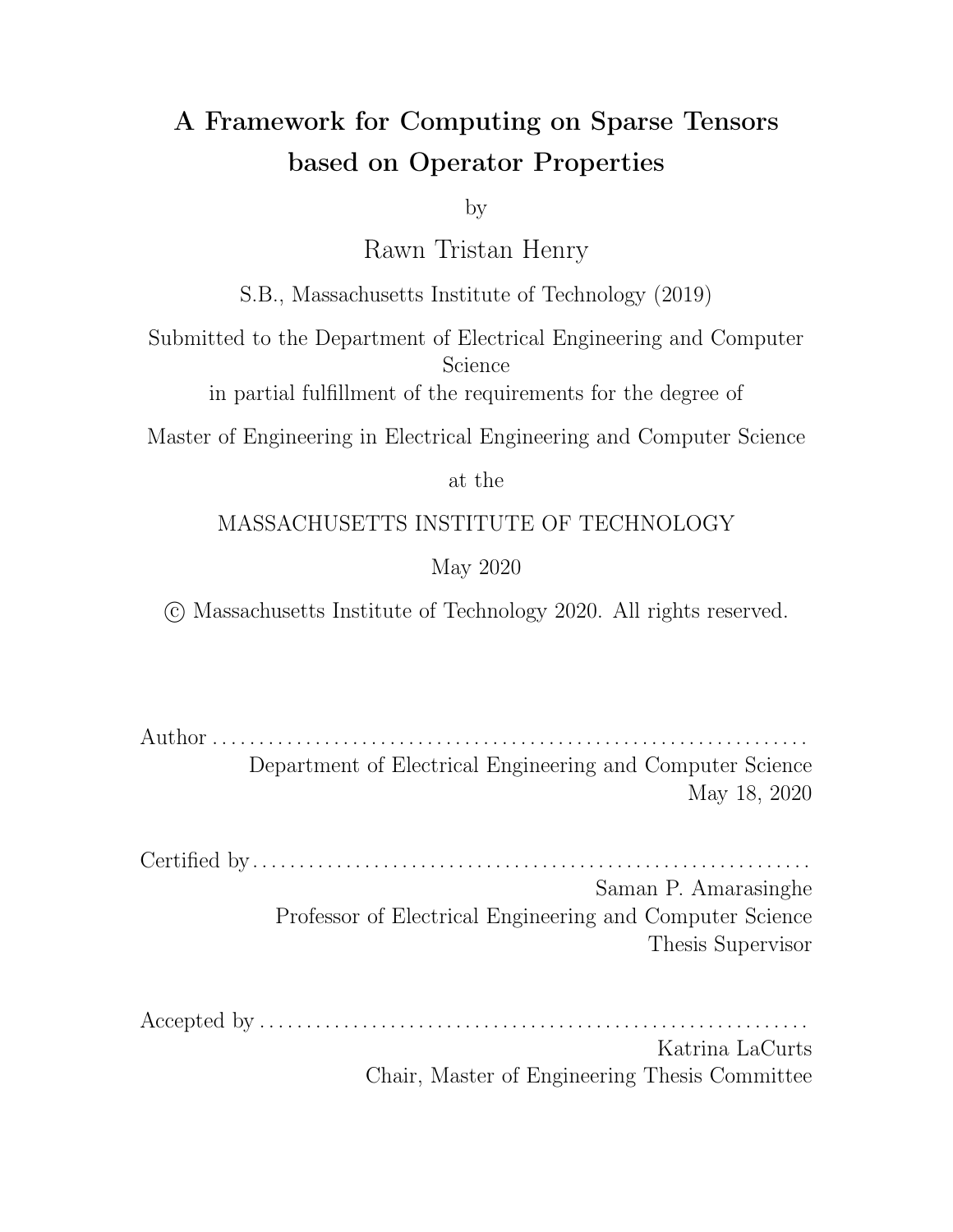# A Framework for Computing on Sparse Tensors based on Operator Properties

by

Rawn Tristan Henry

S.B., Massachusetts Institute of Technology (2019)

Submitted to the Department of Electrical Engineering and Computer Science

in partial fulfillment of the requirements for the degree of

Master of Engineering in Electrical Engineering and Computer Science

at the

MASSACHUSETTS INSTITUTE OF TECHNOLOGY

May 2020

© Massachusetts Institute of Technology 2020. All rights reserved.

Author . . . . . . . . . . . . . . . . . . . . . . . . . . . . . . . . . . . . . . . . . . . . . . . . . . . . . . . . . . . . . .

Department of Electrical Engineering and Computer Science

May 18, 2020

Certified by . . . . . . . . . . . . . . . . . . . . . . . . . . . . . . . . . . . . . . . . . . . . . . . . . . . . . . . . . . .

Saman P. Amarasinghe

Professor of Electrical Engineering and Computer Science

Thesis Supervisor

Accepted by . . . . . . . . . . . . . . . . . . . . . . . . . . . . . . . . . . . . . . . . . . . . . . . . . . . . . . . . . .

Katrina LaCurts

Chair, Master of Engineering Thesis Committee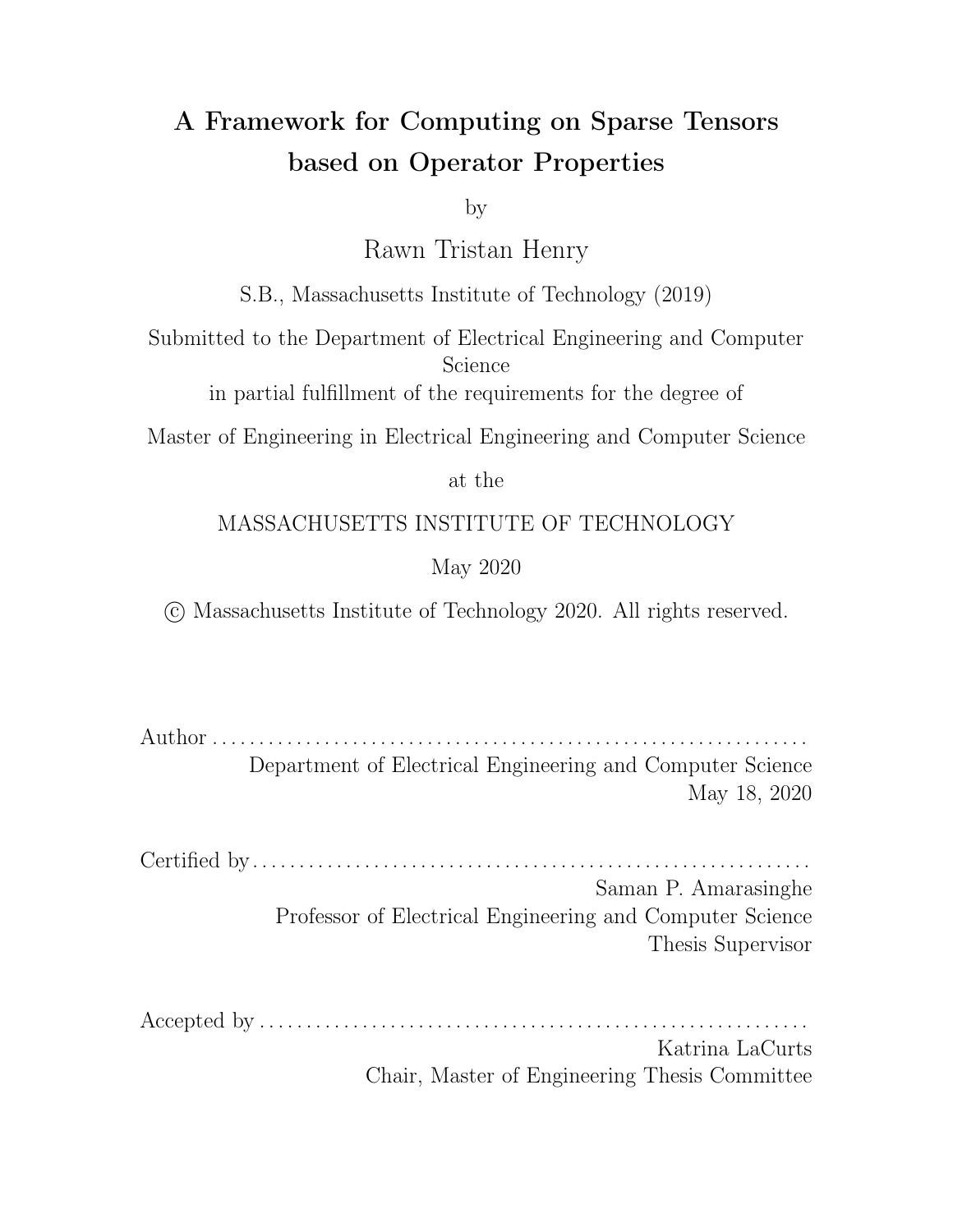# A Framework for Computing on Sparse Tensors based on Operator Properties

by

Rawn Tristan Henry

S.B., Massachusetts Institute of Technology (2019)

Submitted to the Department of Electrical Engineering and Computer Science

in partial fulfillment of the requirements for the degree of

Master of Engineering in Electrical Engineering and Computer Science

at the

MASSACHUSETTS INSTITUTE OF TECHNOLOGY

May 2020

© Massachusetts Institute of Technology 2020. All rights reserved.

Author . . . . . . . . . . . . . . . . . . . . . . . . . . . . . . . . . . . . . . . . . . . . . . . . . . . . . . . . . . . . . . .
Department of Electrical Engineering and Computer Science
May 18, 2020

Certified by . . . . . . . . . . . . . . . . . . . . . . . . . . . . . . . . . . . . . . . . . . . . . . . . . . . . . . . . . . .
Saman P. Amarasinghe
Professor of Electrical Engineering and Computer Science
Thesis Supervisor

Accepted by . . . . . . . . . . . . . . . . . . . . . . . . . . . . . . . . . . . . . . . . . . . . . . . . . . . . . . . . . .
Katrina LaCurts
Chair, Master of Engineering Thesis Committee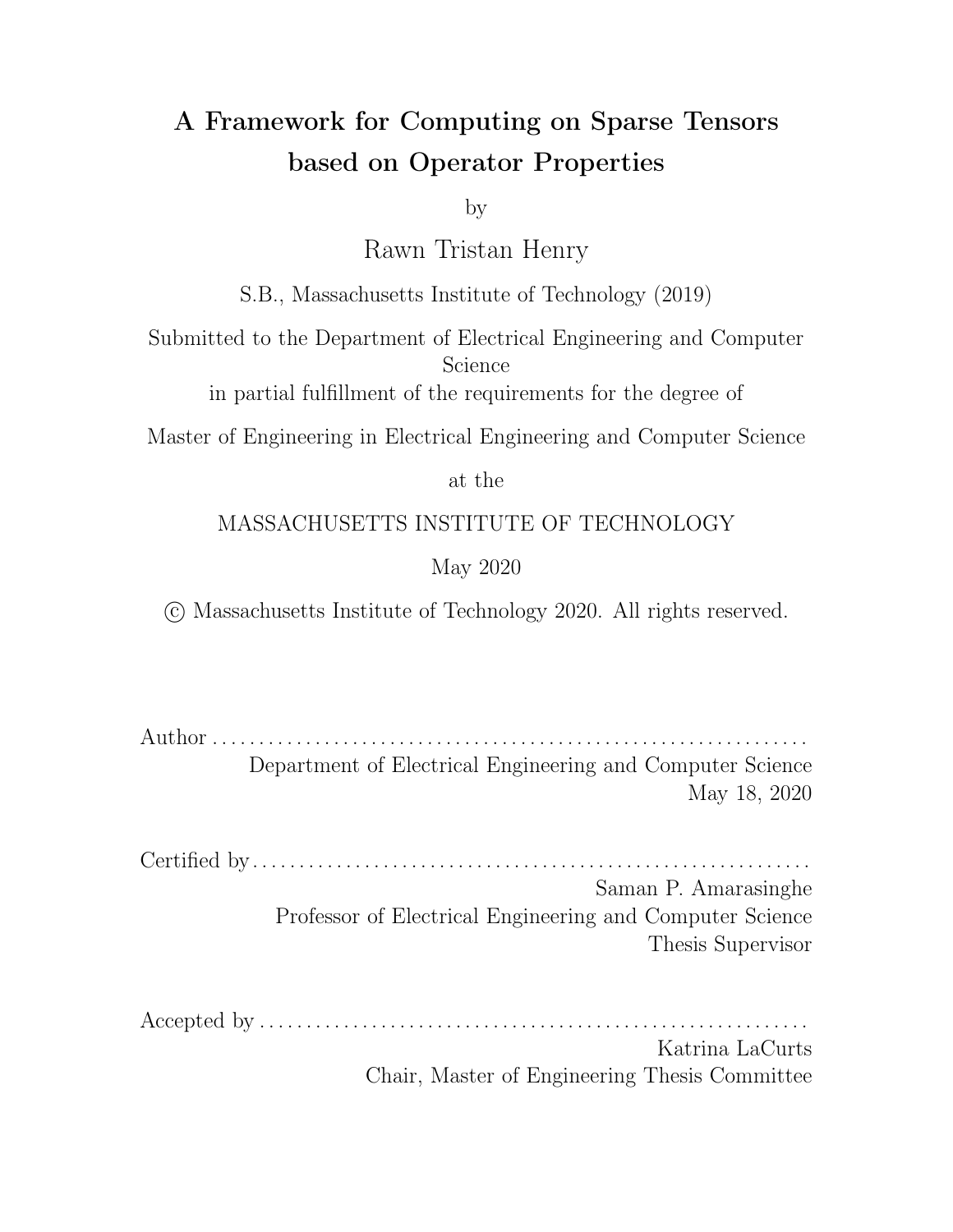# A Framework for Computing on Sparse Tensors based on Operator Properties

by

Rawn Tristan Henry

S.B., Massachusetts Institute of Technology (2019)

Submitted to the Department of Electrical Engineering and Computer Science

in partial fulfillment of the requirements for the degree of

Master of Engineering in Electrical Engineering and Computer Science

at the

MASSACHUSETTS INSTITUTE OF TECHNOLOGY

May 2020

© Massachusetts Institute of Technology 2020. All rights reserved.

Author . . . . . . . . . . . . . . . . . . . . . . . . . . . . . . . . . . . . . . . . . . . . . . . . . . . . . . . . . . . . . .
Department of Electrical Engineering and Computer Science
May 18, 2020

Certified by . . . . . . . . . . . . . . . . . . . . . . . . . . . . . . . . . . . . . . . . . . . . . . . . . . . . . . . . . . .
Saman P. Amarasinghe
Professor of Electrical Engineering and Computer Science
Thesis Supervisor

Accepted by . . . . . . . . . . . . . . . . . . . . . . . . . . . . . . . . . . . . . . . . . . . . . . . . . . . . . . . . . .
Katrina LaCurts
Chair, Master of Engineering Thesis Committee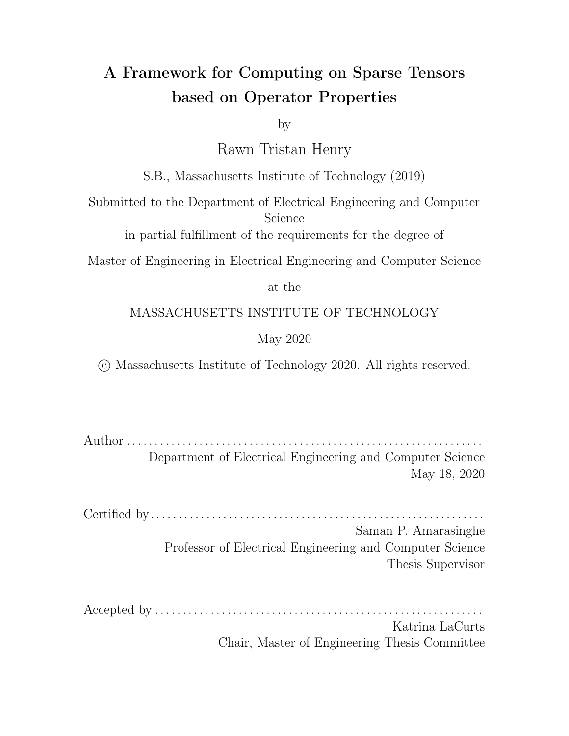# A Framework for Computing on Sparse Tensors based on Operator Properties

by

Rawn Tristan Henry

S.B., Massachusetts Institute of Technology (2019)

Submitted to the Department of Electrical Engineering and Computer Science

in partial fulfillment of the requirements for the degree of

Master of Engineering in Electrical Engineering and Computer Science

at the

MASSACHUSETTS INSTITUTE OF TECHNOLOGY

May 2020

© Massachusetts Institute of Technology 2020. All rights reserved.

Author . . . . . . . . . . . . . . . . . . . . . . . . . . . . . . . . . . . . . . . . . . . . . . . . . . . . . . . . . . . . . .
Department of Electrical Engineering and Computer Science
May 18, 2020

Certified by . . . . . . . . . . . . . . . . . . . . . . . . . . . . . . . . . . . . . . . . . . . . . . . . . . . . . . . . . . .
Saman P. Amarasinghe
Professor of Electrical Engineering and Computer Science
Thesis Supervisor

Accepted by . . . . . . . . . . . . . . . . . . . . . . . . . . . . . . . . . . . . . . . . . . . . . . . . . . . . . . . . . .
Katrina LaCurts
Chair, Master of Engineering Thesis Committee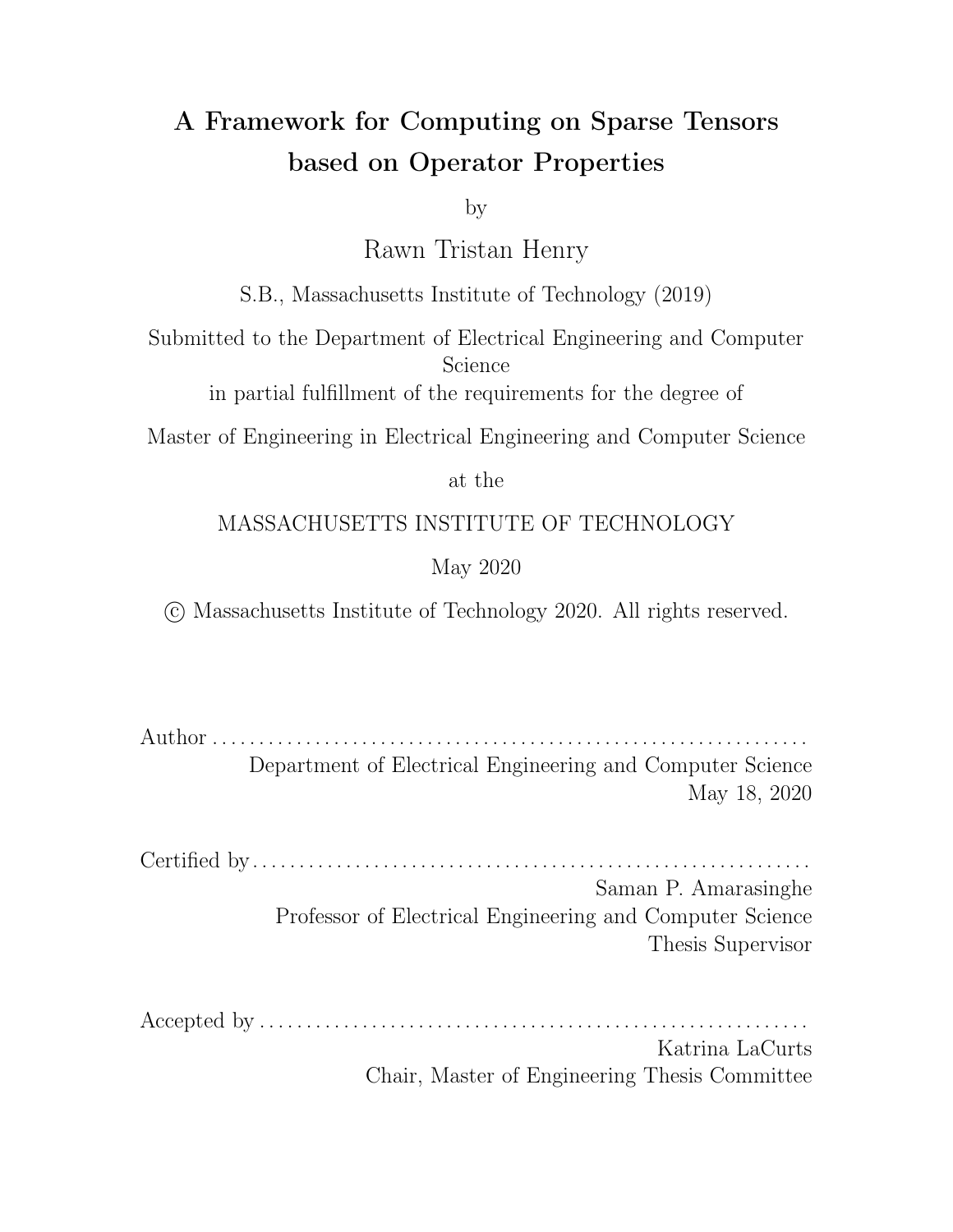# A Framework for Computing on Sparse Tensors based on Operator Properties

by

Rawn Tristan Henry

S.B., Massachusetts Institute of Technology (2019)

Submitted to the Department of Electrical Engineering and Computer Science

in partial fulfillment of the requirements for the degree of

Master of Engineering in Electrical Engineering and Computer Science

at the

MASSACHUSETTS INSTITUTE OF TECHNOLOGY

May 2020

© Massachusetts Institute of Technology 2020. All rights reserved.

Author . . . . . . . . . . . . . . . . . . . . . . . . . . . . . . . . . . . . . . . . . . . . . . . . . . . . . . . . . . . . . . .
Department of Electrical Engineering and Computer Science
May 18, 2020

Certified by . . . . . . . . . . . . . . . . . . . . . . . . . . . . . . . . . . . . . . . . . . . . . . . . . . . . . . . . . .
Saman P. Amarasinghe
Professor of Electrical Engineering and Computer Science
Thesis Supervisor

Accepted by . . . . . . . . . . . . . . . . . . . . . . . . . . . . . . . . . . . . . . . . . . . . . . . . . . . . . . . . .
Katrina LaCurts
Chair, Master of Engineering Thesis Committee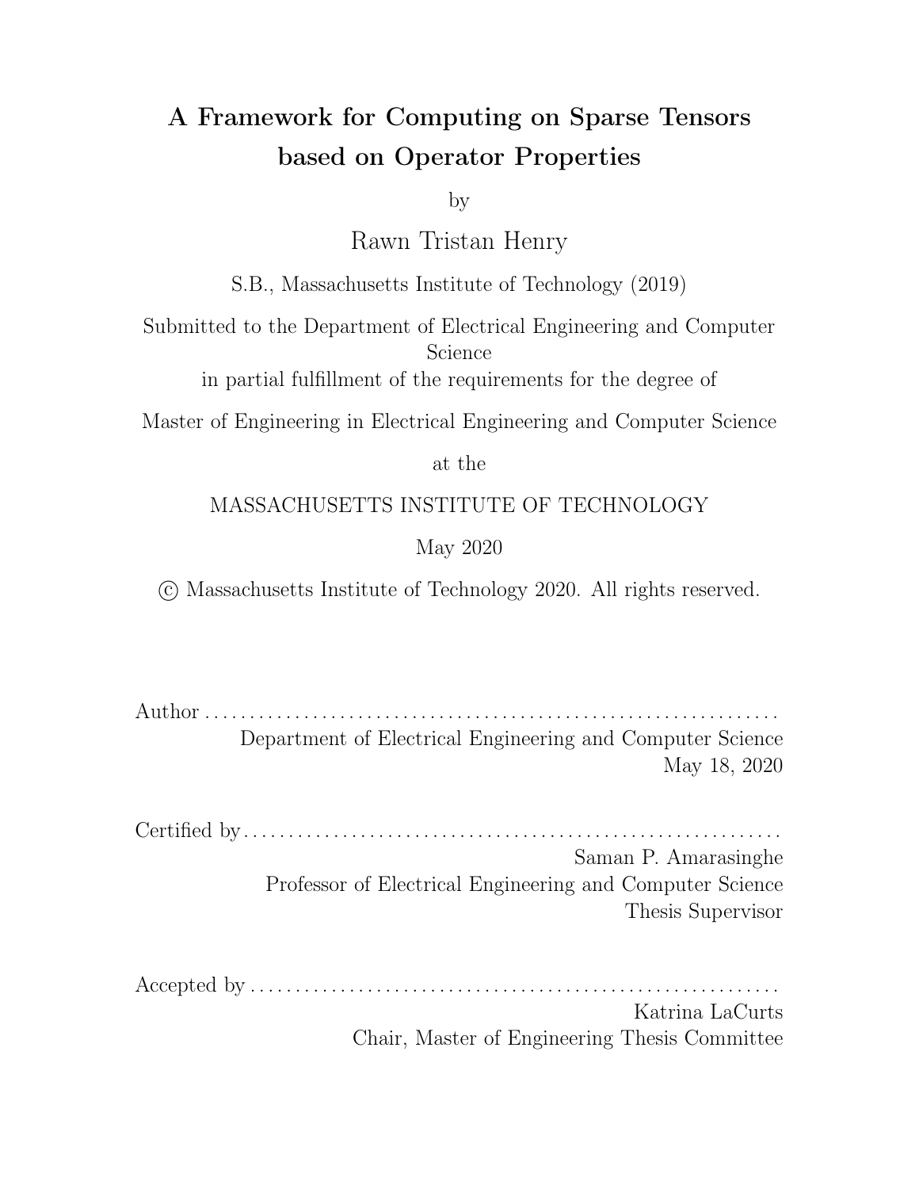# A Framework for Computing on Sparse Tensors based on Operator Properties

by

Rawn Tristan Henry

S.B., Massachusetts Institute of Technology (2019)

Submitted to the Department of Electrical Engineering and Computer Science

in partial fulfillment of the requirements for the degree of

Master of Engineering in Electrical Engineering and Computer Science

at the

MASSACHUSETTS INSTITUTE OF TECHNOLOGY

May 2020

© Massachusetts Institute of Technology 2020. All rights reserved.

Author . . . . . . . . . . . . . . . . . . . . . . . . . . . . . . . . . . . . . . . . . . . . . . . . . . . . . . . . . . . . . .
Department of Electrical Engineering and Computer Science
May 18, 2020

Certified by . . . . . . . . . . . . . . . . . . . . . . . . . . . . . . . . . . . . . . . . . . . . . . . . . . . . . . . . . . .
Saman P. Amarasinghe
Professor of Electrical Engineering and Computer Science
Thesis Supervisor

Accepted by . . . . . . . . . . . . . . . . . . . . . . . . . . . . . . . . . . . . . . . . . . . . . . . . . . . . . . . . . .
Katrina LaCurts
Chair, Master of Engineering Thesis Committee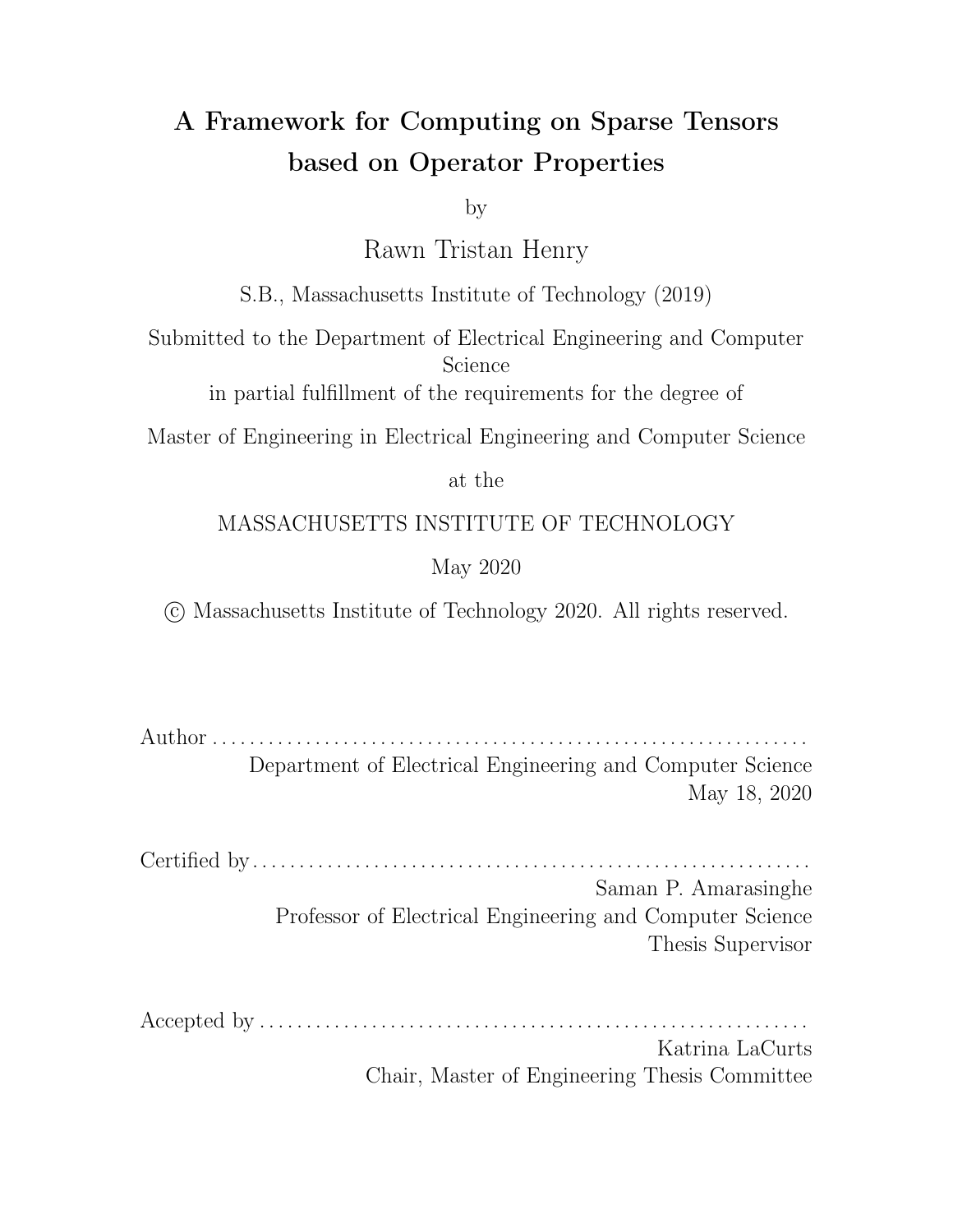# A Framework for Computing on Sparse Tensors based on Operator Properties

by

Rawn Tristan Henry

S.B., Massachusetts Institute of Technology (2019)

Submitted to the Department of Electrical Engineering and Computer Science

in partial fulfillment of the requirements for the degree of

Master of Engineering in Electrical Engineering and Computer Science

at the

MASSACHUSETTS INSTITUTE OF TECHNOLOGY

May 2020

© Massachusetts Institute of Technology 2020. All rights reserved.

Author . . . . . . . . . . . . . . . . . . . . . . . . . . . . . . . . . . . . . . . . . . . . . . . . . . . . . . . . . . . . . .
Department of Electrical Engineering and Computer Science
May 18, 2020

Certified by . . . . . . . . . . . . . . . . . . . . . . . . . . . . . . . . . . . . . . . . . . . . . . . . . . . . . . . . . .
Saman P. Amarasinghe
Professor of Electrical Engineering and Computer Science
Thesis Supervisor

Accepted by . . . . . . . . . . . . . . . . . . . . . . . . . . . . . . . . . . . . . . . . . . . . . . . . . . . . . . . . .
Katrina LaCurts
Chair, Master of Engineering Thesis Committee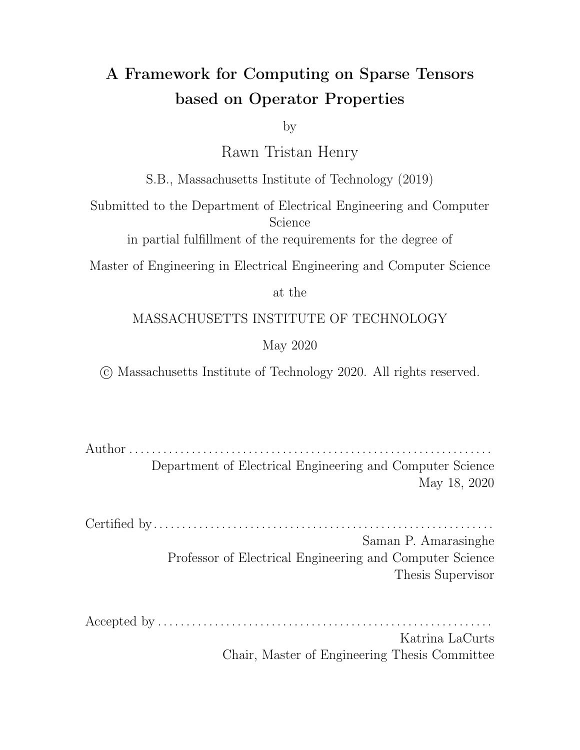# A Framework for Computing on Sparse Tensors based on Operator Properties

by

Rawn Tristan Henry

S.B., Massachusetts Institute of Technology (2019)

Submitted to the Department of Electrical Engineering and Computer Science

in partial fulfillment of the requirements for the degree of

Master of Engineering in Electrical Engineering and Computer Science

at the

MASSACHUSETTS INSTITUTE OF TECHNOLOGY

May 2020

© Massachusetts Institute of Technology 2020. All rights reserved.

Author . . . . . . . . . . . . . . . . . . . . . . . . . . . . . . . . . . . . . . . . . . . . . . . . . . . . . . . . . . . . . .
Department of Electrical Engineering and Computer Science
May 18, 2020

Certified by . . . . . . . . . . . . . . . . . . . . . . . . . . . . . . . . . . . . . . . . . . . . . . . . . . . . . . . . . .
Saman P. Amarasinghe
Professor of Electrical Engineering and Computer Science
Thesis Supervisor

Accepted by . . . . . . . . . . . . . . . . . . . . . . . . . . . . . . . . . . . . . . . . . . . . . . . . . . . . . . . . .
Katrina LaCurts
Chair, Master of Engineering Thesis Committee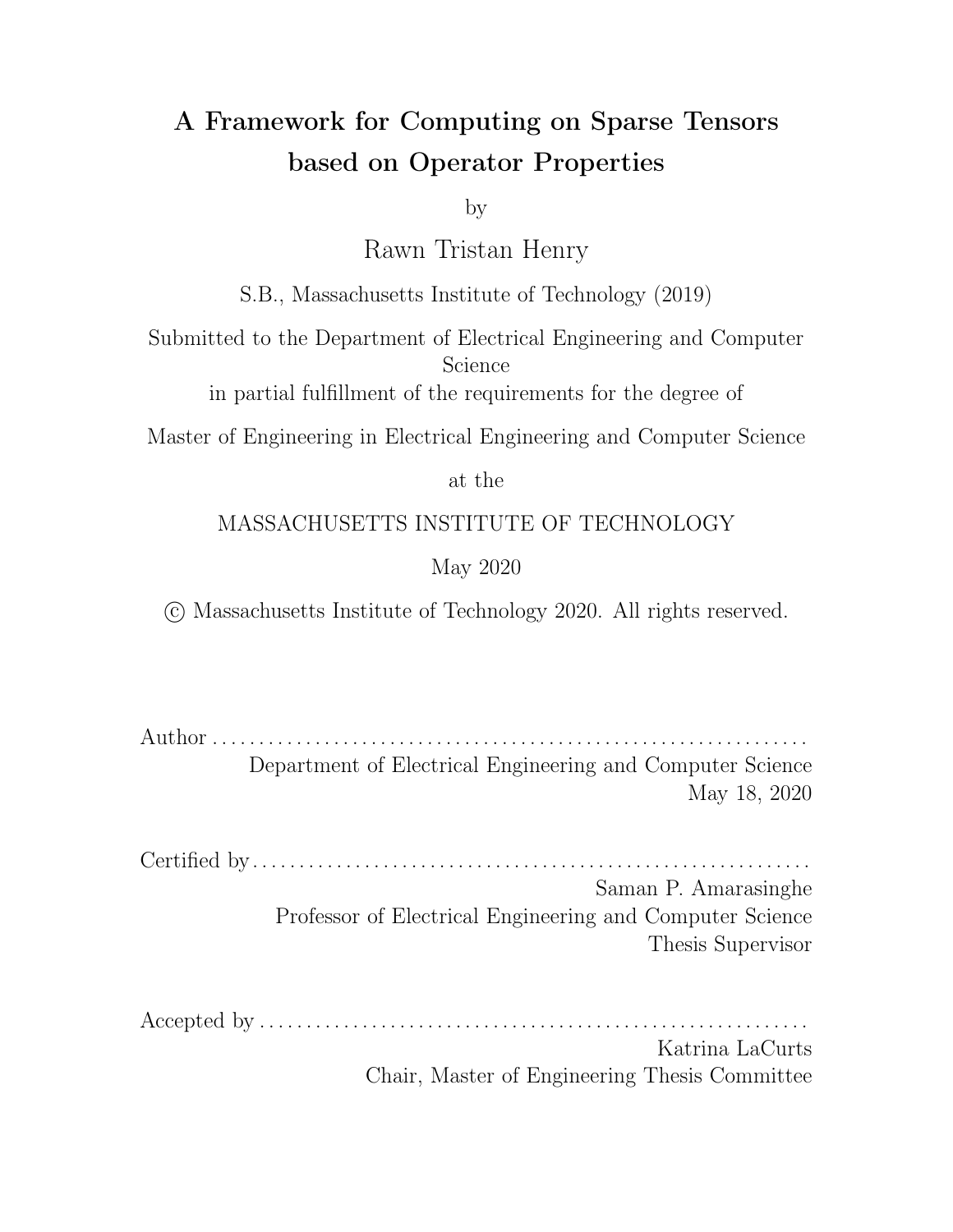# A Framework for Computing on Sparse Tensors based on Operator Properties

by

Rawn Tristan Henry

S.B., Massachusetts Institute of Technology (2019)

Submitted to the Department of Electrical Engineering and Computer Science

in partial fulfillment of the requirements for the degree of

Master of Engineering in Electrical Engineering and Computer Science

at the

MASSACHUSETTS INSTITUTE OF TECHNOLOGY

May 2020

© Massachusetts Institute of Technology 2020. All rights reserved.

Author . . . . . . . . . . . . . . . . . . . . . . . . . . . . . . . . . . . . . . . . . . . . . . . . . . . . . . . . . . . . . .
Department of Electrical Engineering and Computer Science
May 18, 2020

Certified by . . . . . . . . . . . . . . . . . . . . . . . . . . . . . . . . . . . . . . . . . . . . . . . . . . . . . . . . . .
Saman P. Amarasinghe
Professor of Electrical Engineering and Computer Science
Thesis Supervisor

Accepted by . . . . . . . . . . . . . . . . . . . . . . . . . . . . . . . . . . . . . . . . . . . . . . . . . . . . . . . . .
Katrina LaCurts
Chair, Master of Engineering Thesis Committee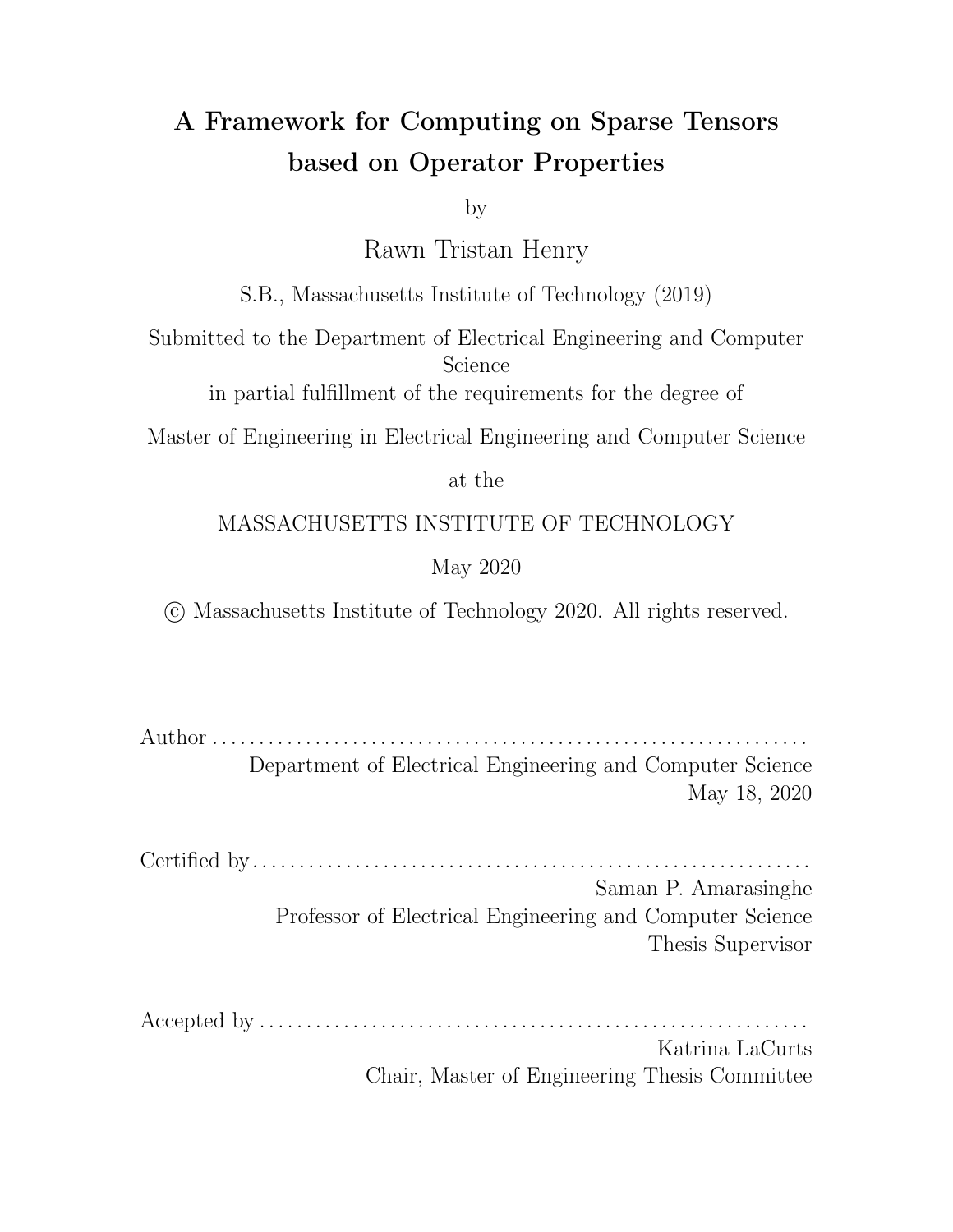# A Framework for Computing on Sparse Tensors based on Operator Properties

by

Rawn Tristan Henry

S.B., Massachusetts Institute of Technology (2019)

Submitted to the Department of Electrical Engineering and Computer Science

in partial fulfillment of the requirements for the degree of

Master of Engineering in Electrical Engineering and Computer Science

at the

MASSACHUSETTS INSTITUTE OF TECHNOLOGY

May 2020

© Massachusetts Institute of Technology 2020. All rights reserved.

Author . . . . . . . . . . . . . . . . . . . . . . . . . . . . . . . . . . . . . . . . . . . . . . . . . . . . . . . . . . . . . . . .
Department of Electrical Engineering and Computer Science
May 18, 2020

Certified by . . . . . . . . . . . . . . . . . . . . . . . . . . . . . . . . . . . . . . . . . . . . . . . . . . . . . . . . . . . .
Saman P. Amarasinghe
Professor of Electrical Engineering and Computer Science
Thesis Supervisor

Accepted by . . . . . . . . . . . . . . . . . . . . . . . . . . . . . . . . . . . . . . . . . . . . . . . . . . . . . . . . . . .
Katrina LaCurts
Chair, Master of Engineering Thesis Committee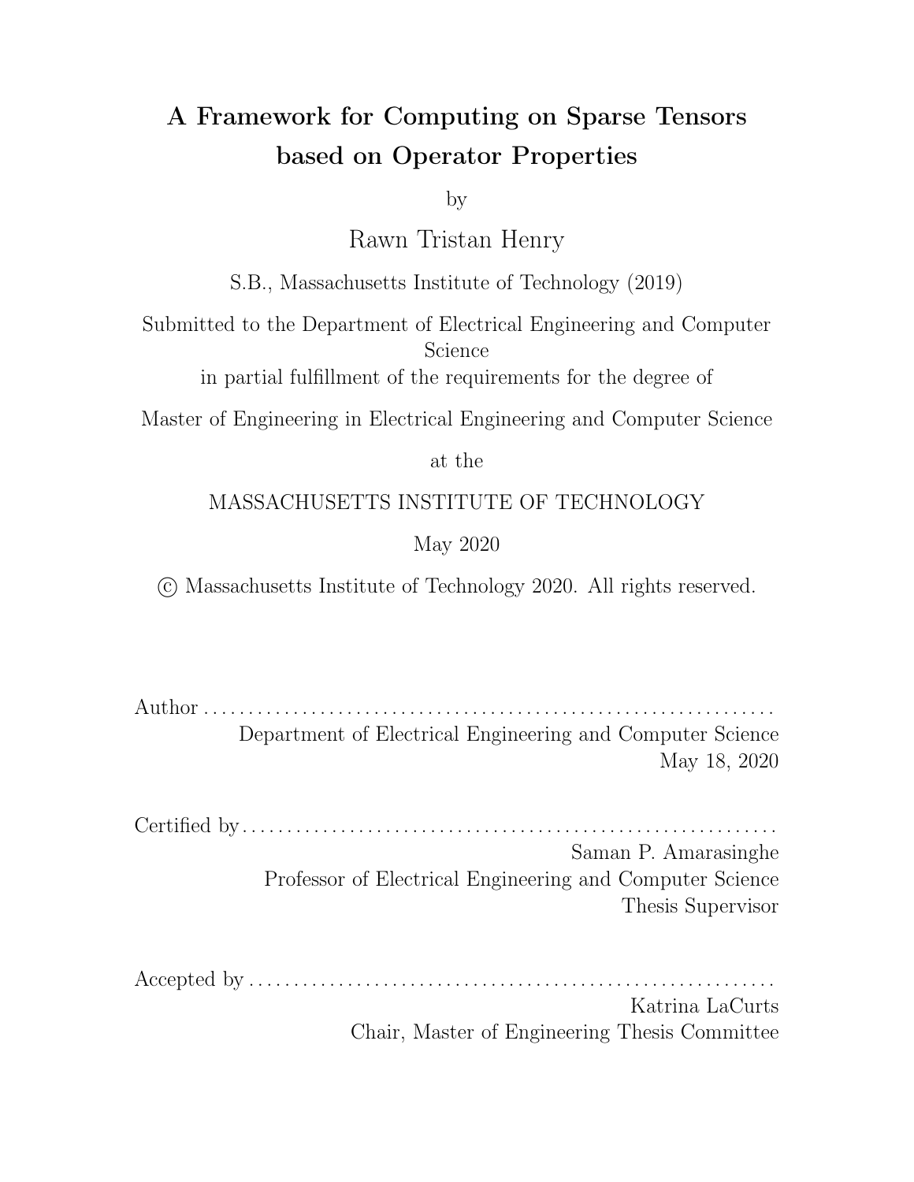# A Framework for Computing on Sparse Tensors based on Operator Properties

by

Rawn Tristan Henry

S.B., Massachusetts Institute of Technology (2019)

Submitted to the Department of Electrical Engineering and Computer Science

in partial fulfillment of the requirements for the degree of

Master of Engineering in Electrical Engineering and Computer Science

at the

MASSACHUSETTS INSTITUTE OF TECHNOLOGY

May 2020

© Massachusetts Institute of Technology 2020. All rights reserved.

Author . . . . . . . . . . . . . . . . . . . . . . . . . . . . . . . . . . . . . . . . . . . . . . . . . . . . . . . . . . . . . .
Department of Electrical Engineering and Computer Science
May 18, 2020

Certified by . . . . . . . . . . . . . . . . . . . . . . . . . . . . . . . . . . . . . . . . . . . . . . . . . . . . . . . . . .
Saman P. Amarasinghe
Professor of Electrical Engineering and Computer Science
Thesis Supervisor

Accepted by . . . . . . . . . . . . . . . . . . . . . . . . . . . . . . . . . . . . . . . . . . . . . . . . . . . . . . . . .
Katrina LaCurts
Chair, Master of Engineering Thesis Committee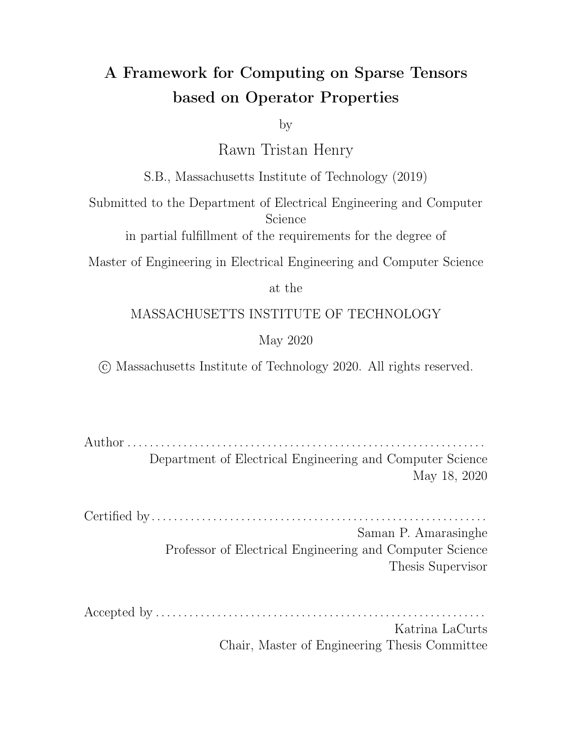# A Framework for Computing on Sparse Tensors based on Operator Properties

by

Rawn Tristan Henry

S.B., Massachusetts Institute of Technology (2019)

Submitted to the Department of Electrical Engineering and Computer Science

in partial fulfillment of the requirements for the degree of

Master of Engineering in Electrical Engineering and Computer Science

at the

MASSACHUSETTS INSTITUTE OF TECHNOLOGY

May 2020

© Massachusetts Institute of Technology 2020. All rights reserved.

Author . . . . . . . . . . . . . . . . . . . . . . . . . . . . . . . . . . . . . . . . . . . . . . . . . . . . . . . . . . . . . .

Department of Electrical Engineering and Computer Science

May 18, 2020

Certified by . . . . . . . . . . . . . . . . . . . . . . . . . . . . . . . . . . . . . . . . . . . . . . . . . . . . . . . . . . . .

Saman P. Amarasinghe

Professor of Electrical Engineering and Computer Science

Thesis Supervisor

Accepted by . . . . . . . . . . . . . . . . . . . . . . . . . . . . . . . . . . . . . . . . . . . . . . . . . . . . . . . . . . .

Katrina LaCurts

Chair, Master of Engineering Thesis Committee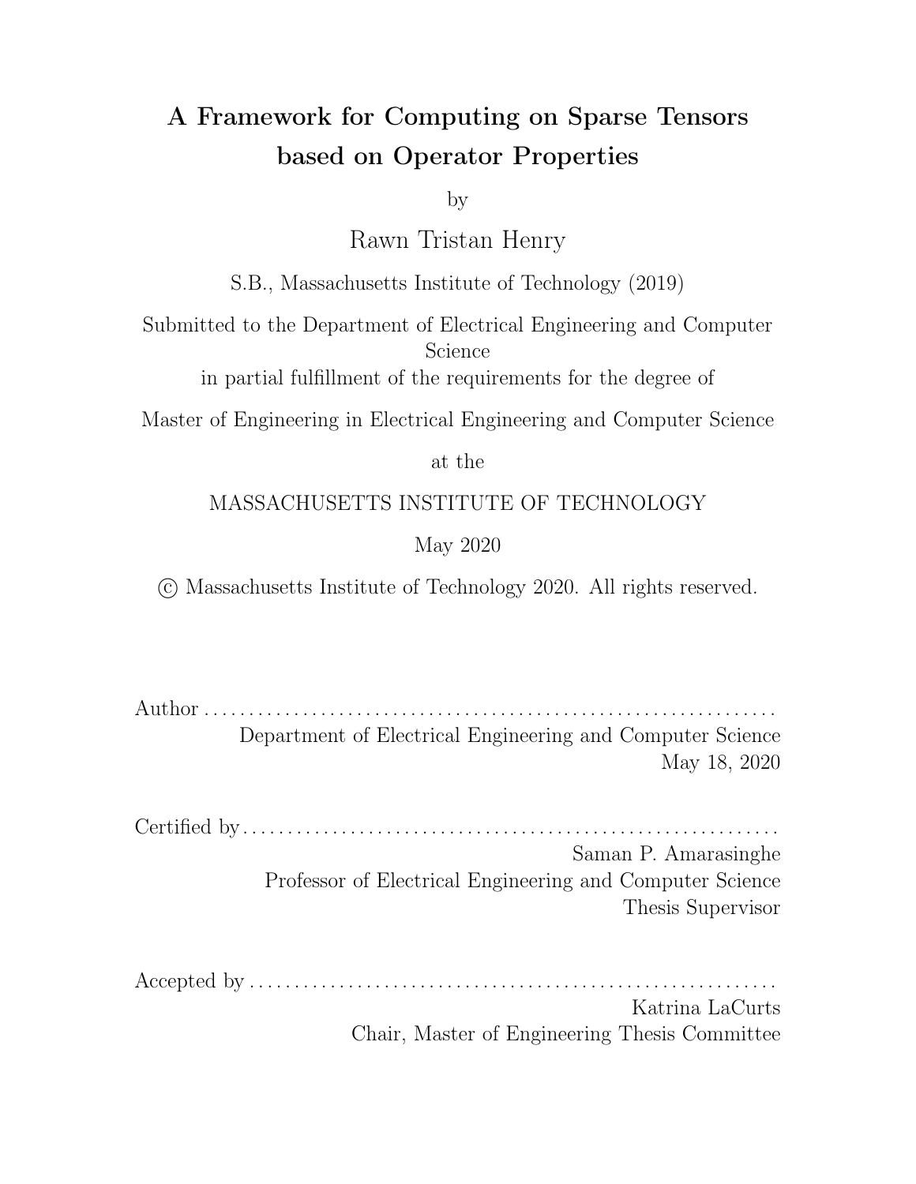# A Framework for Computing on Sparse Tensors based on Operator Properties

by

Rawn Tristan Henry

S.B., Massachusetts Institute of Technology (2019)

Submitted to the Department of Electrical Engineering and Computer Science

in partial fulfillment of the requirements for the degree of

Master of Engineering in Electrical Engineering and Computer Science

at the

MASSACHUSETTS INSTITUTE OF TECHNOLOGY

May 2020

© Massachusetts Institute of Technology 2020. All rights reserved.

Author . . . . . . . . . . . . . . . . . . . . . . . . . . . . . . . . . . . . . . . . . . . . . . . . . . . . . . . . . . . . . .
Department of Electrical Engineering and Computer Science
May 18, 2020

Certified by . . . . . . . . . . . . . . . . . . . . . . . . . . . . . . . . . . . . . . . . . . . . . . . . . . . . . . . . . . .
Saman P. Amarasinghe
Professor of Electrical Engineering and Computer Science
Thesis Supervisor

Accepted by . . . . . . . . . . . . . . . . . . . . . . . . . . . . . . . . . . . . . . . . . . . . . . . . . . . . . . . . . .
Katrina LaCurts
Chair, Master of Engineering Thesis Committee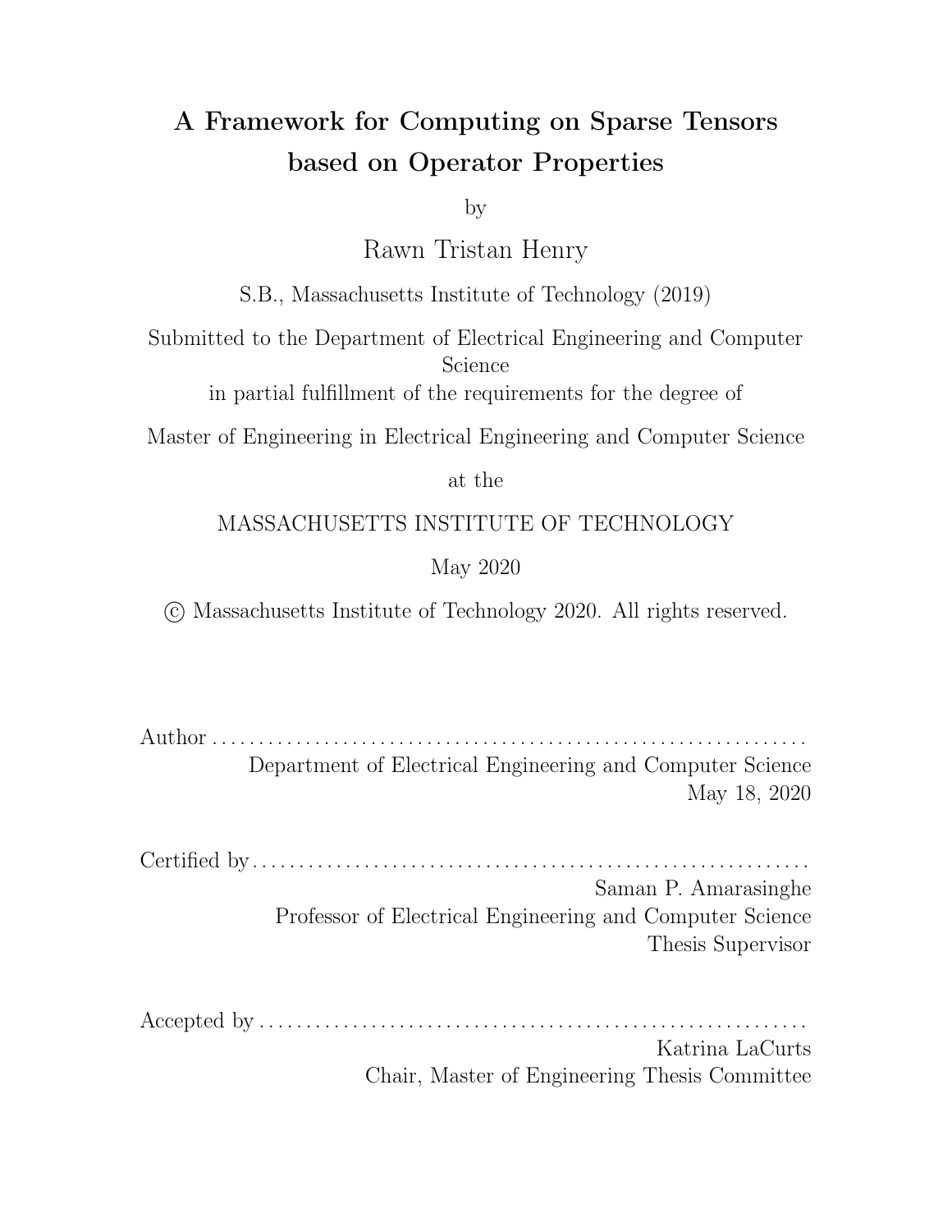# A Framework for Computing on Sparse Tensors based on Operator Properties

by

Rawn Tristan Henry

S.B., Massachusetts Institute of Technology (2019)

Submitted to the Department of Electrical Engineering and Computer Science

in partial fulfillment of the requirements for the degree of

Master of Engineering in Electrical Engineering and Computer Science

at the

MASSACHUSETTS INSTITUTE OF TECHNOLOGY

May 2020

© Massachusetts Institute of Technology 2020. All rights reserved.

Author . . . . . . . . . . . . . . . . . . . . . . . . . . . . . . . . . . . . . . . . . . . . . . . . . . . . . . . . . . . . . . . .
Department of Electrical Engineering and Computer Science
May 18, 2020

Certified by . . . . . . . . . . . . . . . . . . . . . . . . . . . . . . . . . . . . . . . . . . . . . . . . . . . . . . . . . . . .
Saman P. Amarasinghe
Professor of Electrical Engineering and Computer Science
Thesis Supervisor

Accepted by . . . . . . . . . . . . . . . . . . . . . . . . . . . . . . . . . . . . . . . . . . . . . . . . . . . . . . . . . . .
Katrina LaCurts
Chair, Master of Engineering Thesis Committee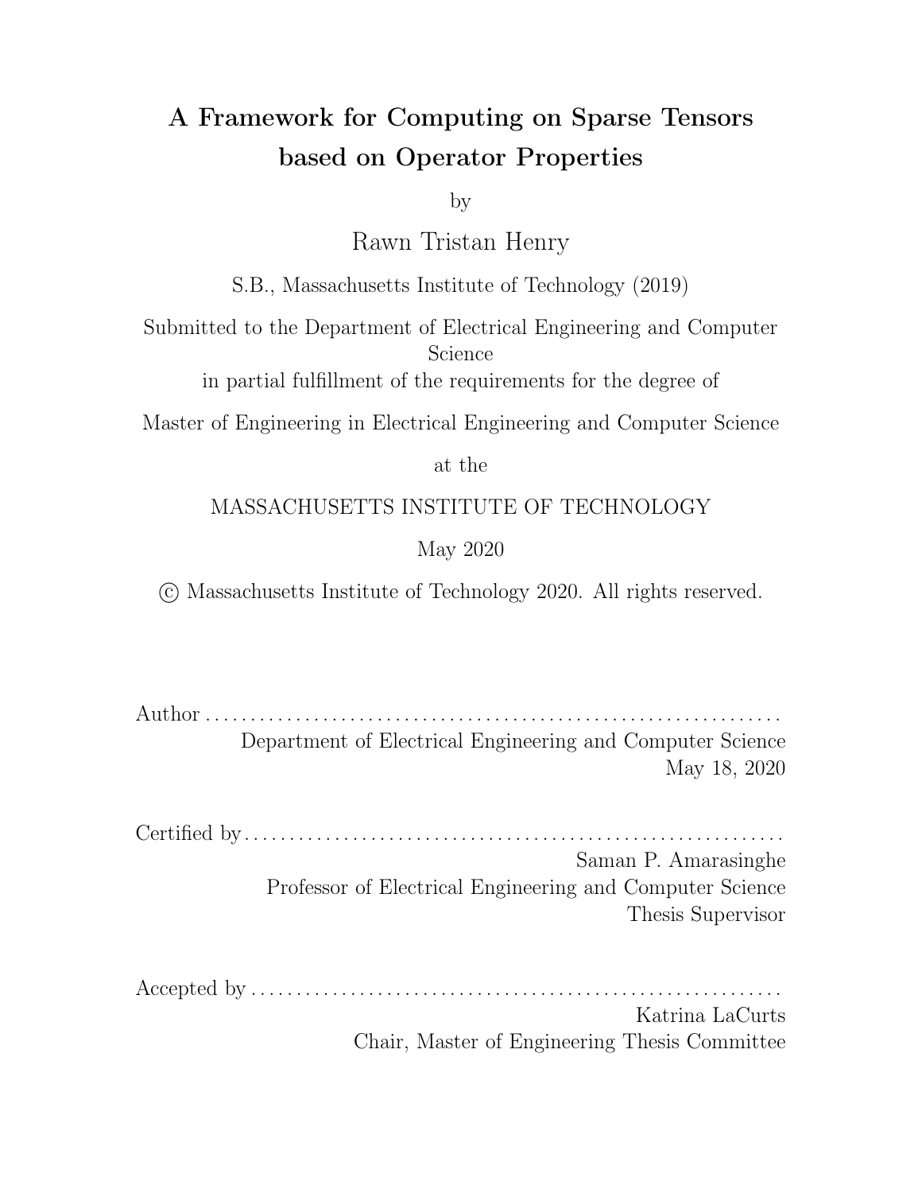# A Framework for Computing on Sparse Tensors based on Operator Properties

by

Rawn Tristan Henry

S.B., Massachusetts Institute of Technology (2019)

Submitted to the Department of Electrical Engineering and Computer Science

in partial fulfillment of the requirements for the degree of

Master of Engineering in Electrical Engineering and Computer Science

at the

MASSACHUSETTS INSTITUTE OF TECHNOLOGY

May 2020

© Massachusetts Institute of Technology 2020. All rights reserved.

Author . . . . . . . . . . . . . . . . . . . . . . . . . . . . . . . . . . . . . . . . . . . . . . . . . . . . . . . . . . . . . .
Department of Electrical Engineering and Computer Science
May 18, 2020

Certified by . . . . . . . . . . . . . . . . . . . . . . . . . . . . . . . . . . . . . . . . . . . . . . . . . . . . . . . . . . .
Saman P. Amarasinghe
Professor of Electrical Engineering and Computer Science
Thesis Supervisor

Accepted by . . . . . . . . . . . . . . . . . . . . . . . . . . . . . . . . . . . . . . . . . . . . . . . . . . . . . . . . . .
Katrina LaCurts
Chair, Master of Engineering Thesis Committee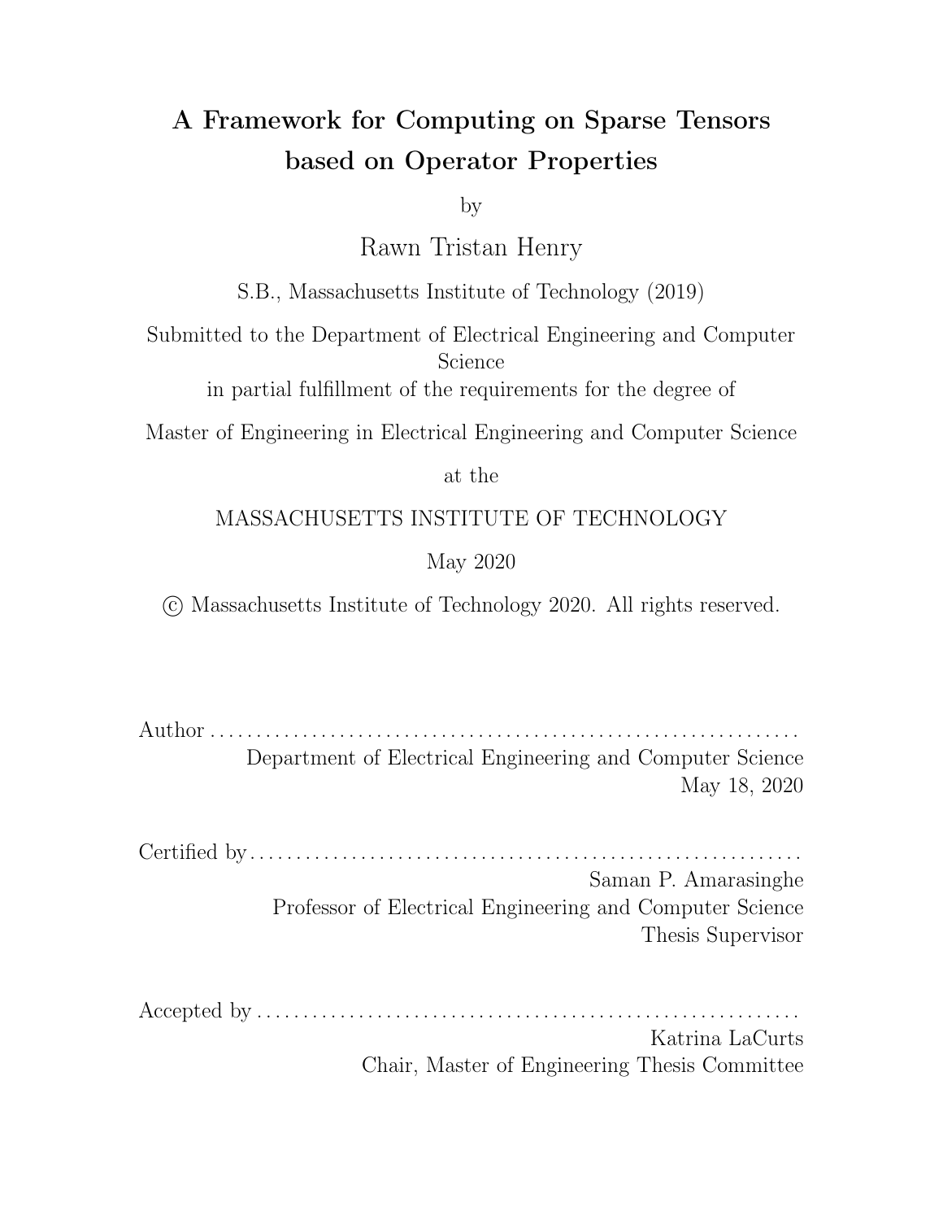# A Framework for Computing on Sparse Tensors based on Operator Properties

by

Rawn Tristan Henry

S.B., Massachusetts Institute of Technology (2019)

Submitted to the Department of Electrical Engineering and Computer Science

in partial fulfillment of the requirements for the degree of

Master of Engineering in Electrical Engineering and Computer Science

at the

MASSACHUSETTS INSTITUTE OF TECHNOLOGY

May 2020

© Massachusetts Institute of Technology 2020. All rights reserved.

Author ................................................................
Department of Electrical Engineering and Computer Science
May 18, 2020

Certified by ................................................................
Saman P. Amarasinghe
Professor of Electrical Engineering and Computer Science
Thesis Supervisor

Accepted by ................................................................
Katrina LaCurts
Chair, Master of Engineering Thesis Committee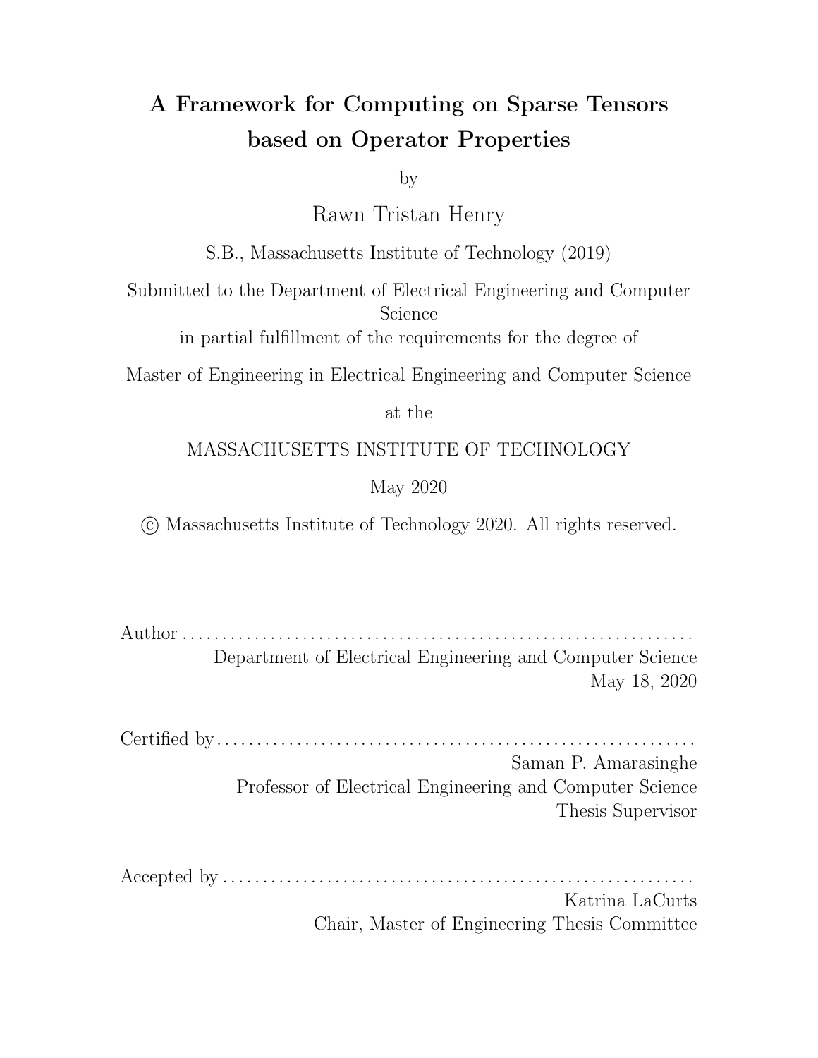# A Framework for Computing on Sparse Tensors based on Operator Properties

by

Rawn Tristan Henry

S.B., Massachusetts Institute of Technology (2019)

Submitted to the Department of Electrical Engineering and Computer Science

in partial fulfillment of the requirements for the degree of

Master of Engineering in Electrical Engineering and Computer Science

at the

MASSACHUSETTS INSTITUTE OF TECHNOLOGY

May 2020

© Massachusetts Institute of Technology 2020. All rights reserved.

Author . . . . . . . . . . . . . . . . . . . . . . . . . . . . . . . . . . . . . . . . . . . . . . . . . . . . . . . . . . . . . .
Department of Electrical Engineering and Computer Science
May 18, 2020

Certified by . . . . . . . . . . . . . . . . . . . . . . . . . . . . . . . . . . . . . . . . . . . . . . . . . . . . . . . . . .
Saman P. Amarasinghe
Professor of Electrical Engineering and Computer Science
Thesis Supervisor

Accepted by . . . . . . . . . . . . . . . . . . . . . . . . . . . . . . . . . . . . . . . . . . . . . . . . . . . . . . . . .
Katrina LaCurts
Chair, Master of Engineering Thesis Committee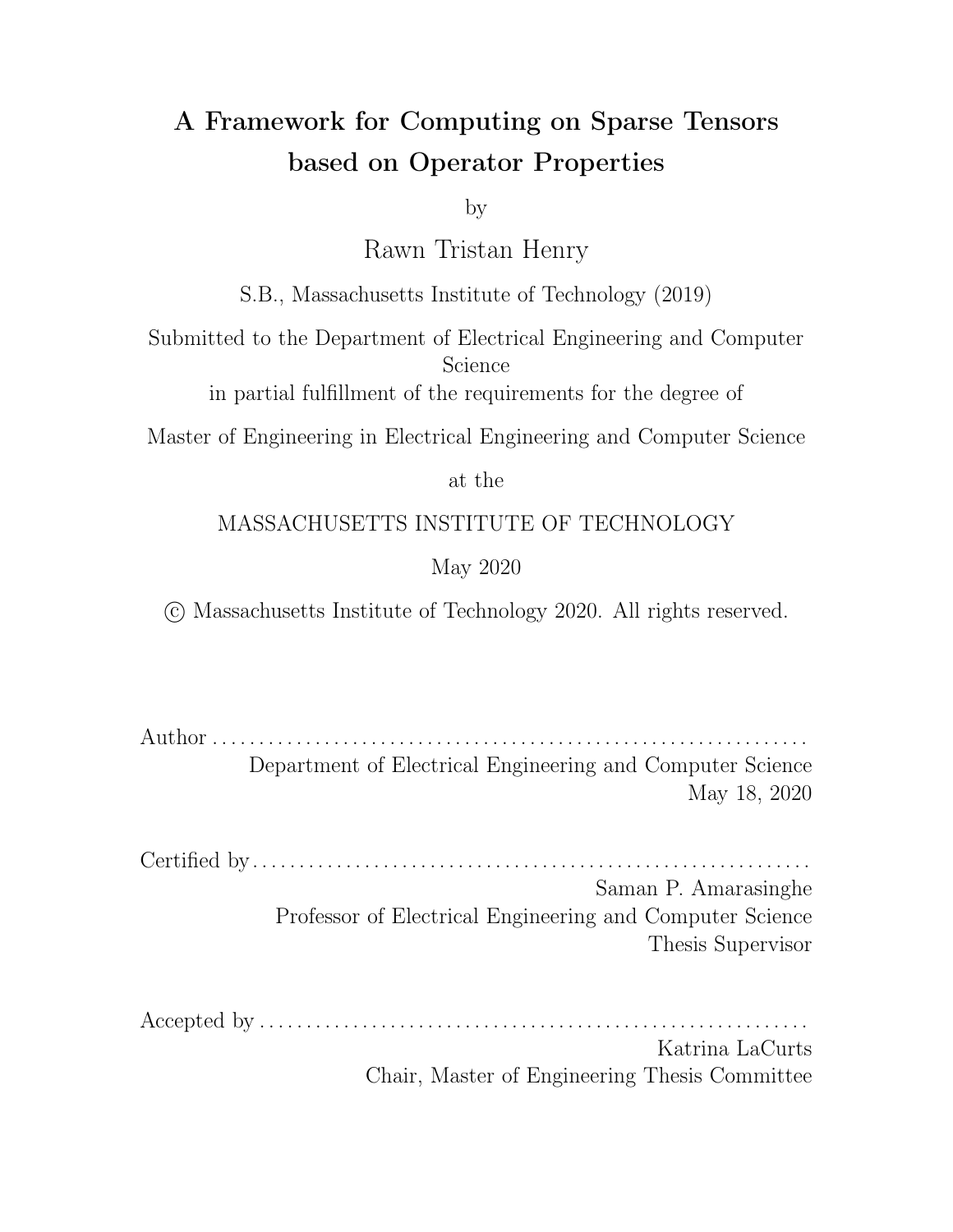# A Framework for Computing on Sparse Tensors based on Operator Properties

by

Rawn Tristan Henry

S.B., Massachusetts Institute of Technology (2019)

Submitted to the Department of Electrical Engineering and Computer Science

in partial fulfillment of the requirements for the degree of

Master of Engineering in Electrical Engineering and Computer Science

at the

MASSACHUSETTS INSTITUTE OF TECHNOLOGY

May 2020

© Massachusetts Institute of Technology 2020. All rights reserved.

Author . . . . . . . . . . . . . . . . . . . . . . . . . . . . . . . . . . . . . . . . . . . . . . . . . . . . . . . . . . . . . .
Department of Electrical Engineering and Computer Science
May 18, 2020

Certified by . . . . . . . . . . . . . . . . . . . . . . . . . . . . . . . . . . . . . . . . . . . . . . . . . . . . . . . . . .
Saman P. Amarasinghe
Professor of Electrical Engineering and Computer Science
Thesis Supervisor

Accepted by . . . . . . . . . . . . . . . . . . . . . . . . . . . . . . . . . . . . . . . . . . . . . . . . . . . . . . . . . .
Katrina LaCurts
Chair, Master of Engineering Thesis Committee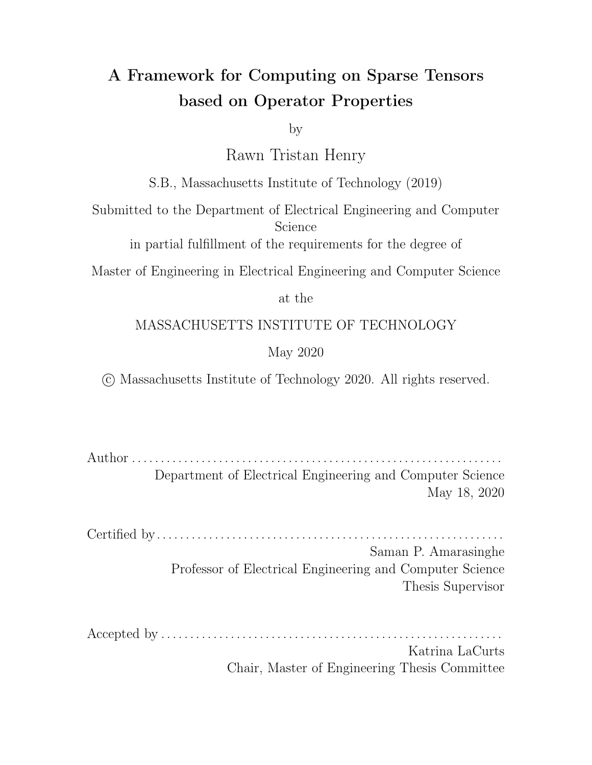# A Framework for Computing on Sparse Tensors based on Operator Properties

by

Rawn Tristan Henry

S.B., Massachusetts Institute of Technology (2019)

Submitted to the Department of Electrical Engineering and Computer Science

in partial fulfillment of the requirements for the degree of

Master of Engineering in Electrical Engineering and Computer Science

at the

MASSACHUSETTS INSTITUTE OF TECHNOLOGY

May 2020

© Massachusetts Institute of Technology 2020. All rights reserved.

Author . . . . . . . . . . . . . . . . . . . . . . . . . . . . . . . . . . . . . . . . . . . . . . . . . . . . . . . . . . . . . .
Department of Electrical Engineering and Computer Science
May 18, 2020

Certified by. . . . . . . . . . . . . . . . . . . . . . . . . . . . . . . . . . . . . . . . . . . . . . . . . . . . . . . . . . .
Saman P. Amarasinghe
Professor of Electrical Engineering and Computer Science
Thesis Supervisor

Accepted by . . . . . . . . . . . . . . . . . . . . . . . . . . . . . . . . . . . . . . . . . . . . . . . . . . . . . . . . . .
Katrina LaCurts
Chair, Master of Engineering Thesis Committee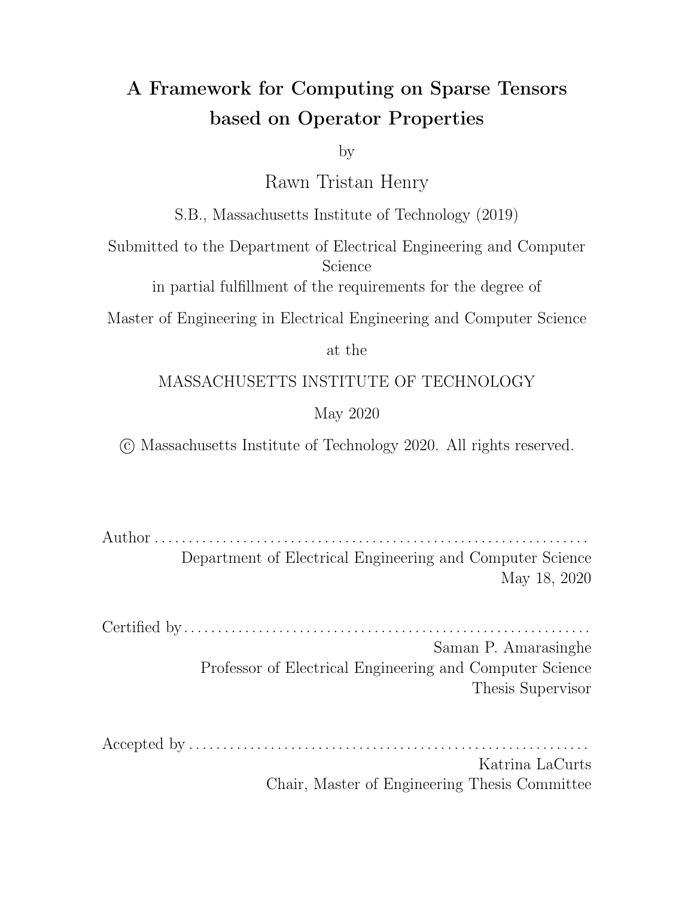# A Framework for Computing on Sparse Tensors based on Operator Properties

by

Rawn Tristan Henry

S.B., Massachusetts Institute of Technology (2019)

Submitted to the Department of Electrical Engineering and Computer Science

in partial fulfillment of the requirements for the degree of

Master of Engineering in Electrical Engineering and Computer Science

at the

MASSACHUSETTS INSTITUTE OF TECHNOLOGY

May 2020

© Massachusetts Institute of Technology 2020. All rights reserved.

Author . . . . . . . . . . . . . . . . . . . . . . . . . . . . . . . . . . . . . . . . . . . . . . . . . . . . . . . . . . . . . .
Department of Electrical Engineering and Computer Science
May 18, 2020

Certified by . . . . . . . . . . . . . . . . . . . . . . . . . . . . . . . . . . . . . . . . . . . . . . . . . . . . . . . . . . .
Saman P. Amarasinghe
Professor of Electrical Engineering and Computer Science
Thesis Supervisor

Accepted by . . . . . . . . . . . . . . . . . . . . . . . . . . . . . . . . . . . . . . . . . . . . . . . . . . . . . . . . . .
Katrina LaCurts
Chair, Master of Engineering Thesis Committee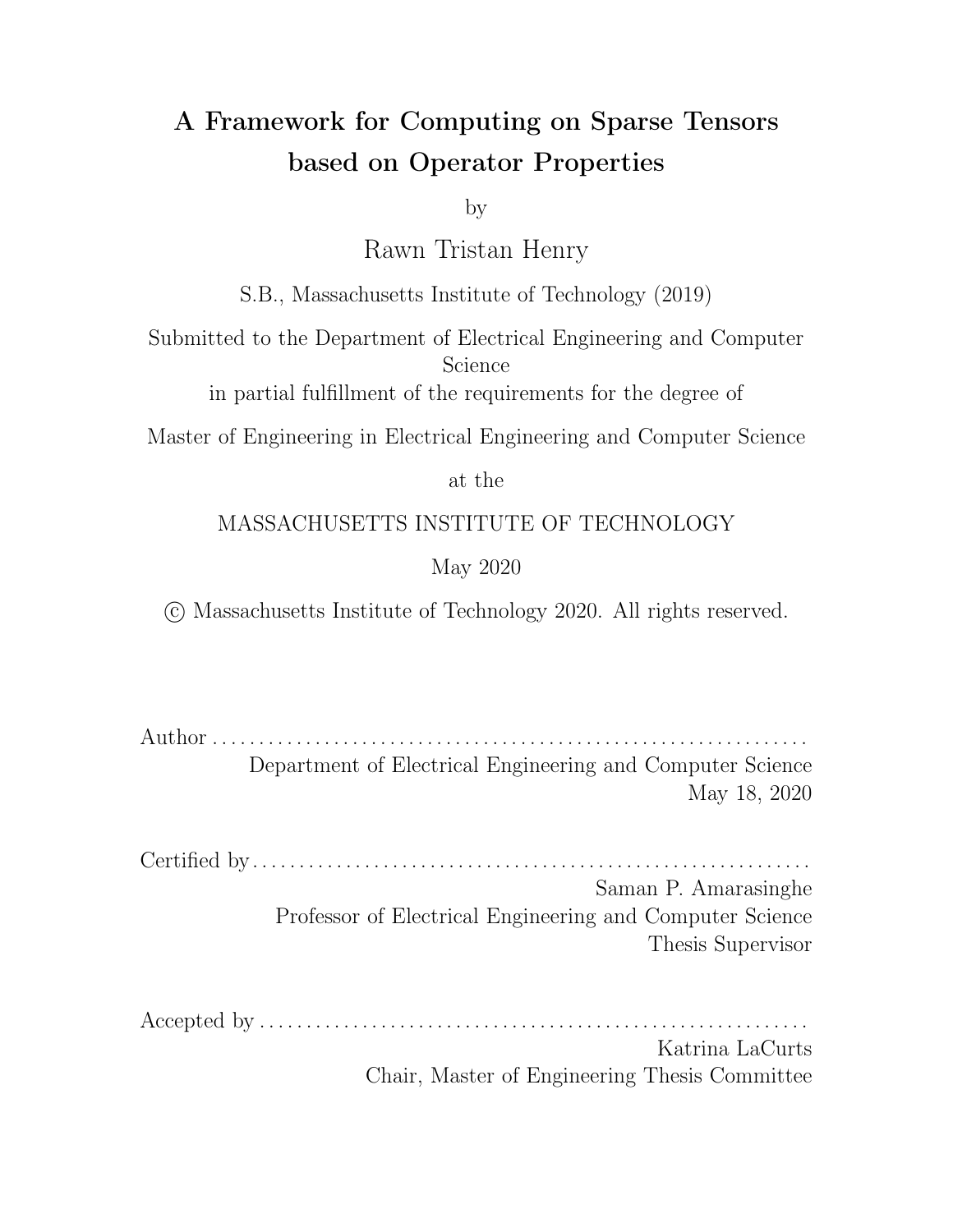# A Framework for Computing on Sparse Tensors based on Operator Properties

by

Rawn Tristan Henry

S.B., Massachusetts Institute of Technology (2019)

Submitted to the Department of Electrical Engineering and Computer Science

in partial fulfillment of the requirements for the degree of

Master of Engineering in Electrical Engineering and Computer Science

at the

MASSACHUSETTS INSTITUTE OF TECHNOLOGY

May 2020

© Massachusetts Institute of Technology 2020. All rights reserved.

Author . . . . . . . . . . . . . . . . . . . . . . . . . . . . . . . . . . . . . . . . . . . . . . . . . . . . . . . . . . . . . .
Department of Electrical Engineering and Computer Science
May 18, 2020

Certified by . . . . . . . . . . . . . . . . . . . . . . . . . . . . . . . . . . . . . . . . . . . . . . . . . . . . . . . . . .
Saman P. Amarasinghe
Professor of Electrical Engineering and Computer Science
Thesis Supervisor

Accepted by . . . . . . . . . . . . . . . . . . . . . . . . . . . . . . . . . . . . . . . . . . . . . . . . . . . . . . . . .
Katrina LaCurts
Chair, Master of Engineering Thesis Committee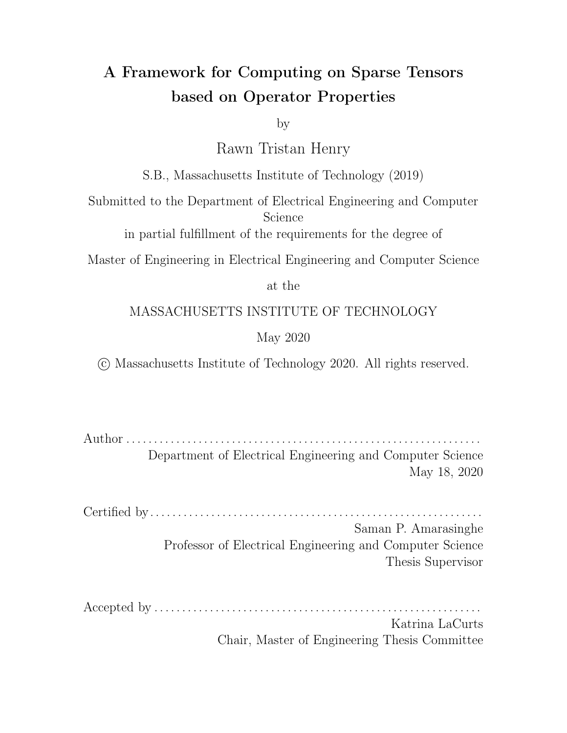# A Framework for Computing on Sparse Tensors based on Operator Properties

by

Rawn Tristan Henry

S.B., Massachusetts Institute of Technology (2019)

Submitted to the Department of Electrical Engineering and Computer Science
in partial fulfillment of the requirements for the degree of

Master of Engineering in Electrical Engineering and Computer Science

at the

MASSACHUSETTS INSTITUTE OF TECHNOLOGY

May 2020

© Massachusetts Institute of Technology 2020. All rights reserved.

Author . . . . . . . . . . . . . . . . . . . . . . . . . . . . . . . . . . . . . . . . . . . . . . . . . . . . . . . . . . . . . .
Department of Electrical Engineering and Computer Science
May 18, 2020

Certified by . . . . . . . . . . . . . . . . . . . . . . . . . . . . . . . . . . . . . . . . . . . . . . . . . . . . . . . . . . .
Saman P. Amarasinghe
Professor of Electrical Engineering and Computer Science
Thesis Supervisor

Accepted by . . . . . . . . . . . . . . . . . . . . . . . . . . . . . . . . . . . . . . . . . . . . . . . . . . . . . . . . . .
Katrina LaCurts
Chair, Master of Engineering Thesis Committee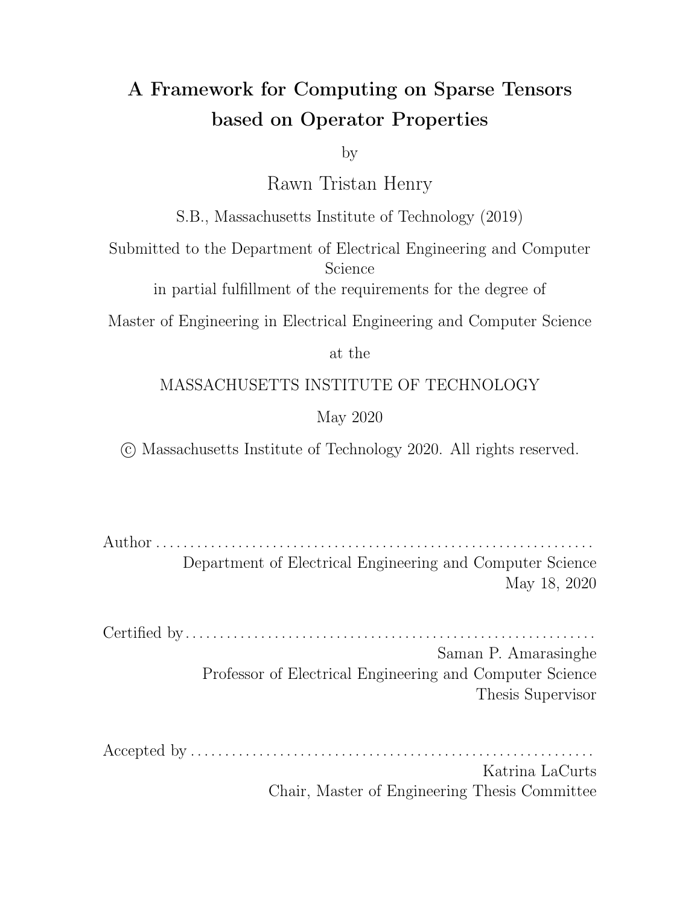# A Framework for Computing on Sparse Tensors based on Operator Properties

by

Rawn Tristan Henry

S.B., Massachusetts Institute of Technology (2019)

Submitted to the Department of Electrical Engineering and Computer Science

in partial fulfillment of the requirements for the degree of

Master of Engineering in Electrical Engineering and Computer Science

at the

MASSACHUSETTS INSTITUTE OF TECHNOLOGY

May 2020

© Massachusetts Institute of Technology 2020. All rights reserved.

Author . . . . . . . . . . . . . . . . . . . . . . . . . . . . . . . . . . . . . . . . . . . . . . . . . . . . . . . . . . . . . . .
Department of Electrical Engineering and Computer Science
May 18, 2020

Certified by . . . . . . . . . . . . . . . . . . . . . . . . . . . . . . . . . . . . . . . . . . . . . . . . . . . . . . . . . . . .
Saman P. Amarasinghe
Professor of Electrical Engineering and Computer Science
Thesis Supervisor

Accepted by . . . . . . . . . . . . . . . . . . . . . . . . . . . . . . . . . . . . . . . . . . . . . . . . . . . . . . . . . . .
Katrina LaCurts
Chair, Master of Engineering Thesis Committee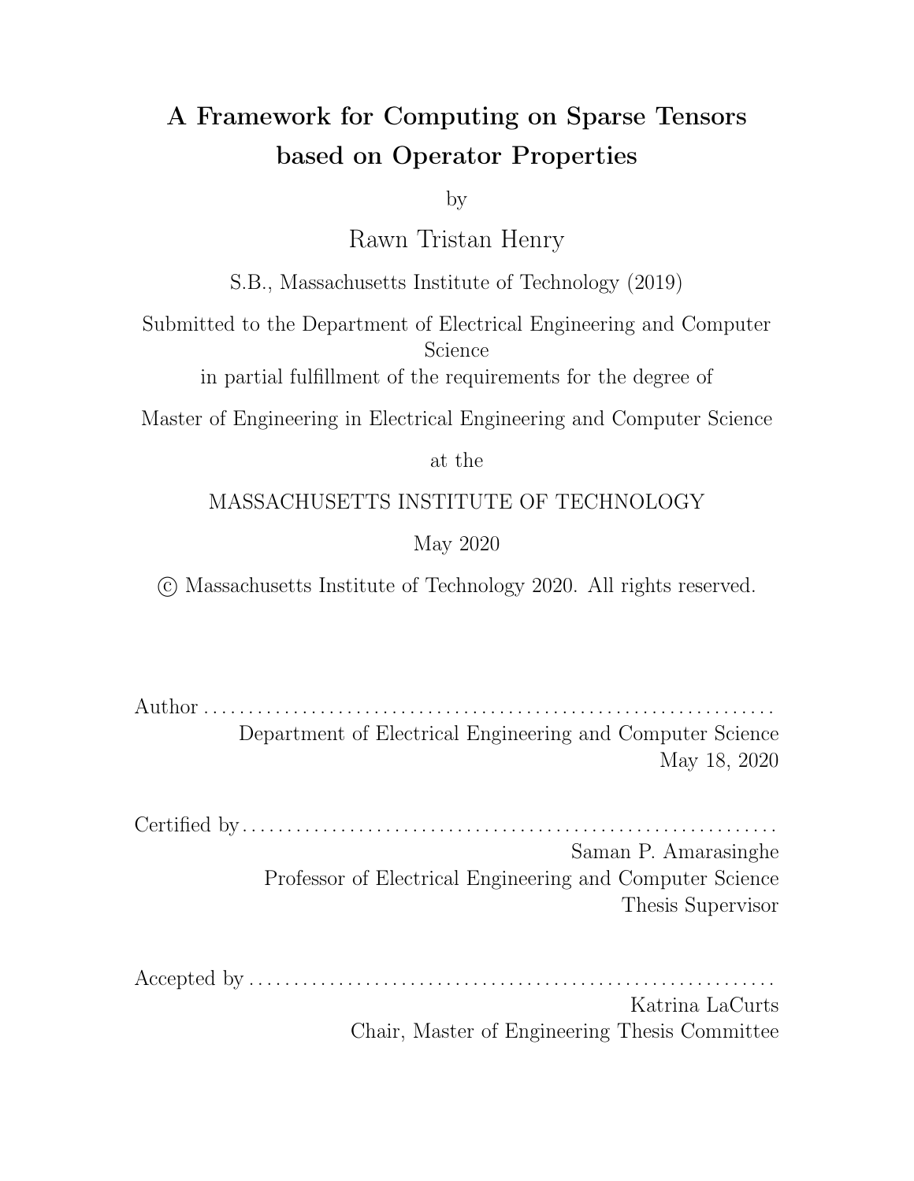# A Framework for Computing on Sparse Tensors based on Operator Properties

by

Rawn Tristan Henry

S.B., Massachusetts Institute of Technology (2019)

Submitted to the Department of Electrical Engineering and Computer Science
in partial fulfillment of the requirements for the degree of

Master of Engineering in Electrical Engineering and Computer Science

at the

MASSACHUSETTS INSTITUTE OF TECHNOLOGY

May 2020

© Massachusetts Institute of Technology 2020. All rights reserved.

Author . . . . . . . . . . . . . . . . . . . . . . . . . . . . . . . . . . . . . . . . . . . . . . . . . . . . . . . . . . . . . .
Department of Electrical Engineering and Computer Science
May 18, 2020

Certified by . . . . . . . . . . . . . . . . . . . . . . . . . . . . . . . . . . . . . . . . . . . . . . . . . . . . . . . . . . .
Saman P. Amarasinghe
Professor of Electrical Engineering and Computer Science
Thesis Supervisor

Accepted by . . . . . . . . . . . . . . . . . . . . . . . . . . . . . . . . . . . . . . . . . . . . . . . . . . . . . . . . . .
Katrina LaCurts
Chair, Master of Engineering Thesis Committee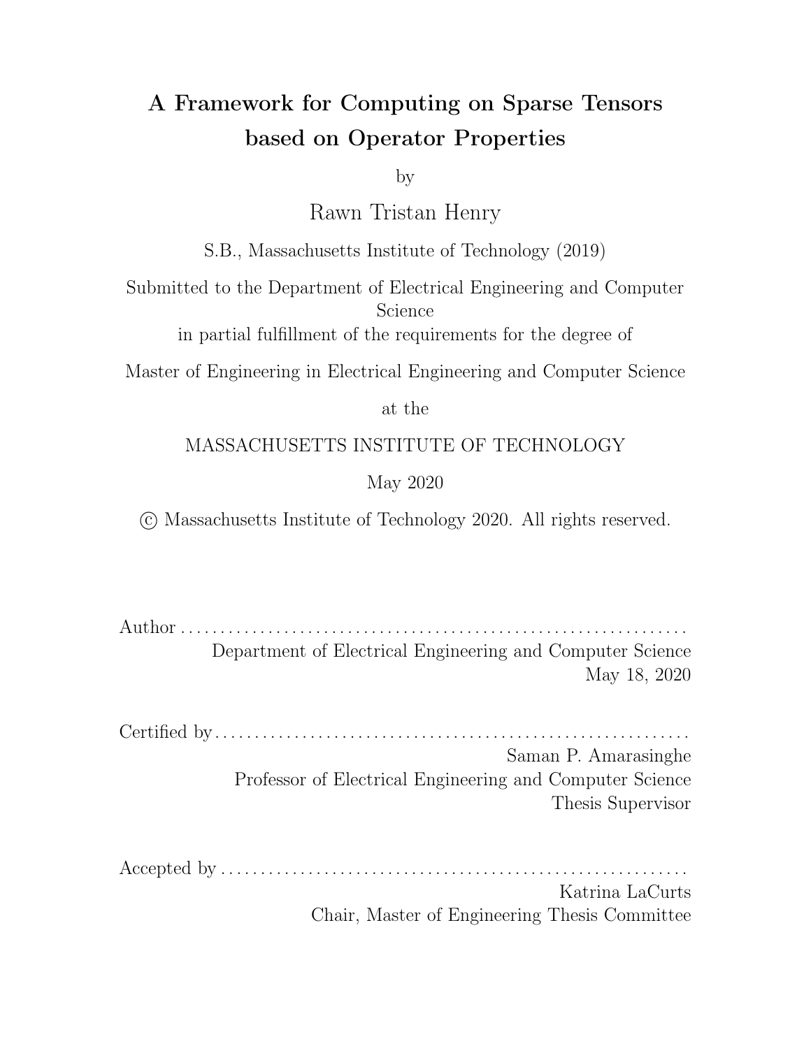# A Framework for Computing on Sparse Tensors based on Operator Properties

by

Rawn Tristan Henry

S.B., Massachusetts Institute of Technology (2019)

Submitted to the Department of Electrical Engineering and Computer Science

in partial fulfillment of the requirements for the degree of

Master of Engineering in Electrical Engineering and Computer Science

at the

MASSACHUSETTS INSTITUTE OF TECHNOLOGY

May 2020

© Massachusetts Institute of Technology 2020. All rights reserved.

Author . . . . . . . . . . . . . . . . . . . . . . . . . . . . . . . . . . . . . . . . . . . . . . . . . . . . . . . . . . . . . . .
Department of Electrical Engineering and Computer Science
May 18, 2020

Certified by . . . . . . . . . . . . . . . . . . . . . . . . . . . . . . . . . . . . . . . . . . . . . . . . . . . . . . . . . .
Saman P. Amarasinghe
Professor of Electrical Engineering and Computer Science
Thesis Supervisor

Accepted by . . . . . . . . . . . . . . . . . . . . . . . . . . . . . . . . . . . . . . . . . . . . . . . . . . . . . . . . .
Katrina LaCurts
Chair, Master of Engineering Thesis Committee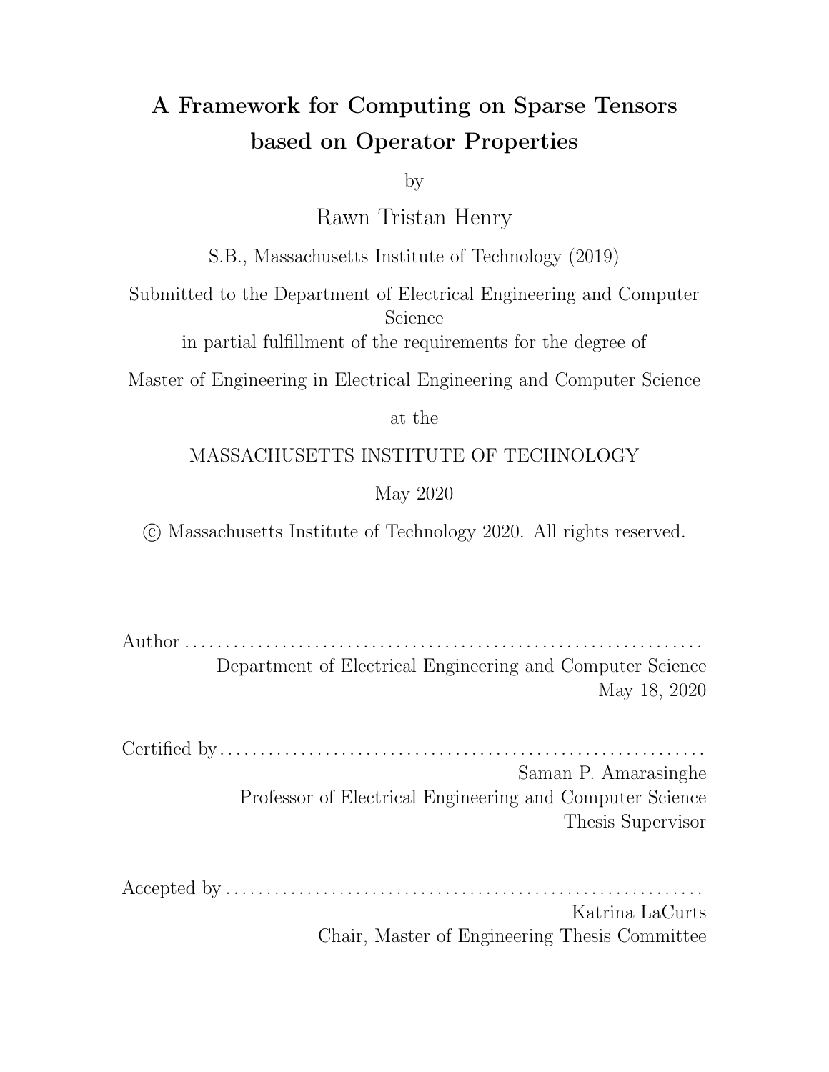# A Framework for Computing on Sparse Tensors based on Operator Properties

by

Rawn Tristan Henry

S.B., Massachusetts Institute of Technology (2019)

Submitted to the Department of Electrical Engineering and Computer Science

in partial fulfillment of the requirements for the degree of

Master of Engineering in Electrical Engineering and Computer Science

at the

MASSACHUSETTS INSTITUTE OF TECHNOLOGY

May 2020

© Massachusetts Institute of Technology 2020. All rights reserved.

Author . . . . . . . . . . . . . . . . . . . . . . . . . . . . . . . . . . . . . . . . . . . . . . . . . . . . . . . . . . . . . .
Department of Electrical Engineering and Computer Science
May 18, 2020

Certified by . . . . . . . . . . . . . . . . . . . . . . . . . . . . . . . . . . . . . . . . . . . . . . . . . . . . . . . . . .
Saman P. Amarasinghe
Professor of Electrical Engineering and Computer Science
Thesis Supervisor

Accepted by . . . . . . . . . . . . . . . . . . . . . . . . . . . . . . . . . . . . . . . . . . . . . . . . . . . . . . . . .
Katrina LaCurts
Chair, Master of Engineering Thesis Committee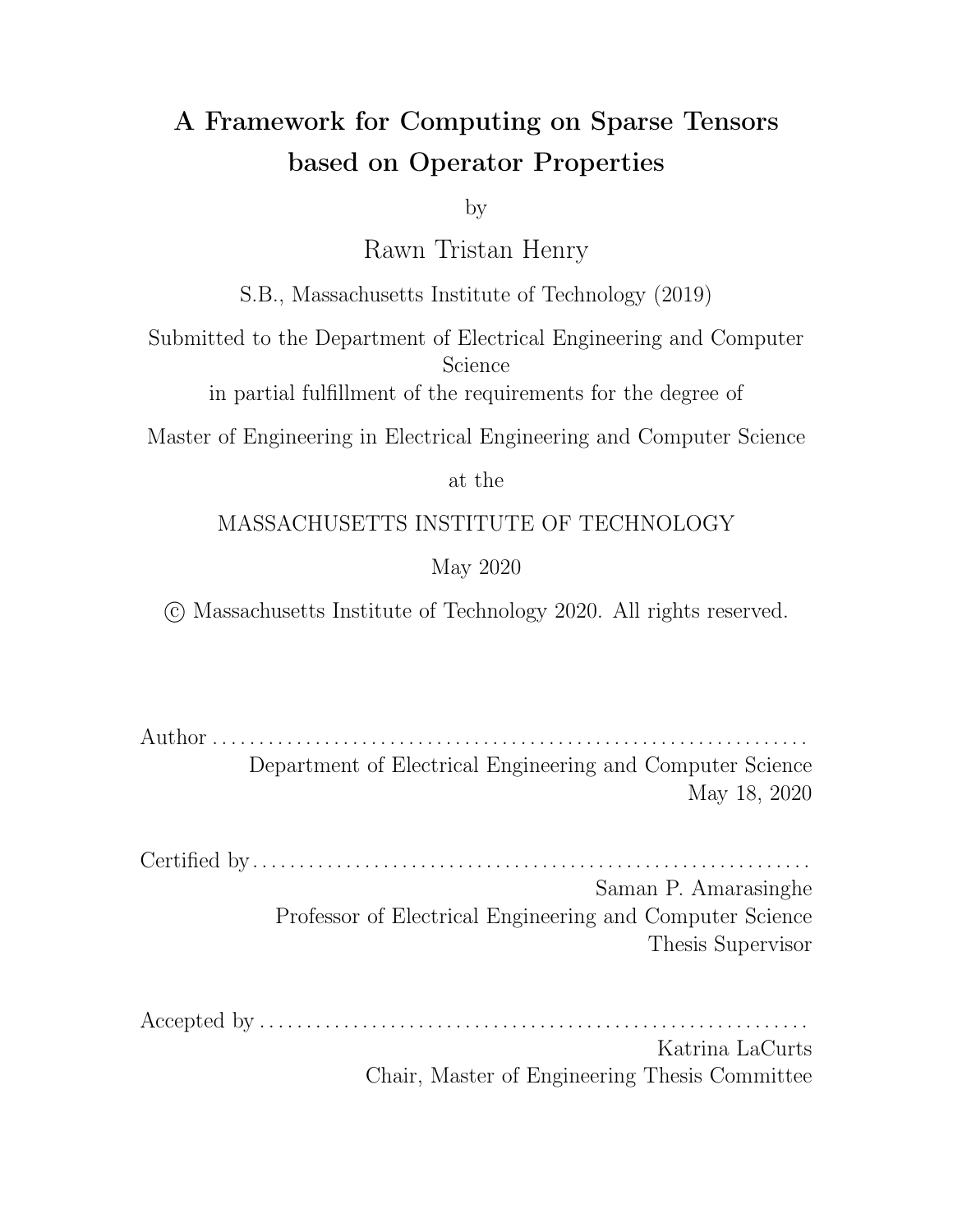# A Framework for Computing on Sparse Tensors based on Operator Properties

by

Rawn Tristan Henry

S.B., Massachusetts Institute of Technology (2019)

Submitted to the Department of Electrical Engineering and Computer Science
in partial fulfillment of the requirements for the degree of

Master of Engineering in Electrical Engineering and Computer Science

at the

MASSACHUSETTS INSTITUTE OF TECHNOLOGY

May 2020

© Massachusetts Institute of Technology 2020. All rights reserved.

Author . . . . . . . . . . . . . . . . . . . . . . . . . . . . . . . . . . . . . . . . . . . . . . . . . . . . . . . . . . . . . . . .
Department of Electrical Engineering and Computer Science
May 18, 2020

Certified by . . . . . . . . . . . . . . . . . . . . . . . . . . . . . . . . . . . . . . . . . . . . . . . . . . . . . . . . . . . .
Saman P. Amarasinghe
Professor of Electrical Engineering and Computer Science
Thesis Supervisor

Accepted by . . . . . . . . . . . . . . . . . . . . . . . . . . . . . . . . . . . . . . . . . . . . . . . . . . . . . . . . . . .
Katrina LaCurts
Chair, Master of Engineering Thesis Committee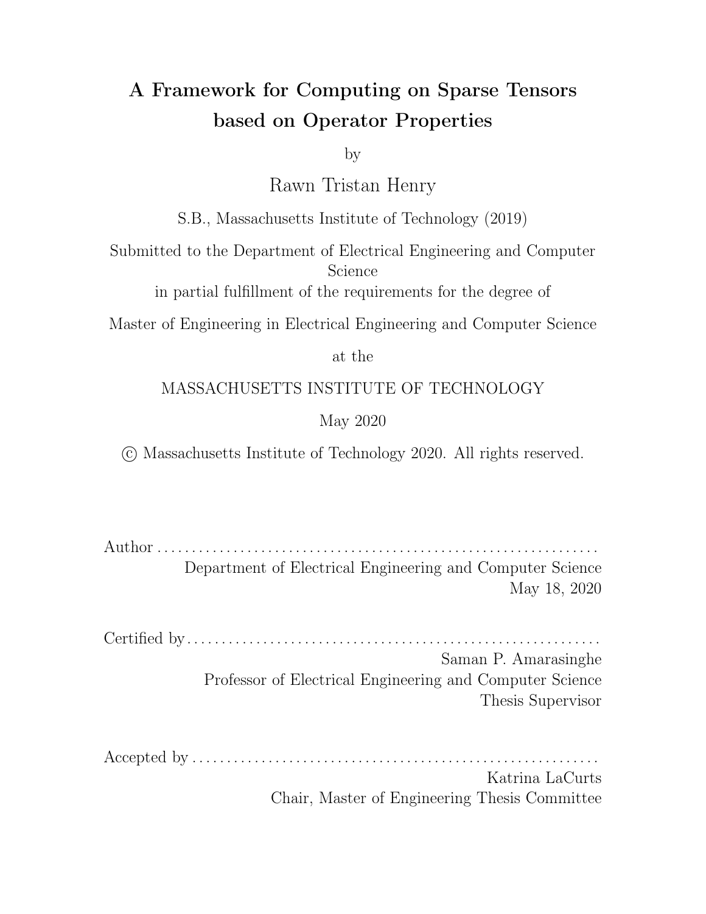# A Framework for Computing on Sparse Tensors based on Operator Properties

by

Rawn Tristan Henry

S.B., Massachusetts Institute of Technology (2019)

Submitted to the Department of Electrical Engineering and Computer Science
in partial fulfillment of the requirements for the degree of

Master of Engineering in Electrical Engineering and Computer Science

at the

MASSACHUSETTS INSTITUTE OF TECHNOLOGY

May 2020

© Massachusetts Institute of Technology 2020. All rights reserved.

Author . . . . . . . . . . . . . . . . . . . . . . . . . . . . . . . . . . . . . . . . . . . . . . . . . . . . . . . . . . . . . .
Department of Electrical Engineering and Computer Science
May 18, 2020

Certified by . . . . . . . . . . . . . . . . . . . . . . . . . . . . . . . . . . . . . . . . . . . . . . . . . . . . . . . . . . .
Saman P. Amarasinghe
Professor of Electrical Engineering and Computer Science
Thesis Supervisor

Accepted by . . . . . . . . . . . . . . . . . . . . . . . . . . . . . . . . . . . . . . . . . . . . . . . . . . . . . . . . . .
Katrina LaCurts
Chair, Master of Engineering Thesis Committee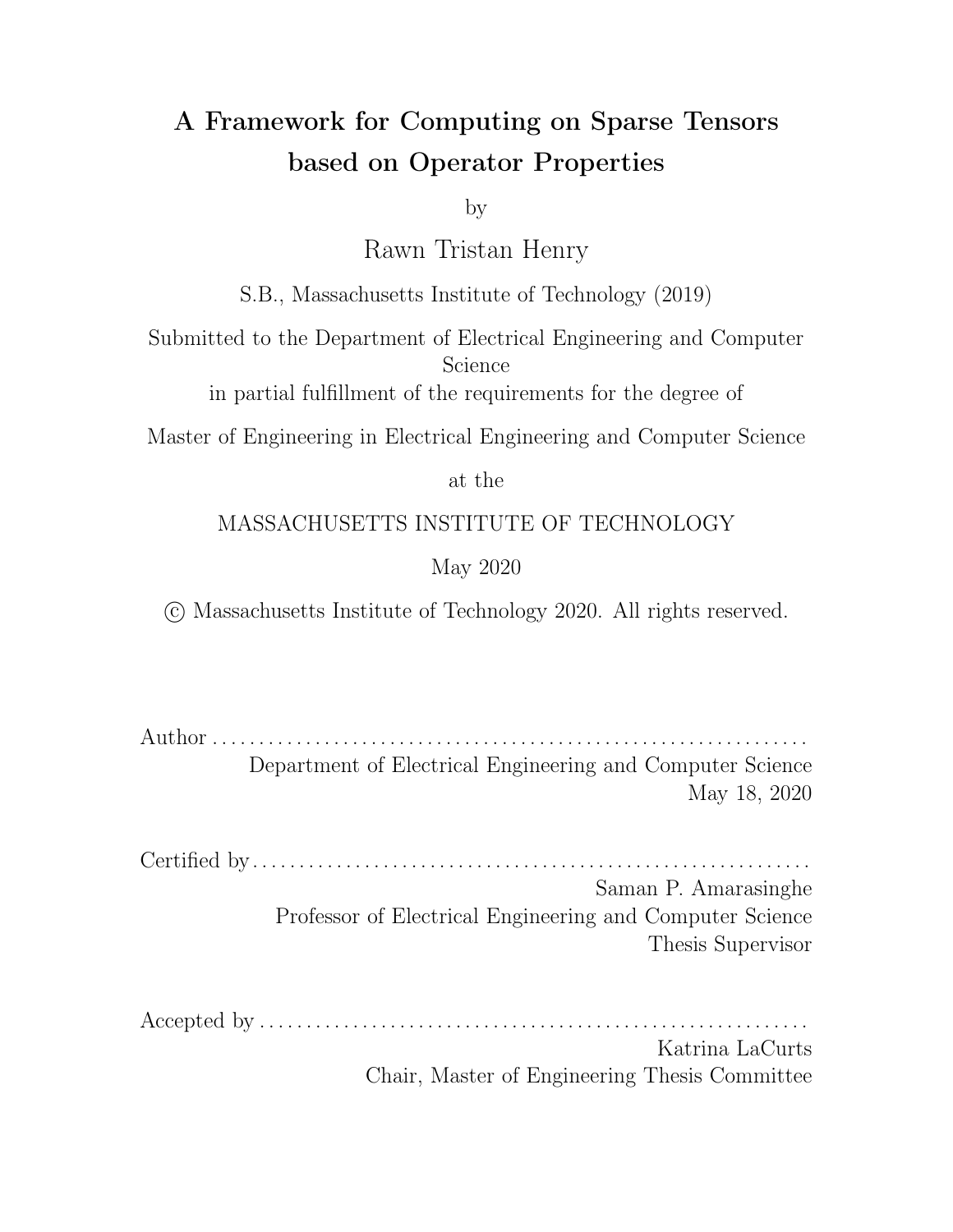# A Framework for Computing on Sparse Tensors based on Operator Properties

by

Rawn Tristan Henry

S.B., Massachusetts Institute of Technology (2019)

Submitted to the Department of Electrical Engineering and Computer Science

in partial fulfillment of the requirements for the degree of

Master of Engineering in Electrical Engineering and Computer Science

at the

MASSACHUSETTS INSTITUTE OF TECHNOLOGY

May 2020

© Massachusetts Institute of Technology 2020. All rights reserved.

Author . . . . . . . . . . . . . . . . . . . . . . . . . . . . . . . . . . . . . . . . . . . . . . . . . . . . . . . . . . . . . .
Department of Electrical Engineering and Computer Science
May 18, 2020

Certified by . . . . . . . . . . . . . . . . . . . . . . . . . . . . . . . . . . . . . . . . . . . . . . . . . . . . . . . . . .
Saman P. Amarasinghe
Professor of Electrical Engineering and Computer Science
Thesis Supervisor

Accepted by . . . . . . . . . . . . . . . . . . . . . . . . . . . . . . . . . . . . . . . . . . . . . . . . . . . . . . . . .
Katrina LaCurts
Chair, Master of Engineering Thesis Committee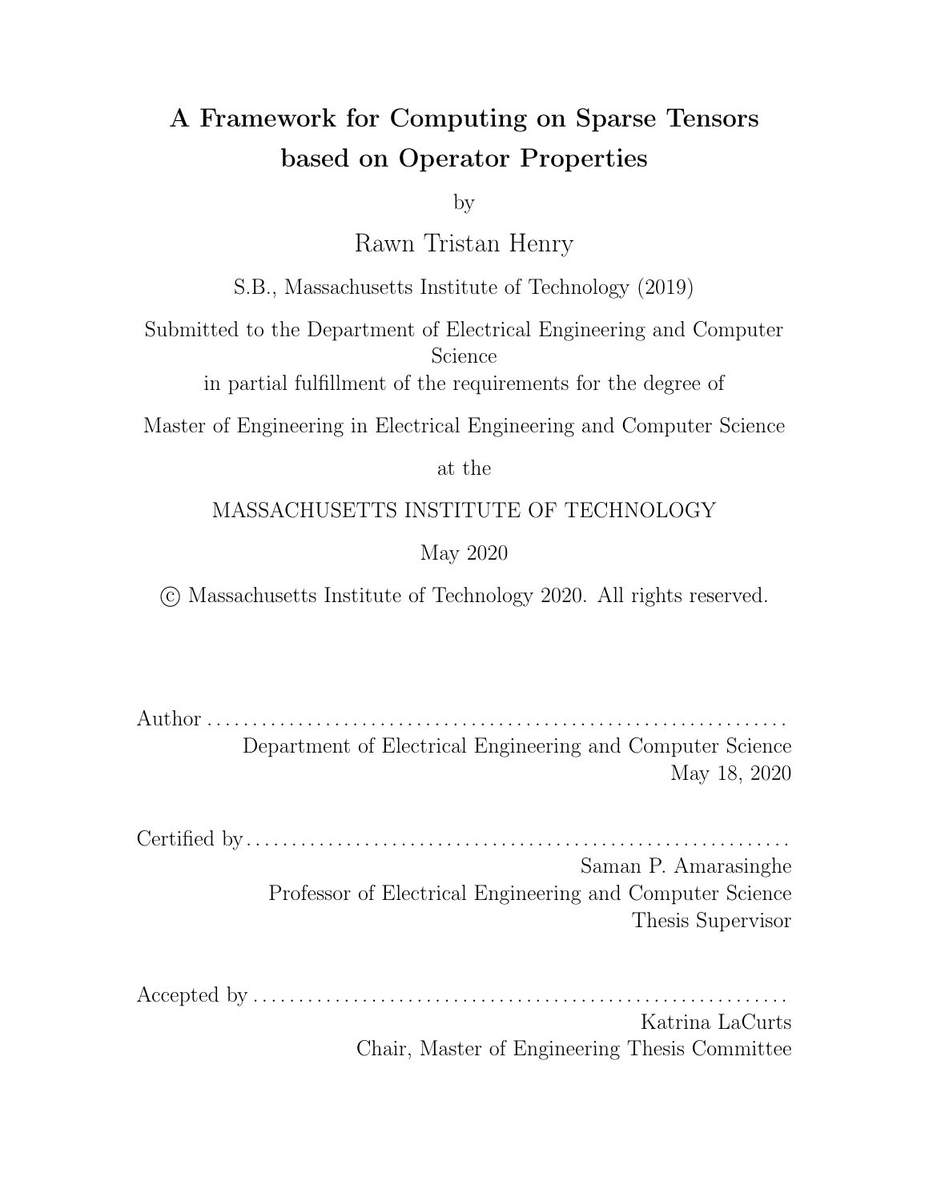# A Framework for Computing on Sparse Tensors based on Operator Properties

by

Rawn Tristan Henry

S.B., Massachusetts Institute of Technology (2019)

Submitted to the Department of Electrical Engineering and Computer Science

in partial fulfillment of the requirements for the degree of

Master of Engineering in Electrical Engineering and Computer Science

at the

MASSACHUSETTS INSTITUTE OF TECHNOLOGY

May 2020

© Massachusetts Institute of Technology 2020. All rights reserved.

Author . . . . . . . . . . . . . . . . . . . . . . . . . . . . . . . . . . . . . . . . . . . . . . . . . . . . . . . . . . . . . . .
Department of Electrical Engineering and Computer Science
May 18, 2020

Certified by . . . . . . . . . . . . . . . . . . . . . . . . . . . . . . . . . . . . . . . . . . . . . . . . . . . . . . . . . . .
Saman P. Amarasinghe
Professor of Electrical Engineering and Computer Science
Thesis Supervisor

Accepted by . . . . . . . . . . . . . . . . . . . . . . . . . . . . . . . . . . . . . . . . . . . . . . . . . . . . . . . . . .
Katrina LaCurts
Chair, Master of Engineering Thesis Committee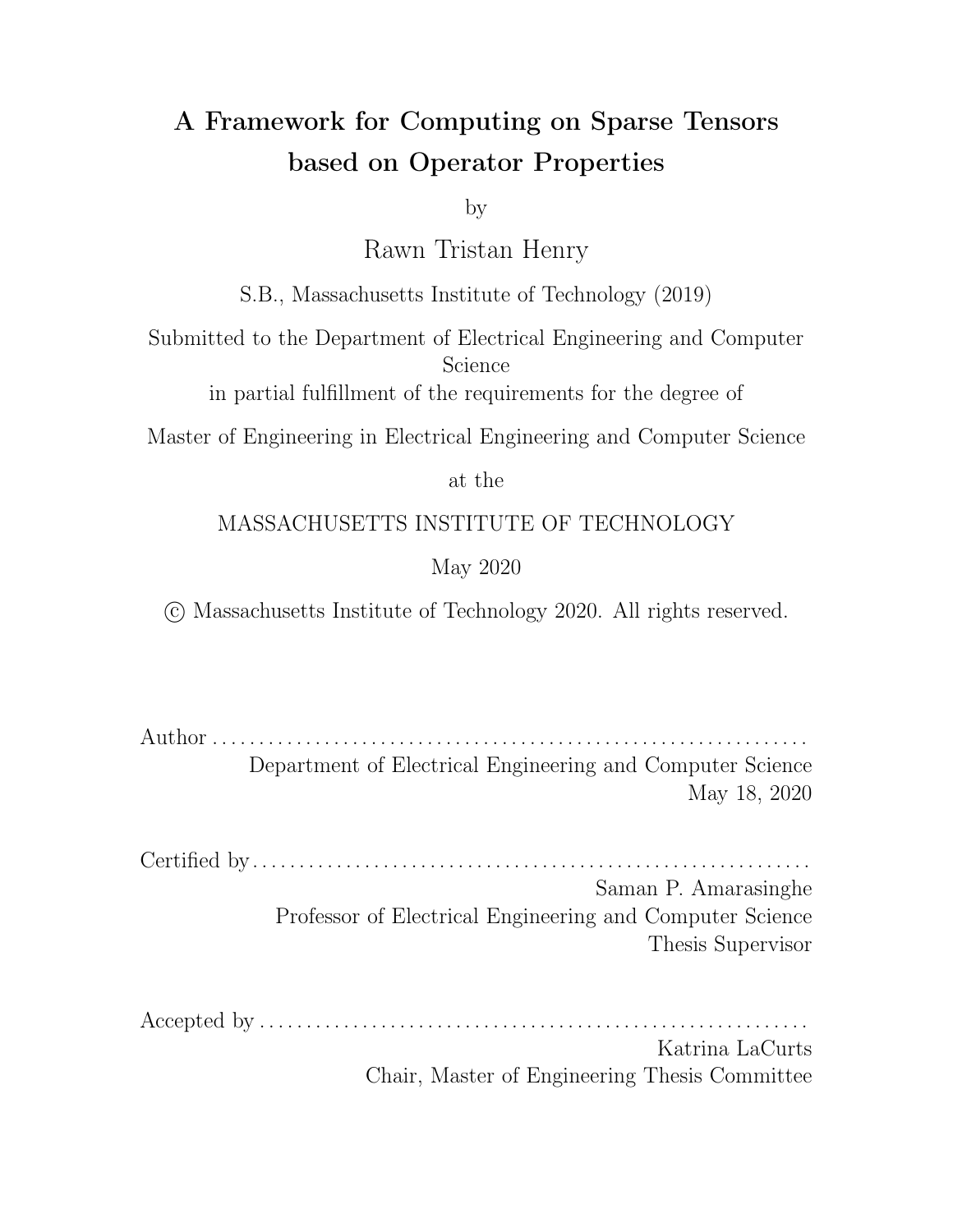# A Framework for Computing on Sparse Tensors based on Operator Properties

by

Rawn Tristan Henry

S.B., Massachusetts Institute of Technology (2019)

Submitted to the Department of Electrical Engineering and Computer Science

in partial fulfillment of the requirements for the degree of

Master of Engineering in Electrical Engineering and Computer Science

at the

MASSACHUSETTS INSTITUTE OF TECHNOLOGY

May 2020

© Massachusetts Institute of Technology 2020. All rights reserved.

Author . . . . . . . . . . . . . . . . . . . . . . . . . . . . . . . . . . . . . . . . . . . . . . . . . . . . . . . . . . . . . .
Department of Electrical Engineering and Computer Science
May 18, 2020

Certified by . . . . . . . . . . . . . . . . . . . . . . . . . . . . . . . . . . . . . . . . . . . . . . . . . . . . . . . . . .
Saman P. Amarasinghe
Professor of Electrical Engineering and Computer Science
Thesis Supervisor

Accepted by . . . . . . . . . . . . . . . . . . . . . . . . . . . . . . . . . . . . . . . . . . . . . . . . . . . . . . . . .
Katrina LaCurts
Chair, Master of Engineering Thesis Committee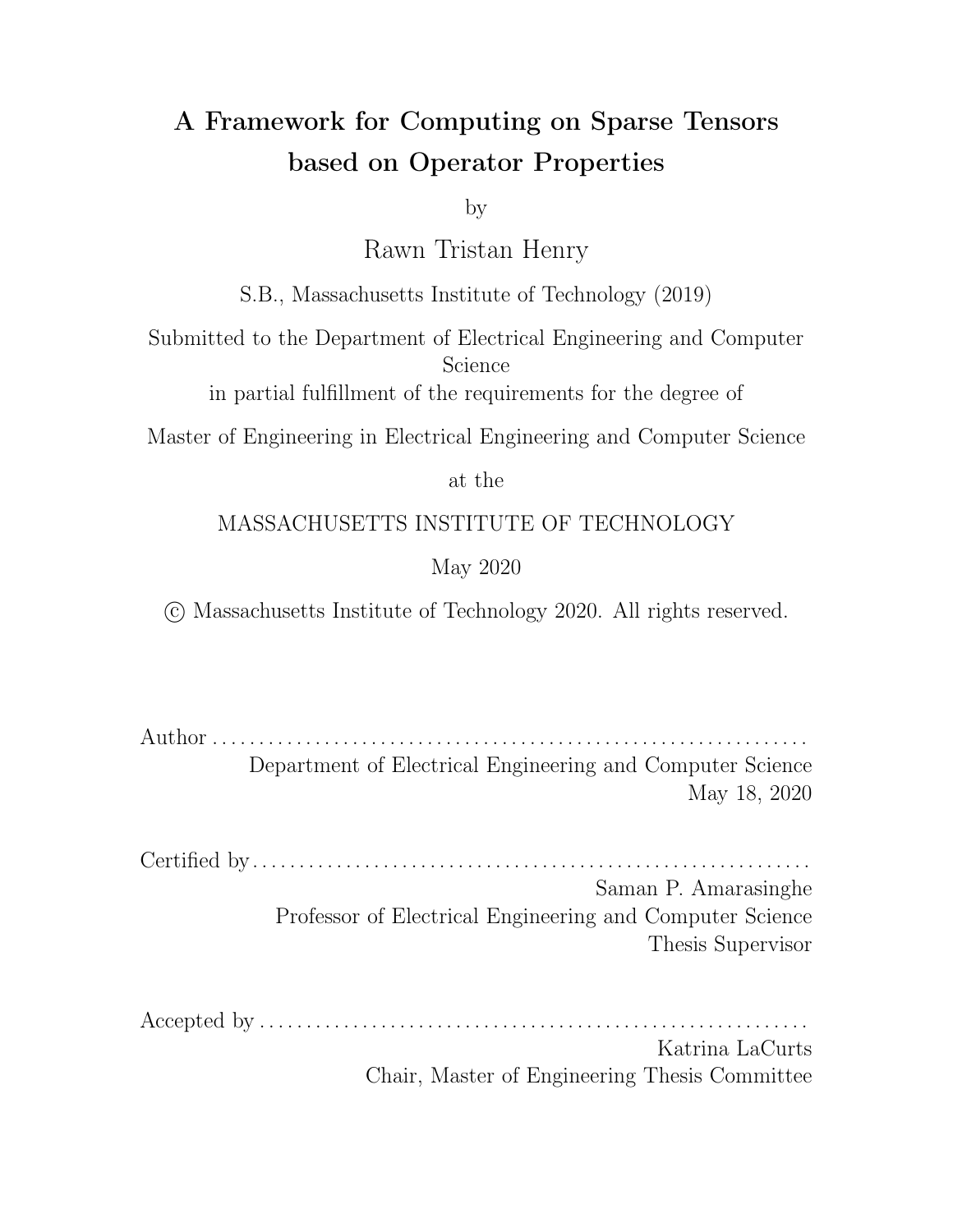# A Framework for Computing on Sparse Tensors based on Operator Properties

by

Rawn Tristan Henry

S.B., Massachusetts Institute of Technology (2019)

Submitted to the Department of Electrical Engineering and Computer Science

in partial fulfillment of the requirements for the degree of

Master of Engineering in Electrical Engineering and Computer Science

at the

MASSACHUSETTS INSTITUTE OF TECHNOLOGY

May 2020

© Massachusetts Institute of Technology 2020. All rights reserved.

Author . . . . . . . . . . . . . . . . . . . . . . . . . . . . . . . . . . . . . . . . . . . . . . . . . . . . . . . . . . . . . .

Department of Electrical Engineering and Computer Science

May 18, 2020

Certified by . . . . . . . . . . . . . . . . . . . . . . . . . . . . . . . . . . . . . . . . . . . . . . . . . . . . . . . . . . .

Saman P. Amarasinghe

Professor of Electrical Engineering and Computer Science

Thesis Supervisor

Accepted by . . . . . . . . . . . . . . . . . . . . . . . . . . . . . . . . . . . . . . . . . . . . . . . . . . . . . . . . . .

Katrina LaCurts

Chair, Master of Engineering Thesis Committee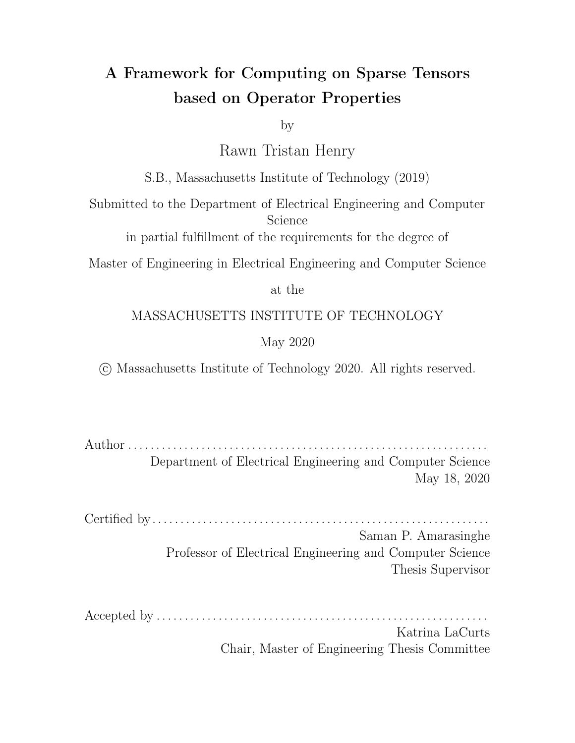# A Framework for Computing on Sparse Tensors based on Operator Properties

by

Rawn Tristan Henry

S.B., Massachusetts Institute of Technology (2019)

Submitted to the Department of Electrical Engineering and Computer Science

in partial fulfillment of the requirements for the degree of

Master of Engineering in Electrical Engineering and Computer Science

at the

MASSACHUSETTS INSTITUTE OF TECHNOLOGY

May 2020

© Massachusetts Institute of Technology 2020. All rights reserved.

Author . . . . . . . . . . . . . . . . . . . . . . . . . . . . . . . . . . . . . . . . . . . . . . . . . . . . . . . . . . . . . .

Department of Electrical Engineering and Computer Science

May 18, 2020

Certified by . . . . . . . . . . . . . . . . . . . . . . . . . . . . . . . . . . . . . . . . . . . . . . . . . . . . . . . . . . .

Saman P. Amarasinghe

Professor of Electrical Engineering and Computer Science

Thesis Supervisor

Accepted by . . . . . . . . . . . . . . . . . . . . . . . . . . . . . . . . . . . . . . . . . . . . . . . . . . . . . . . . . .

Katrina LaCurts

Chair, Master of Engineering Thesis Committee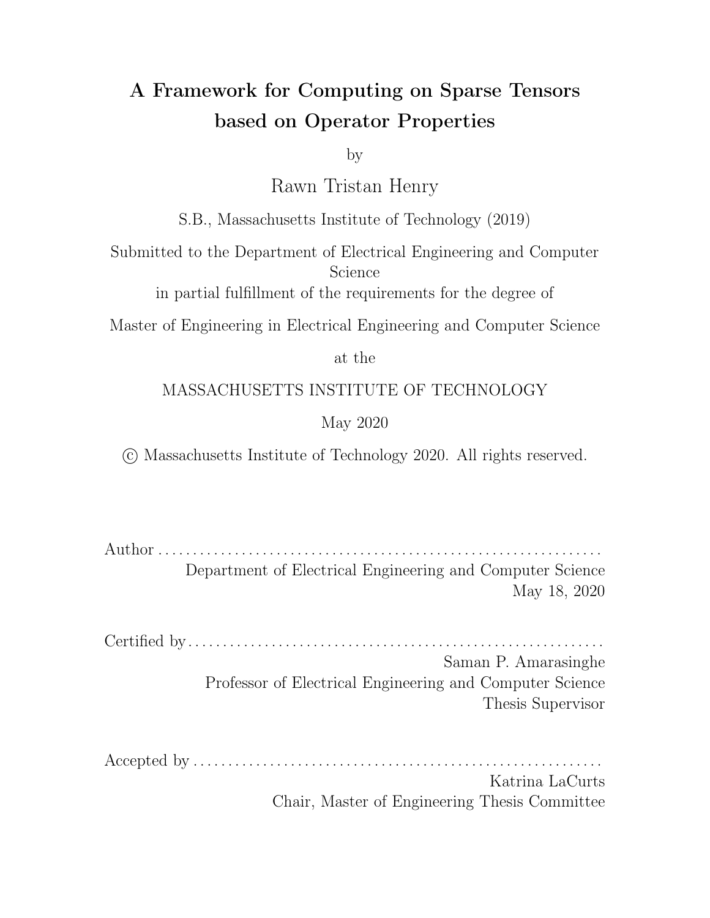# A Framework for Computing on Sparse Tensors based on Operator Properties

by

Rawn Tristan Henry

S.B., Massachusetts Institute of Technology (2019)

Submitted to the Department of Electrical Engineering and Computer Science

in partial fulfillment of the requirements for the degree of

Master of Engineering in Electrical Engineering and Computer Science

at the

MASSACHUSETTS INSTITUTE OF TECHNOLOGY

May 2020

© Massachusetts Institute of Technology 2020. All rights reserved.

Author . . . . . . . . . . . . . . . . . . . . . . . . . . . . . . . . . . . . . . . . . . . . . . . . . . . . . . . . . . . . . .
Department of Electrical Engineering and Computer Science
May 18, 2020

Certified by . . . . . . . . . . . . . . . . . . . . . . . . . . . . . . . . . . . . . . . . . . . . . . . . . . . . . . . . . .
Saman P. Amarasinghe
Professor of Electrical Engineering and Computer Science
Thesis Supervisor

Accepted by . . . . . . . . . . . . . . . . . . . . . . . . . . . . . . . . . . . . . . . . . . . . . . . . . . . . . . . . .
Katrina LaCurts
Chair, Master of Engineering Thesis Committee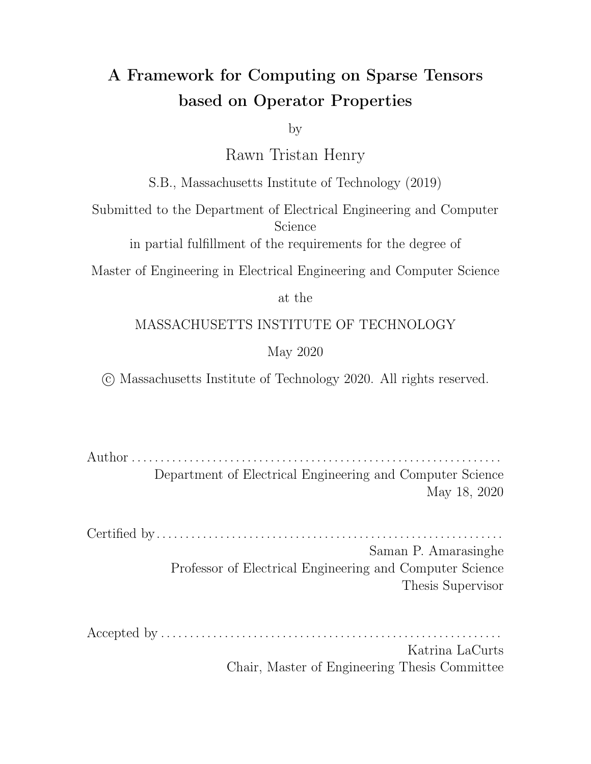# A Framework for Computing on Sparse Tensors based on Operator Properties

by

Rawn Tristan Henry

S.B., Massachusetts Institute of Technology (2019)

Submitted to the Department of Electrical Engineering and Computer Science

in partial fulfillment of the requirements for the degree of

Master of Engineering in Electrical Engineering and Computer Science

at the

MASSACHUSETTS INSTITUTE OF TECHNOLOGY

May 2020

© Massachusetts Institute of Technology 2020. All rights reserved.

Author . . . . . . . . . . . . . . . . . . . . . . . . . . . . . . . . . . . . . . . . . . . . . . . . . . . . . . . . . . . . . .
Department of Electrical Engineering and Computer Science
May 18, 2020

Certified by . . . . . . . . . . . . . . . . . . . . . . . . . . . . . . . . . . . . . . . . . . . . . . . . . . . . . . . . . .
Saman P. Amarasinghe
Professor of Electrical Engineering and Computer Science
Thesis Supervisor

Accepted by . . . . . . . . . . . . . . . . . . . . . . . . . . . . . . . . . . . . . . . . . . . . . . . . . . . . . . . . .
Katrina LaCurts
Chair, Master of Engineering Thesis Committee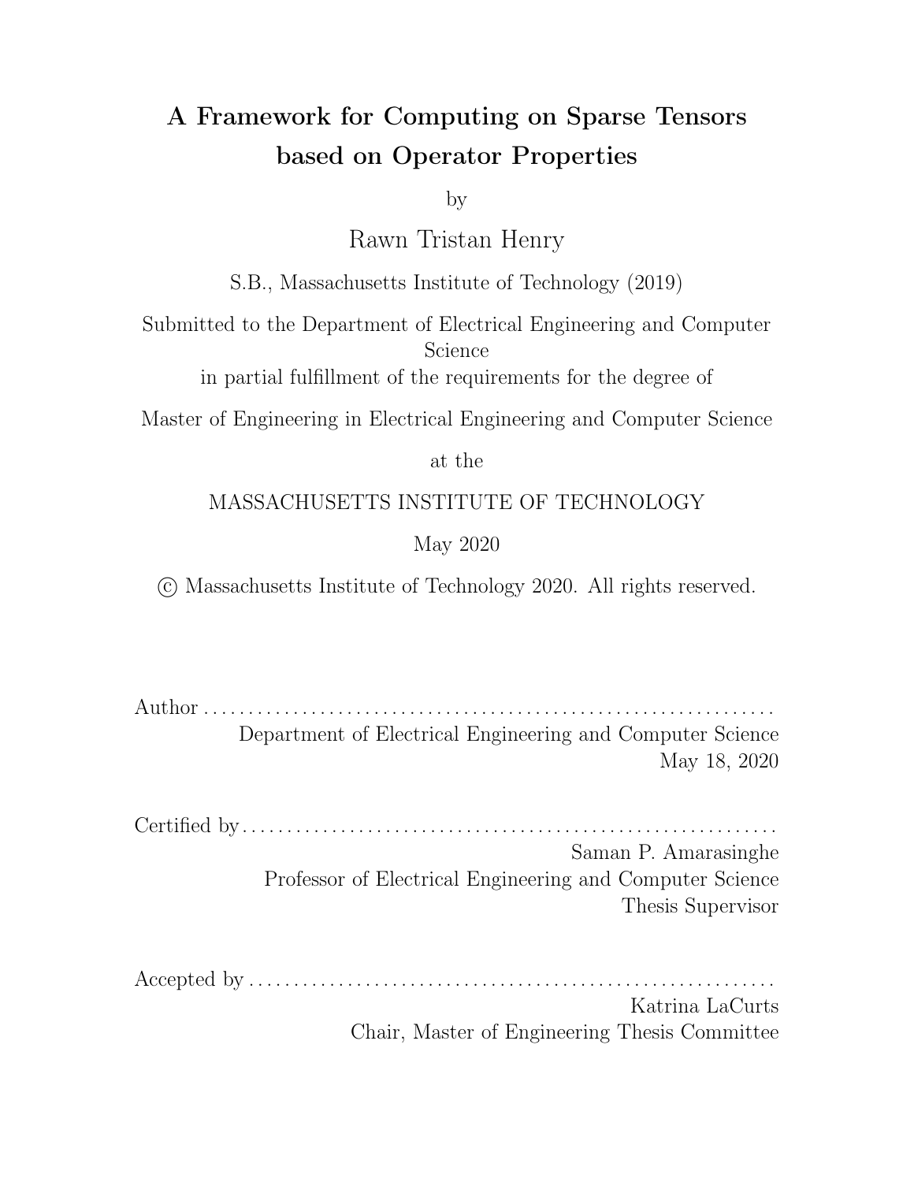# A Framework for Computing on Sparse Tensors based on Operator Properties

by

Rawn Tristan Henry

S.B., Massachusetts Institute of Technology (2019)

Submitted to the Department of Electrical Engineering and Computer Science

in partial fulfillment of the requirements for the degree of

Master of Engineering in Electrical Engineering and Computer Science

at the

MASSACHUSETTS INSTITUTE OF TECHNOLOGY

May 2020

© Massachusetts Institute of Technology 2020. All rights reserved.

Author . . . . . . . . . . . . . . . . . . . . . . . . . . . . . . . . . . . . . . . . . . . . . . . . . . . . . . . . . . . . . .
Department of Electrical Engineering and Computer Science
May 18, 2020

Certified by . . . . . . . . . . . . . . . . . . . . . . . . . . . . . . . . . . . . . . . . . . . . . . . . . . . . . . . . . . .
Saman P. Amarasinghe
Professor of Electrical Engineering and Computer Science
Thesis Supervisor

Accepted by . . . . . . . . . . . . . . . . . . . . . . . . . . . . . . . . . . . . . . . . . . . . . . . . . . . . . . . . . .
Katrina LaCurts
Chair, Master of Engineering Thesis Committee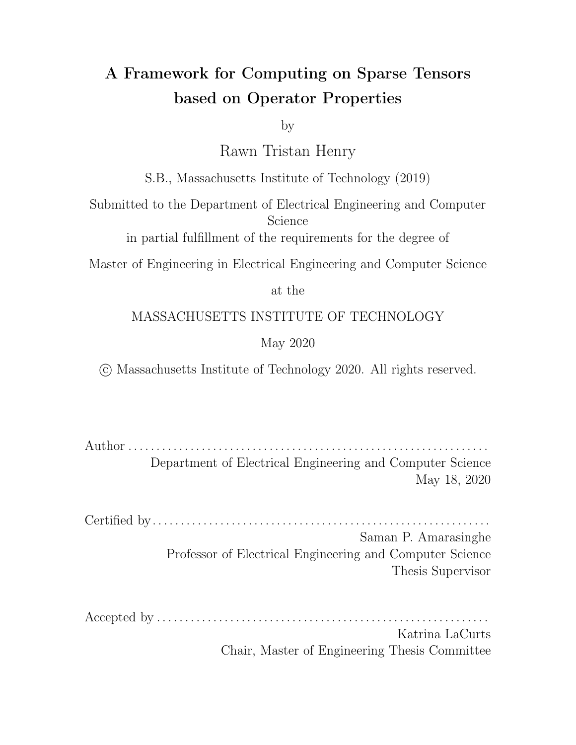# A Framework for Computing on Sparse Tensors based on Operator Properties

by

Rawn Tristan Henry

S.B., Massachusetts Institute of Technology (2019)

Submitted to the Department of Electrical Engineering and Computer Science
in partial fulfillment of the requirements for the degree of

Master of Engineering in Electrical Engineering and Computer Science

at the

MASSACHUSETTS INSTITUTE OF TECHNOLOGY

May 2020

© Massachusetts Institute of Technology 2020. All rights reserved.

Author . . . . . . . . . . . . . . . . . . . . . . . . . . . . . . . . . . . . . . . . . . . . . . . . . . . . . . . . . . . . . .
Department of Electrical Engineering and Computer Science
May 18, 2020

Certified by . . . . . . . . . . . . . . . . . . . . . . . . . . . . . . . . . . . . . . . . . . . . . . . . . . . . . . . . . .
Saman P. Amarasinghe
Professor of Electrical Engineering and Computer Science
Thesis Supervisor

Accepted by . . . . . . . . . . . . . . . . . . . . . . . . . . . . . . . . . . . . . . . . . . . . . . . . . . . . . . . . .
Katrina LaCurts
Chair, Master of Engineering Thesis Committee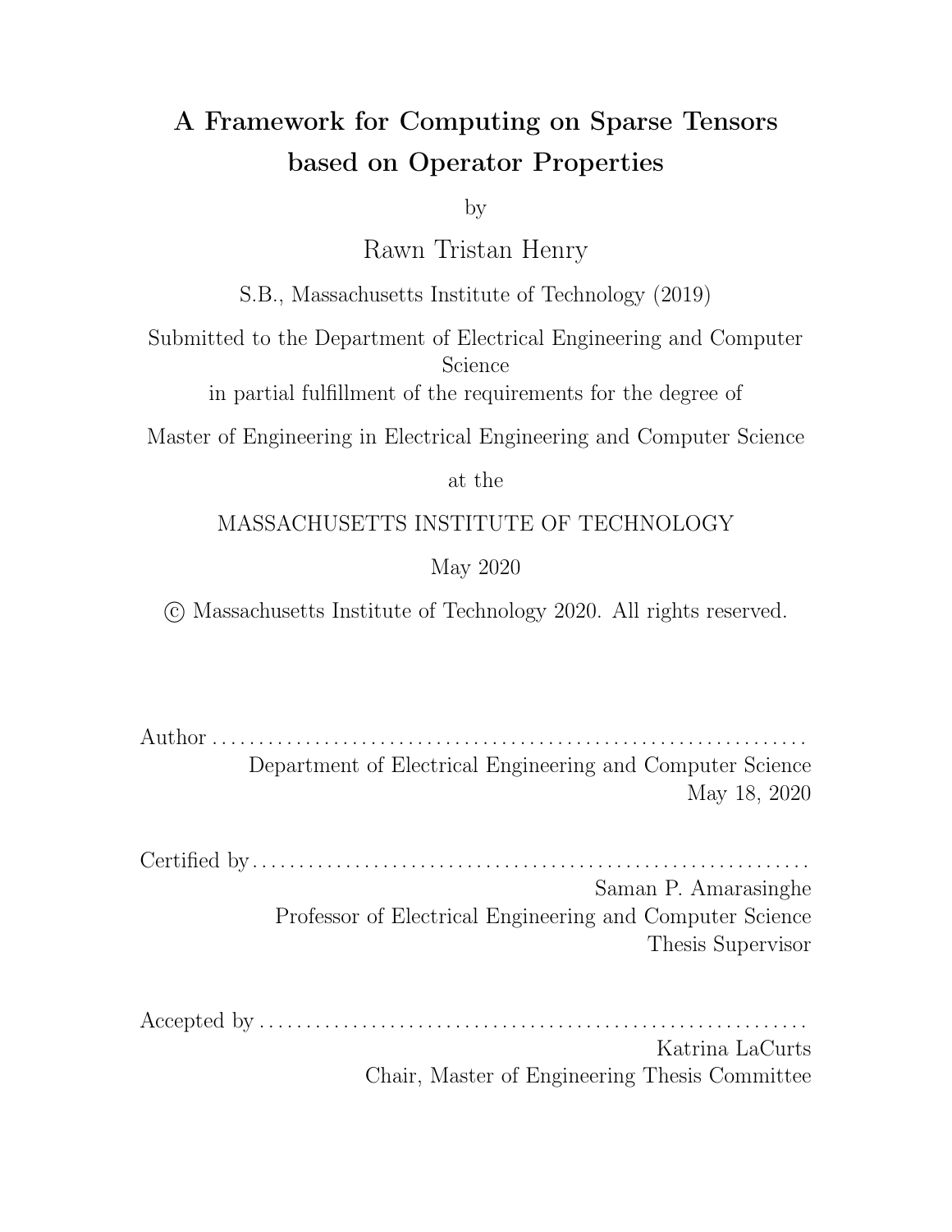# A Framework for Computing on Sparse Tensors based on Operator Properties

by

Rawn Tristan Henry

S.B., Massachusetts Institute of Technology (2019)

Submitted to the Department of Electrical Engineering and Computer Science

in partial fulfillment of the requirements for the degree of

Master of Engineering in Electrical Engineering and Computer Science

at the

MASSACHUSETTS INSTITUTE OF TECHNOLOGY

May 2020

© Massachusetts Institute of Technology 2020. All rights reserved.

Author . . . . . . . . . . . . . . . . . . . . . . . . . . . . . . . . . . . . . . . . . . . . . . . . . . . . . . . . . . . . . .
Department of Electrical Engineering and Computer Science
May 18, 2020

Certified by . . . . . . . . . . . . . . . . . . . . . . . . . . . . . . . . . . . . . . . . . . . . . . . . . . . . . . . . . . .
Saman P. Amarasinghe
Professor of Electrical Engineering and Computer Science
Thesis Supervisor

Accepted by . . . . . . . . . . . . . . . . . . . . . . . . . . . . . . . . . . . . . . . . . . . . . . . . . . . . . . . . .
Katrina LaCurts
Chair, Master of Engineering Thesis Committee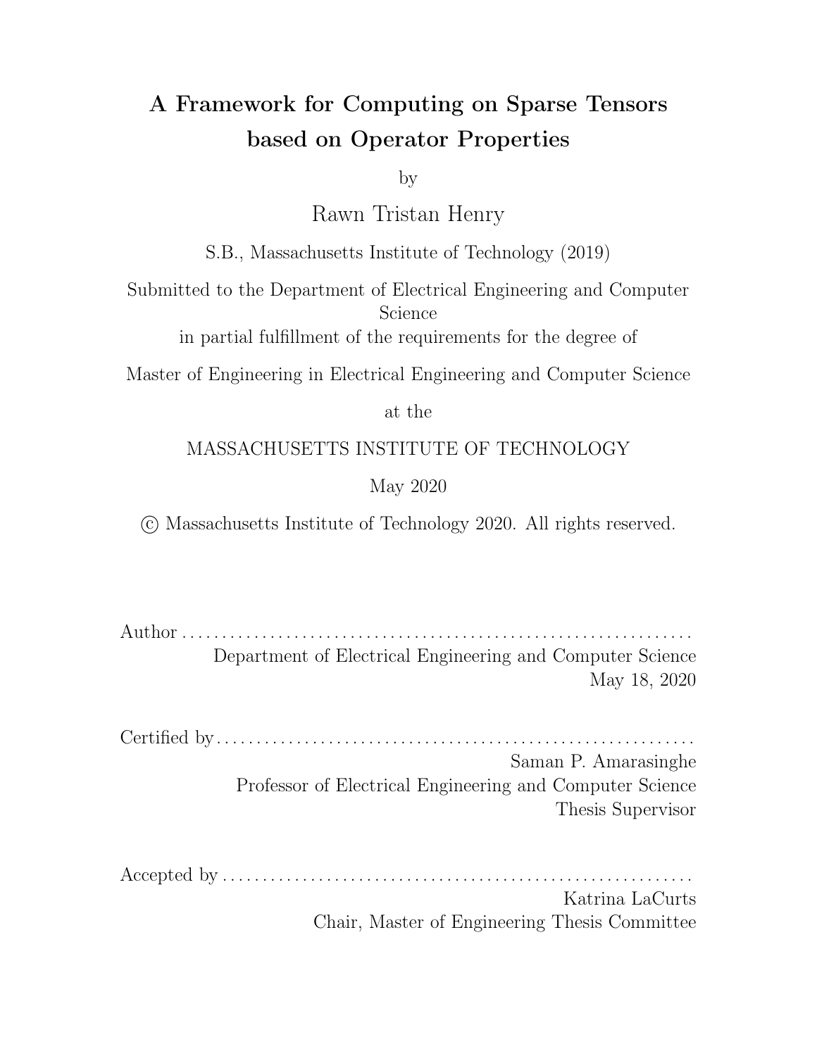# A Framework for Computing on Sparse Tensors based on Operator Properties

by

Rawn Tristan Henry

S.B., Massachusetts Institute of Technology (2019)

Submitted to the Department of Electrical Engineering and Computer Science

in partial fulfillment of the requirements for the degree of

Master of Engineering in Electrical Engineering and Computer Science

at the

MASSACHUSETTS INSTITUTE OF TECHNOLOGY

May 2020

© Massachusetts Institute of Technology 2020. All rights reserved.

Author . . . . . . . . . . . . . . . . . . . . . . . . . . . . . . . . . . . . . . . . . . . . . . . . . . . . . . . . . . . . . .
Department of Electrical Engineering and Computer Science
May 18, 2020

Certified by . . . . . . . . . . . . . . . . . . . . . . . . . . . . . . . . . . . . . . . . . . . . . . . . . . . . . . . . . . .
Saman P. Amarasinghe
Professor of Electrical Engineering and Computer Science
Thesis Supervisor

Accepted by . . . . . . . . . . . . . . . . . . . . . . . . . . . . . . . . . . . . . . . . . . . . . . . . . . . . . . . . . .
Katrina LaCurts
Chair, Master of Engineering Thesis Committee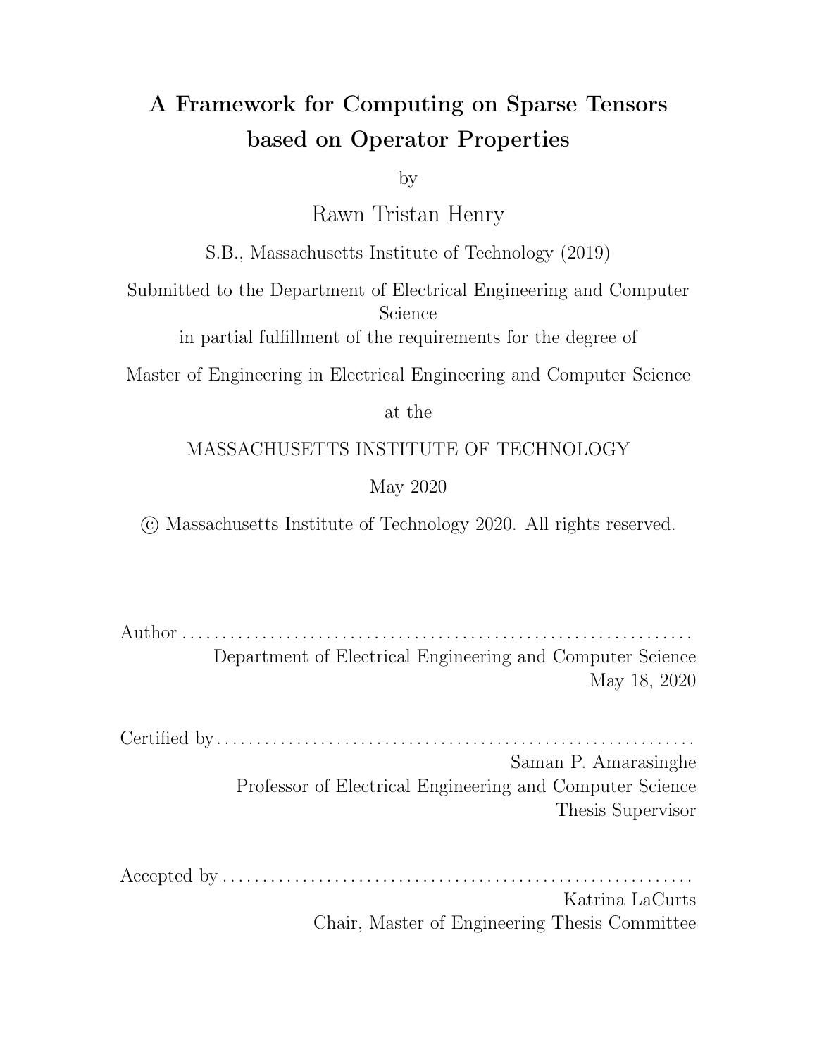# A Framework for Computing on Sparse Tensors based on Operator Properties

by

Rawn Tristan Henry

S.B., Massachusetts Institute of Technology (2019)

Submitted to the Department of Electrical Engineering and Computer Science

in partial fulfillment of the requirements for the degree of

Master of Engineering in Electrical Engineering and Computer Science

at the

MASSACHUSETTS INSTITUTE OF TECHNOLOGY

May 2020

© Massachusetts Institute of Technology 2020. All rights reserved.

Author . . . . . . . . . . . . . . . . . . . . . . . . . . . . . . . . . . . . . . . . . . . . . . . . . . . . . . . . . . . . . .
Department of Electrical Engineering and Computer Science
May 18, 2020

Certified by . . . . . . . . . . . . . . . . . . . . . . . . . . . . . . . . . . . . . . . . . . . . . . . . . . . . . . . . . . .
Saman P. Amarasinghe
Professor of Electrical Engineering and Computer Science
Thesis Supervisor

Accepted by . . . . . . . . . . . . . . . . . . . . . . . . . . . . . . . . . . . . . . . . . . . . . . . . . . . . . . . . . .
Katrina LaCurts
Chair, Master of Engineering Thesis Committee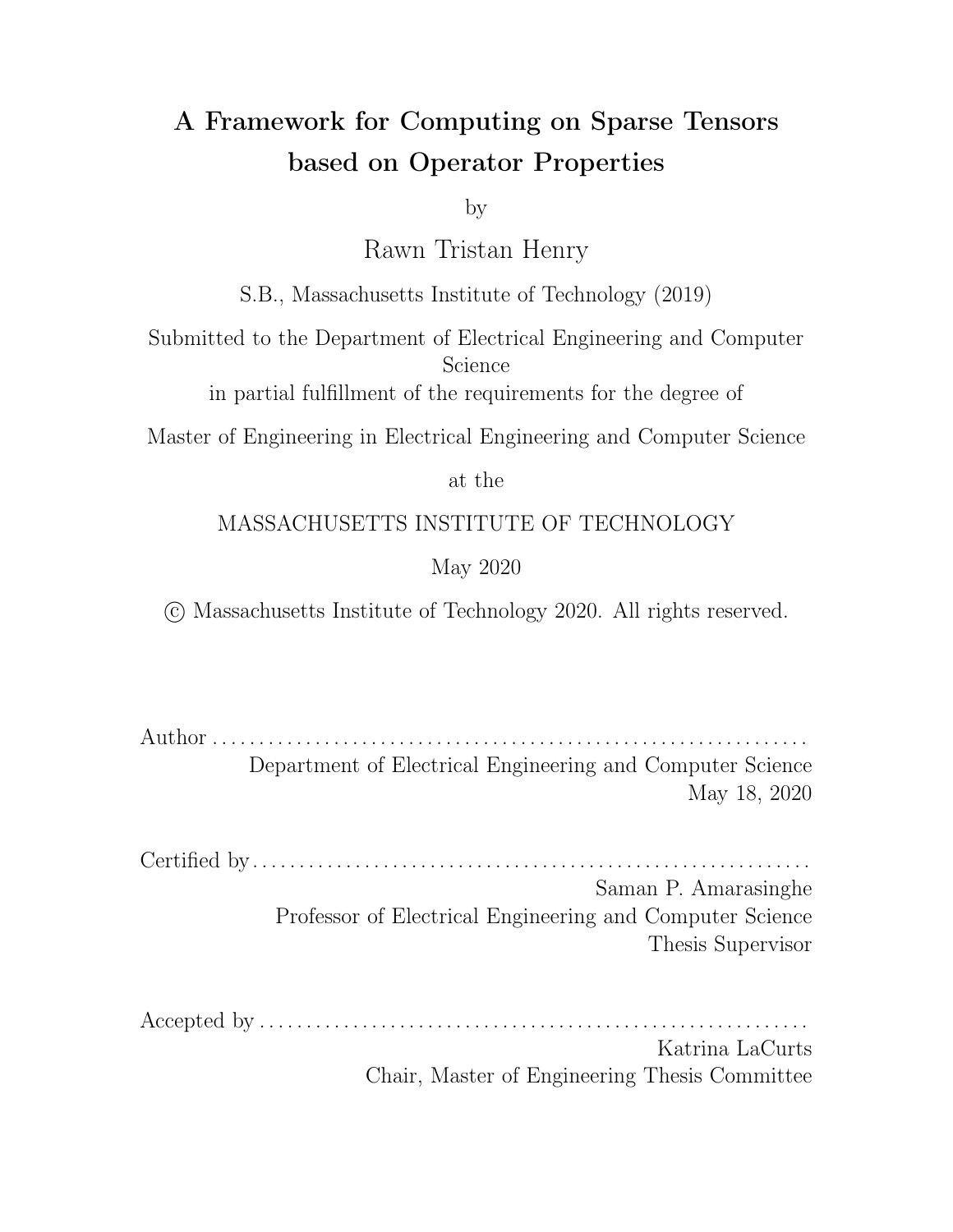# A Framework for Computing on Sparse Tensors based on Operator Properties

by

Rawn Tristan Henry

S.B., Massachusetts Institute of Technology (2019)

Submitted to the Department of Electrical Engineering and Computer Science

in partial fulfillment of the requirements for the degree of

Master of Engineering in Electrical Engineering and Computer Science

at the

MASSACHUSETTS INSTITUTE OF TECHNOLOGY

May 2020

© Massachusetts Institute of Technology 2020. All rights reserved.

Author . . . . . . . . . . . . . . . . . . . . . . . . . . . . . . . . . . . . . . . . . . . . . . . . . . . . . . . . . . . . . .

Department of Electrical Engineering and Computer Science

May 18, 2020

Certified by . . . . . . . . . . . . . . . . . . . . . . . . . . . . . . . . . . . . . . . . . . . . . . . . . . . . . . . . . . .

Saman P. Amarasinghe

Professor of Electrical Engineering and Computer Science

Thesis Supervisor

Accepted by . . . . . . . . . . . . . . . . . . . . . . . . . . . . . . . . . . . . . . . . . . . . . . . . . . . . . . . . . .

Katrina LaCurts

Chair, Master of Engineering Thesis Committee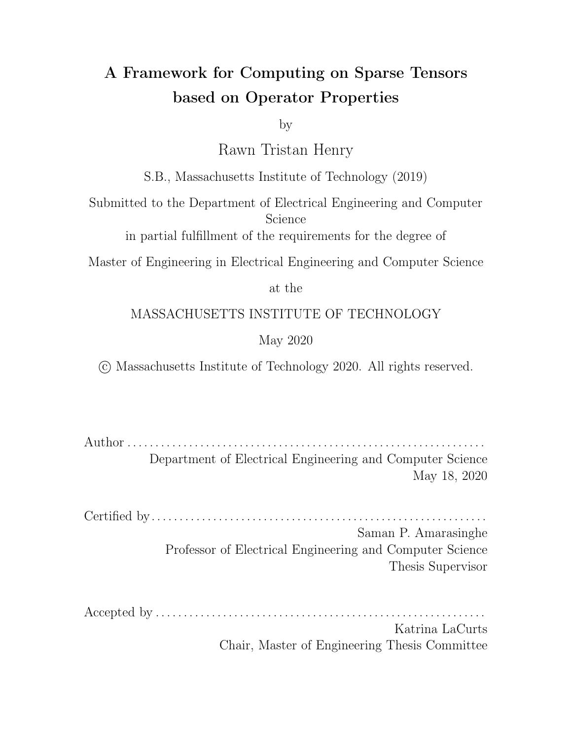# A Framework for Computing on Sparse Tensors based on Operator Properties

by

Rawn Tristan Henry

S.B., Massachusetts Institute of Technology (2019)

Submitted to the Department of Electrical Engineering and Computer Science

in partial fulfillment of the requirements for the degree of

Master of Engineering in Electrical Engineering and Computer Science

at the

MASSACHUSETTS INSTITUTE OF TECHNOLOGY

May 2020

© Massachusetts Institute of Technology 2020. All rights reserved.

Author . . . . . . . . . . . . . . . . . . . . . . . . . . . . . . . . . . . . . . . . . . . . . . . . . . . . . . . . . . . . . . . .
Department of Electrical Engineering and Computer Science
May 18, 2020

Certified by . . . . . . . . . . . . . . . . . . . . . . . . . . . . . . . . . . . . . . . . . . . . . . . . . . . . . . . . . . . .
Saman P. Amarasinghe
Professor of Electrical Engineering and Computer Science
Thesis Supervisor

Accepted by . . . . . . . . . . . . . . . . . . . . . . . . . . . . . . . . . . . . . . . . . . . . . . . . . . . . . . . . . . .
Katrina LaCurts
Chair, Master of Engineering Thesis Committee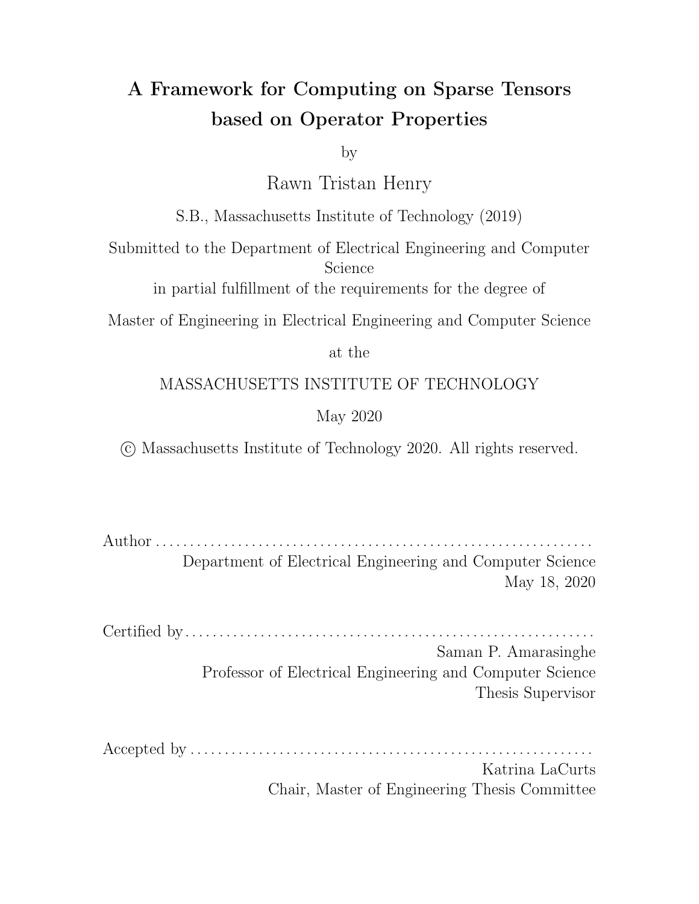# A Framework for Computing on Sparse Tensors based on Operator Properties

by

Rawn Tristan Henry

S.B., Massachusetts Institute of Technology (2019)

Submitted to the Department of Electrical Engineering and Computer Science

in partial fulfillment of the requirements for the degree of

Master of Engineering in Electrical Engineering and Computer Science

at the

MASSACHUSETTS INSTITUTE OF TECHNOLOGY

May 2020

© Massachusetts Institute of Technology 2020. All rights reserved.

Author . . . . . . . . . . . . . . . . . . . . . . . . . . . . . . . . . . . . . . . . . . . . . . . . . . . . . . . . . . . . . . .
Department of Electrical Engineering and Computer Science
May 18, 2020

Certified by . . . . . . . . . . . . . . . . . . . . . . . . . . . . . . . . . . . . . . . . . . . . . . . . . . . . . . . . . . .
Saman P. Amarasinghe
Professor of Electrical Engineering and Computer Science
Thesis Supervisor

Accepted by . . . . . . . . . . . . . . . . . . . . . . . . . . . . . . . . . . . . . . . . . . . . . . . . . . . . . . . . . .
Katrina LaCurts
Chair, Master of Engineering Thesis Committee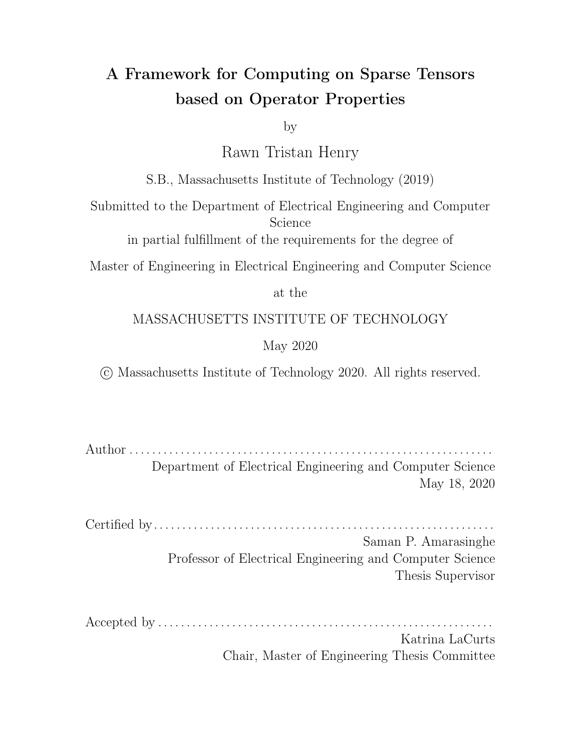# A Framework for Computing on Sparse Tensors based on Operator Properties

by

Rawn Tristan Henry

S.B., Massachusetts Institute of Technology (2019)

Submitted to the Department of Electrical Engineering and Computer Science

in partial fulfillment of the requirements for the degree of

Master of Engineering in Electrical Engineering and Computer Science

at the

MASSACHUSETTS INSTITUTE OF TECHNOLOGY

May 2020

© Massachusetts Institute of Technology 2020. All rights reserved.

Author . . . . . . . . . . . . . . . . . . . . . . . . . . . . . . . . . . . . . . . . . . . . . . . . . . . . . . . . . . . . . . .
Department of Electrical Engineering and Computer Science
May 18, 2020

Certified by . . . . . . . . . . . . . . . . . . . . . . . . . . . . . . . . . . . . . . . . . . . . . . . . . . . . . . . . . . . .
Saman P. Amarasinghe
Professor of Electrical Engineering and Computer Science
Thesis Supervisor

Accepted by . . . . . . . . . . . . . . . . . . . . . . . . . . . . . . . . . . . . . . . . . . . . . . . . . . . . . . . . . . .
Katrina LaCurts
Chair, Master of Engineering Thesis Committee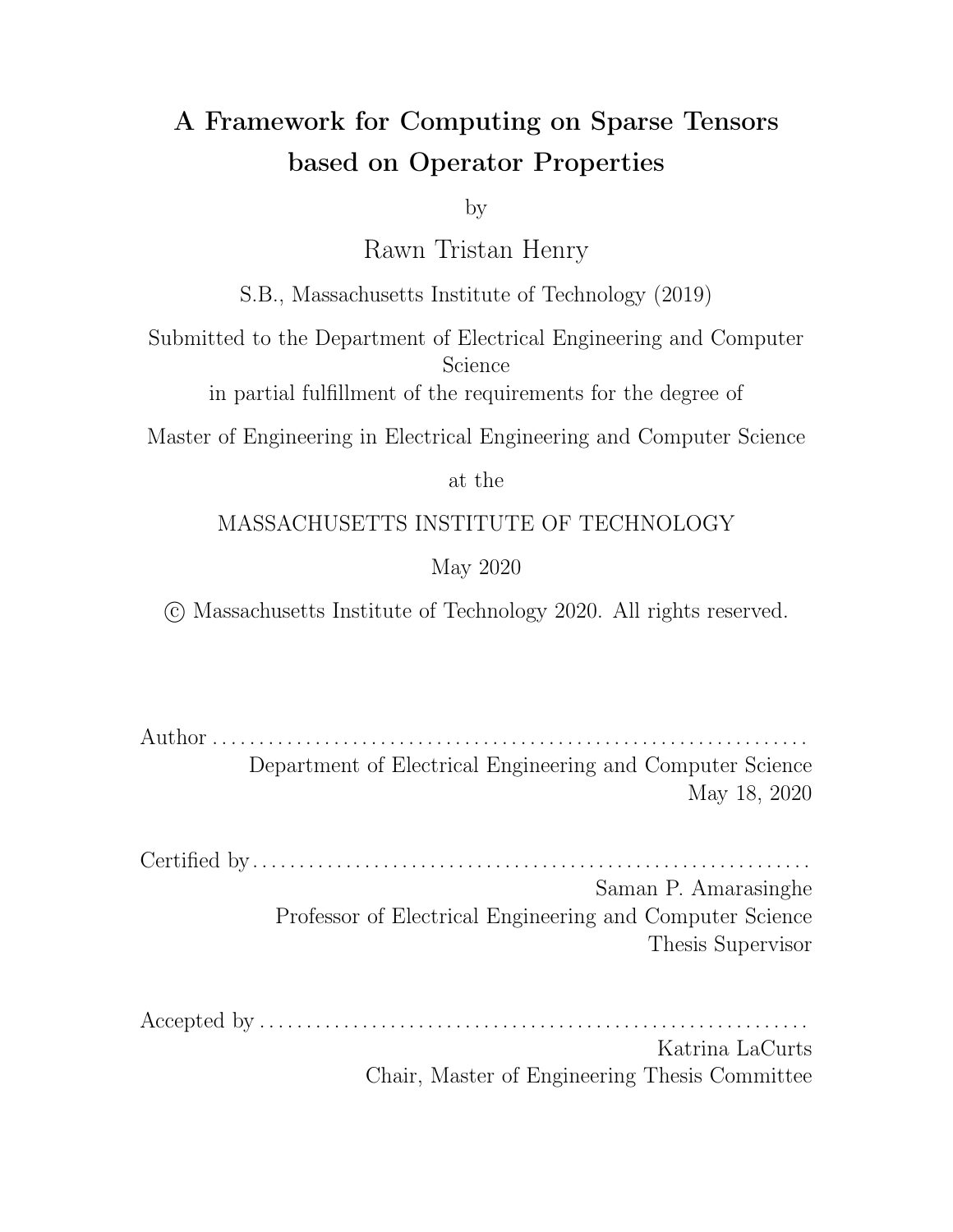# A Framework for Computing on Sparse Tensors based on Operator Properties

by

Rawn Tristan Henry

S.B., Massachusetts Institute of Technology (2019)

Submitted to the Department of Electrical Engineering and Computer Science

in partial fulfillment of the requirements for the degree of

Master of Engineering in Electrical Engineering and Computer Science

at the

MASSACHUSETTS INSTITUTE OF TECHNOLOGY

May 2020

© Massachusetts Institute of Technology 2020. All rights reserved.

Author . . . . . . . . . . . . . . . . . . . . . . . . . . . . . . . . . . . . . . . . . . . . . . . . . . . . . . . . . . . . . . . . .
Department of Electrical Engineering and Computer Science
May 18, 2020

Certified by . . . . . . . . . . . . . . . . . . . . . . . . . . . . . . . . . . . . . . . . . . . . . . . . . . . . . . . . . . . . .
Saman P. Amarasinghe
Professor of Electrical Engineering and Computer Science
Thesis Supervisor

Accepted by . . . . . . . . . . . . . . . . . . . . . . . . . . . . . . . . . . . . . . . . . . . . . . . . . . . . . . . . . . . .
Katrina LaCurts
Chair, Master of Engineering Thesis Committee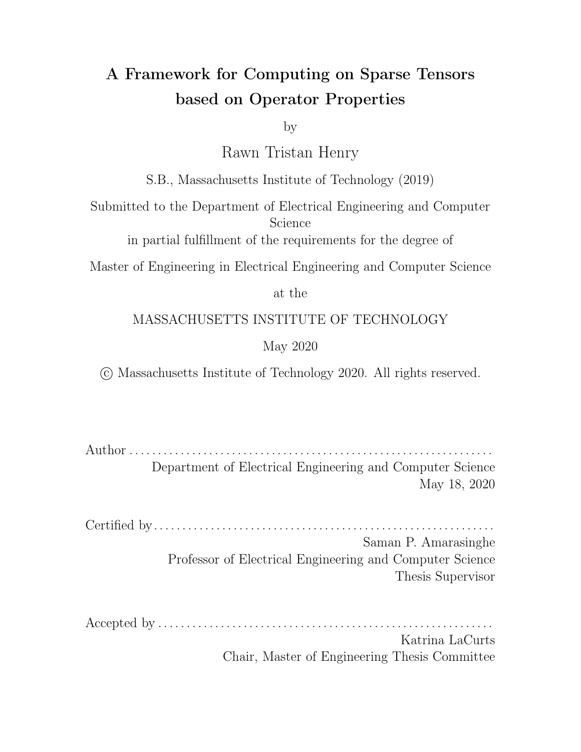# A Framework for Computing on Sparse Tensors based on Operator Properties

by

Rawn Tristan Henry

S.B., Massachusetts Institute of Technology (2019)

Submitted to the Department of Electrical Engineering and Computer Science

in partial fulfillment of the requirements for the degree of

Master of Engineering in Electrical Engineering and Computer Science

at the

MASSACHUSETTS INSTITUTE OF TECHNOLOGY

May 2020

© Massachusetts Institute of Technology 2020. All rights reserved.

Author . . . . . . . . . . . . . . . . . . . . . . . . . . . . . . . . . . . . . . . . . . . . . . . . . . . . . . . . . . . . . .
Department of Electrical Engineering and Computer Science
May 18, 2020

Certified by. . . . . . . . . . . . . . . . . . . . . . . . . . . . . . . . . . . . . . . . . . . . . . . . . . . . . . . . . . .
Saman P. Amarasinghe
Professor of Electrical Engineering and Computer Science
Thesis Supervisor

Accepted by . . . . . . . . . . . . . . . . . . . . . . . . . . . . . . . . . . . . . . . . . . . . . . . . . . . . . . . . . .
Katrina LaCurts
Chair, Master of Engineering Thesis Committee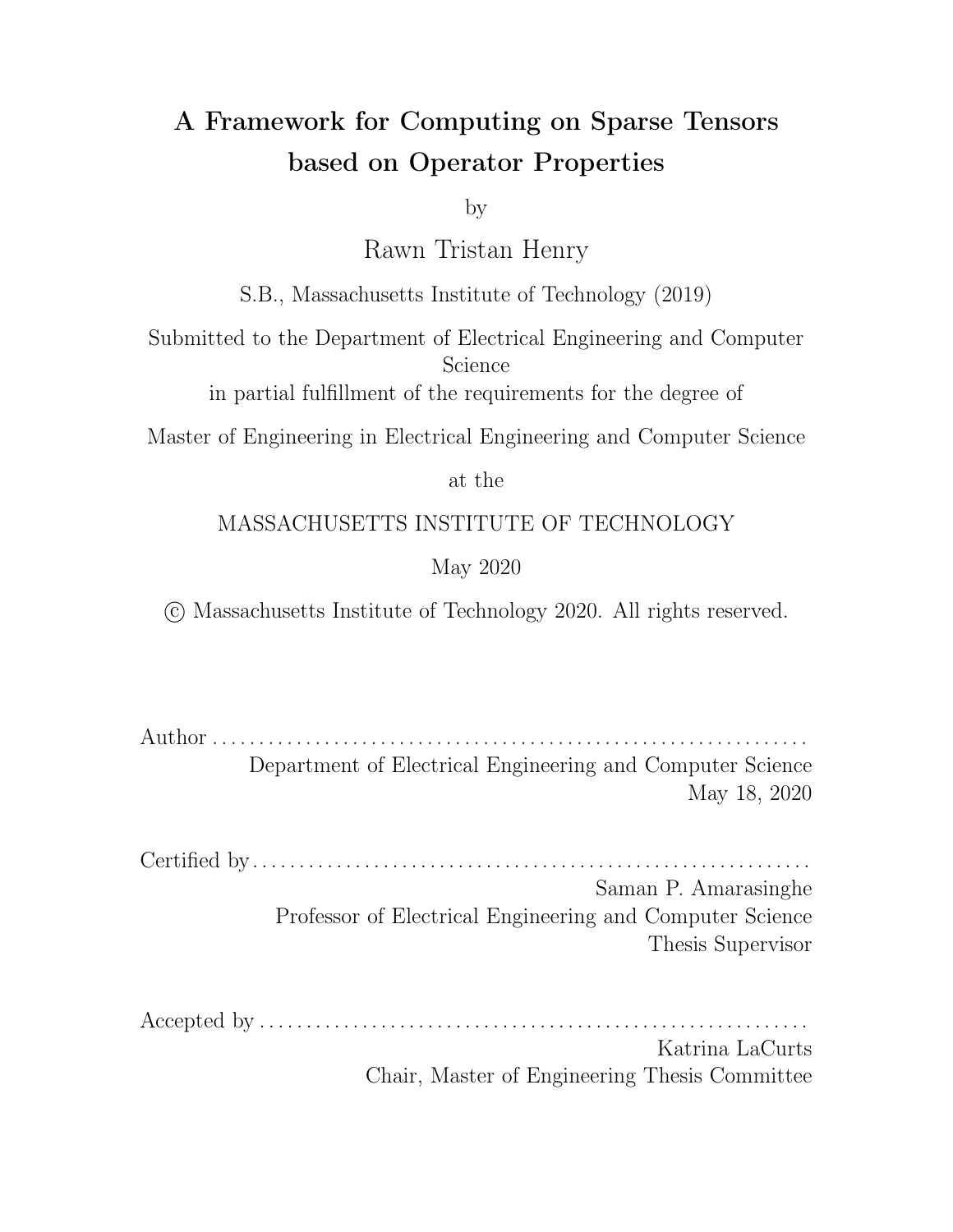# A Framework for Computing on Sparse Tensors based on Operator Properties

by

Rawn Tristan Henry

S.B., Massachusetts Institute of Technology (2019)

Submitted to the Department of Electrical Engineering and Computer Science

in partial fulfillment of the requirements for the degree of

Master of Engineering in Electrical Engineering and Computer Science

at the

MASSACHUSETTS INSTITUTE OF TECHNOLOGY

May 2020

© Massachusetts Institute of Technology 2020. All rights reserved.

Author . . . . . . . . . . . . . . . . . . . . . . . . . . . . . . . . . . . . . . . . . . . . . . . . . . . . . . . . . . . . . .
Department of Electrical Engineering and Computer Science
May 18, 2020

Certified by . . . . . . . . . . . . . . . . . . . . . . . . . . . . . . . . . . . . . . . . . . . . . . . . . . . . . . . . . .
Saman P. Amarasinghe
Professor of Electrical Engineering and Computer Science
Thesis Supervisor

Accepted by . . . . . . . . . . . . . . . . . . . . . . . . . . . . . . . . . . . . . . . . . . . . . . . . . . . . . . . . .
Katrina LaCurts
Chair, Master of Engineering Thesis Committee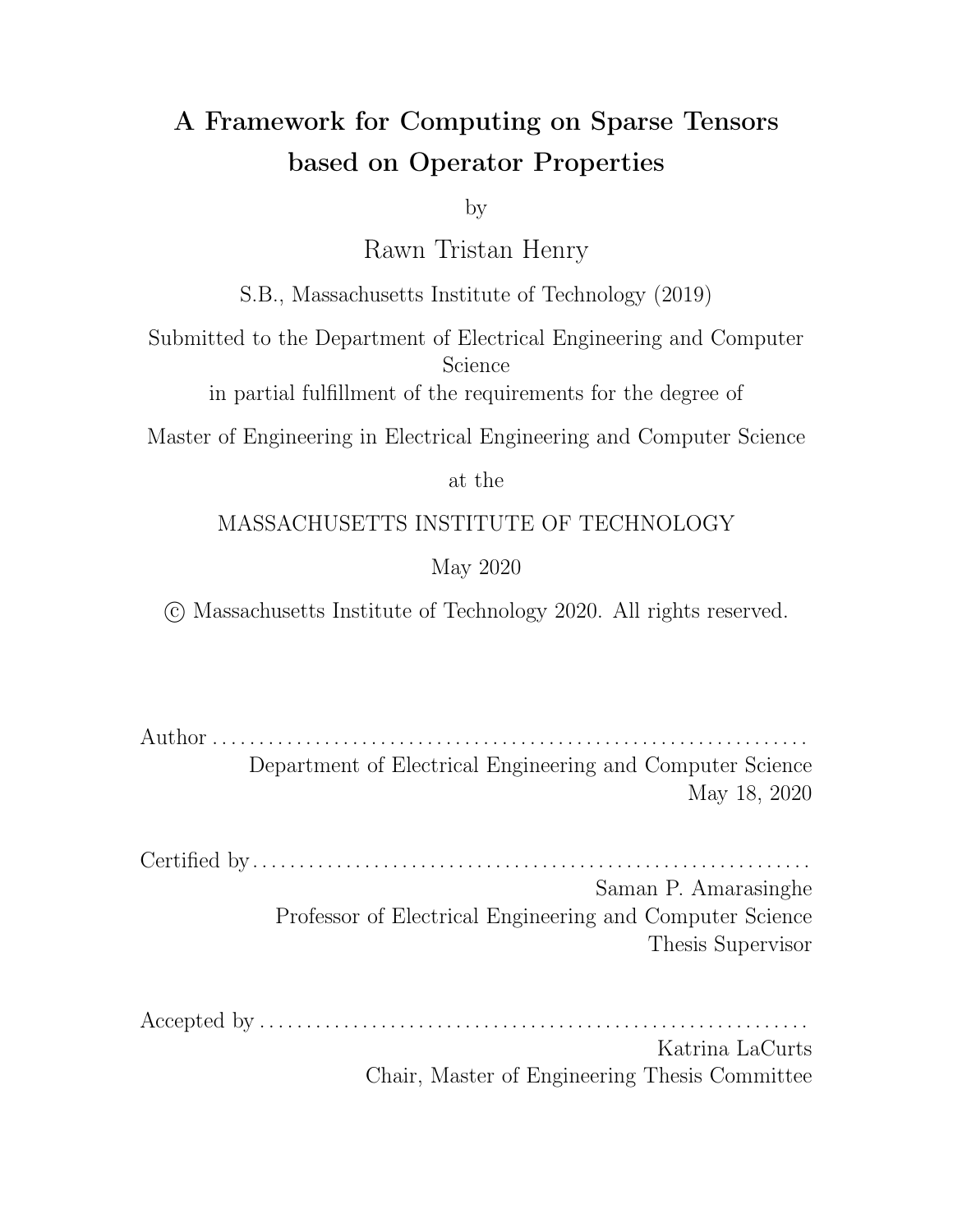# A Framework for Computing on Sparse Tensors based on Operator Properties

by

Rawn Tristan Henry

S.B., Massachusetts Institute of Technology (2019)

Submitted to the Department of Electrical Engineering and Computer Science

in partial fulfillment of the requirements for the degree of

Master of Engineering in Electrical Engineering and Computer Science

at the

MASSACHUSETTS INSTITUTE OF TECHNOLOGY

May 2020

© Massachusetts Institute of Technology 2020. All rights reserved.

Author . . . . . . . . . . . . . . . . . . . . . . . . . . . . . . . . . . . . . . . . . . . . . . . . . . . . . . . . . . . . . . .
Department of Electrical Engineering and Computer Science
May 18, 2020

Certified by . . . . . . . . . . . . . . . . . . . . . . . . . . . . . . . . . . . . . . . . . . . . . . . . . . . . . . . . . . .
Saman P. Amarasinghe
Professor of Electrical Engineering and Computer Science
Thesis Supervisor

Accepted by . . . . . . . . . . . . . . . . . . . . . . . . . . . . . . . . . . . . . . . . . . . . . . . . . . . . . . . . . .
Katrina LaCurts
Chair, Master of Engineering Thesis Committee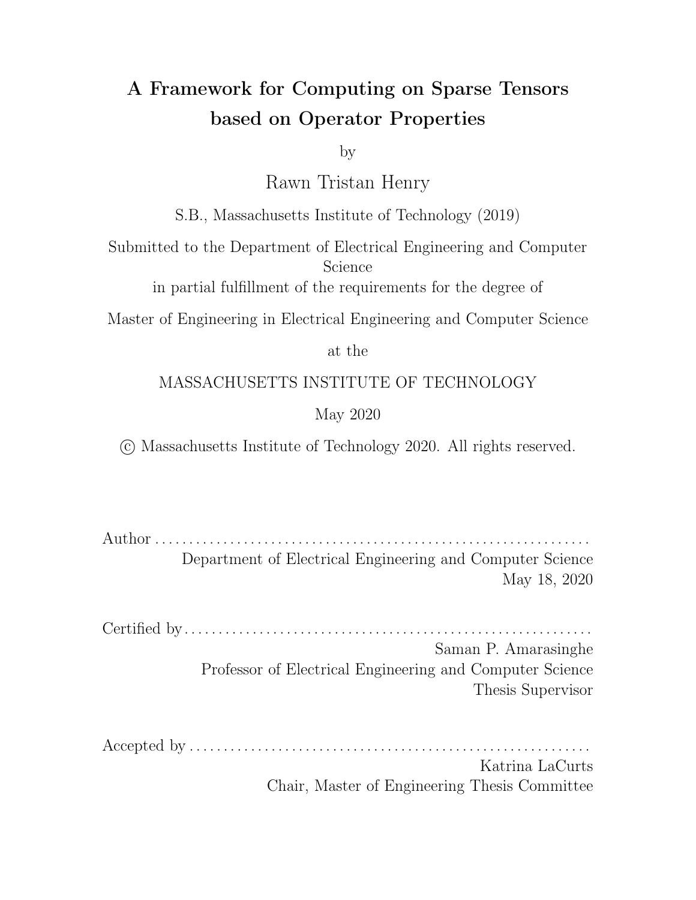# A Framework for Computing on Sparse Tensors based on Operator Properties

by

Rawn Tristan Henry

S.B., Massachusetts Institute of Technology (2019)

Submitted to the Department of Electrical Engineering and Computer Science

in partial fulfillment of the requirements for the degree of

Master of Engineering in Electrical Engineering and Computer Science

at the

MASSACHUSETTS INSTITUTE OF TECHNOLOGY

May 2020

© Massachusetts Institute of Technology 2020. All rights reserved.

Author . . . . . . . . . . . . . . . . . . . . . . . . . . . . . . . . . . . . . . . . . . . . . . . . . . . . . . . . . . . . . .
Department of Electrical Engineering and Computer Science
May 18, 2020

Certified by . . . . . . . . . . . . . . . . . . . . . . . . . . . . . . . . . . . . . . . . . . . . . . . . . . . . . . . . . .
Saman P. Amarasinghe
Professor of Electrical Engineering and Computer Science
Thesis Supervisor

Accepted by . . . . . . . . . . . . . . . . . . . . . . . . . . . . . . . . . . . . . . . . . . . . . . . . . . . . . . . . .
Katrina LaCurts
Chair, Master of Engineering Thesis Committee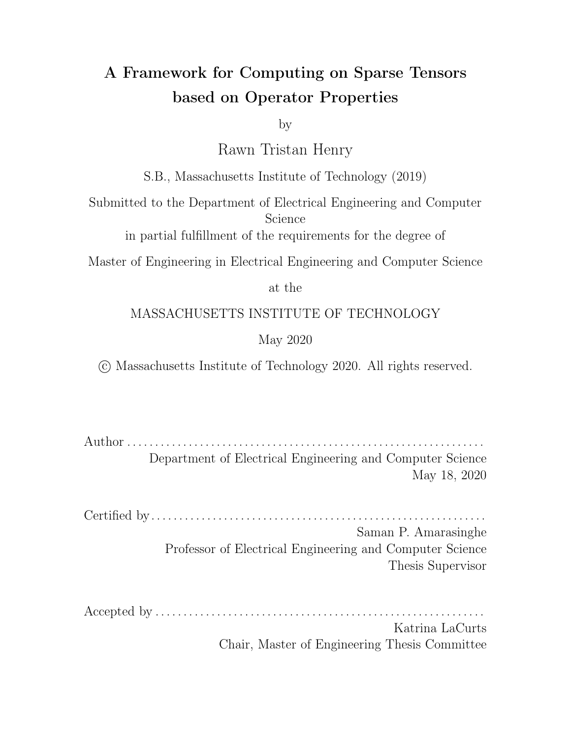# A Framework for Computing on Sparse Tensors based on Operator Properties

by

Rawn Tristan Henry

S.B., Massachusetts Institute of Technology (2019)

Submitted to the Department of Electrical Engineering and Computer Science

in partial fulfillment of the requirements for the degree of

Master of Engineering in Electrical Engineering and Computer Science

at the

MASSACHUSETTS INSTITUTE OF TECHNOLOGY

May 2020

© Massachusetts Institute of Technology 2020. All rights reserved.

Author . . . . . . . . . . . . . . . . . . . . . . . . . . . . . . . . . . . . . . . . . . . . . . . . . . . . . . . . . . . . . .
Department of Electrical Engineering and Computer Science
May 18, 2020

Certified by . . . . . . . . . . . . . . . . . . . . . . . . . . . . . . . . . . . . . . . . . . . . . . . . . . . . . . . . . . .
Saman P. Amarasinghe
Professor of Electrical Engineering and Computer Science
Thesis Supervisor

Accepted by . . . . . . . . . . . . . . . . . . . . . . . . . . . . . . . . . . . . . . . . . . . . . . . . . . . . . . . . . .
Katrina LaCurts
Chair, Master of Engineering Thesis Committee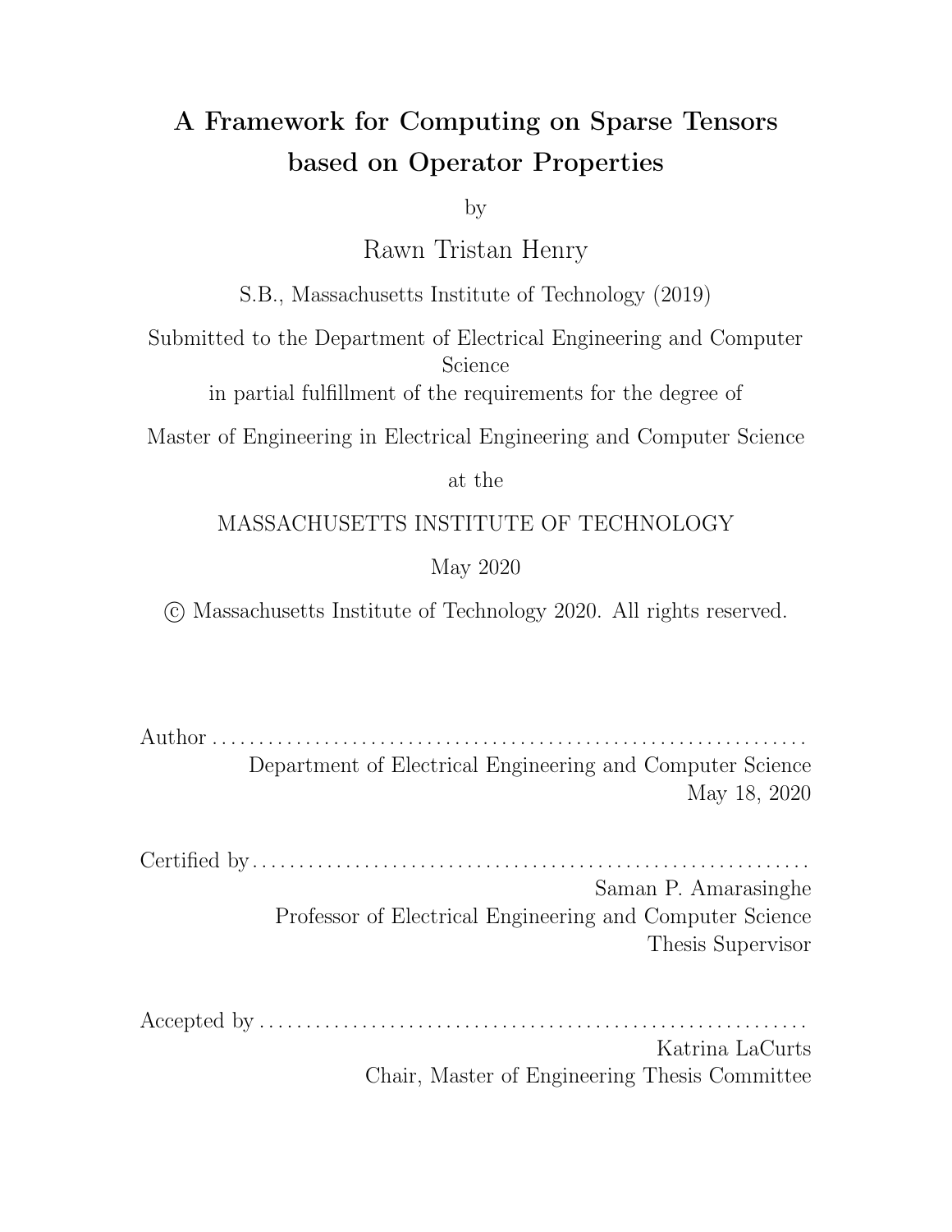# A Framework for Computing on Sparse Tensors based on Operator Properties

by

Rawn Tristan Henry

S.B., Massachusetts Institute of Technology (2019)

Submitted to the Department of Electrical Engineering and Computer Science

in partial fulfillment of the requirements for the degree of

Master of Engineering in Electrical Engineering and Computer Science

at the

MASSACHUSETTS INSTITUTE OF TECHNOLOGY

May 2020

© Massachusetts Institute of Technology 2020. All rights reserved.

Author . . . . . . . . . . . . . . . . . . . . . . . . . . . . . . . . . . . . . . . . . . . . . . . . . . . . . . . . . . . . . .
Department of Electrical Engineering and Computer Science
May 18, 2020

Certified by . . . . . . . . . . . . . . . . . . . . . . . . . . . . . . . . . . . . . . . . . . . . . . . . . . . . . . . . . .
Saman P. Amarasinghe
Professor of Electrical Engineering and Computer Science
Thesis Supervisor

Accepted by . . . . . . . . . . . . . . . . . . . . . . . . . . . . . . . . . . . . . . . . . . . . . . . . . . . . . . . . .
Katrina LaCurts
Chair, Master of Engineering Thesis Committee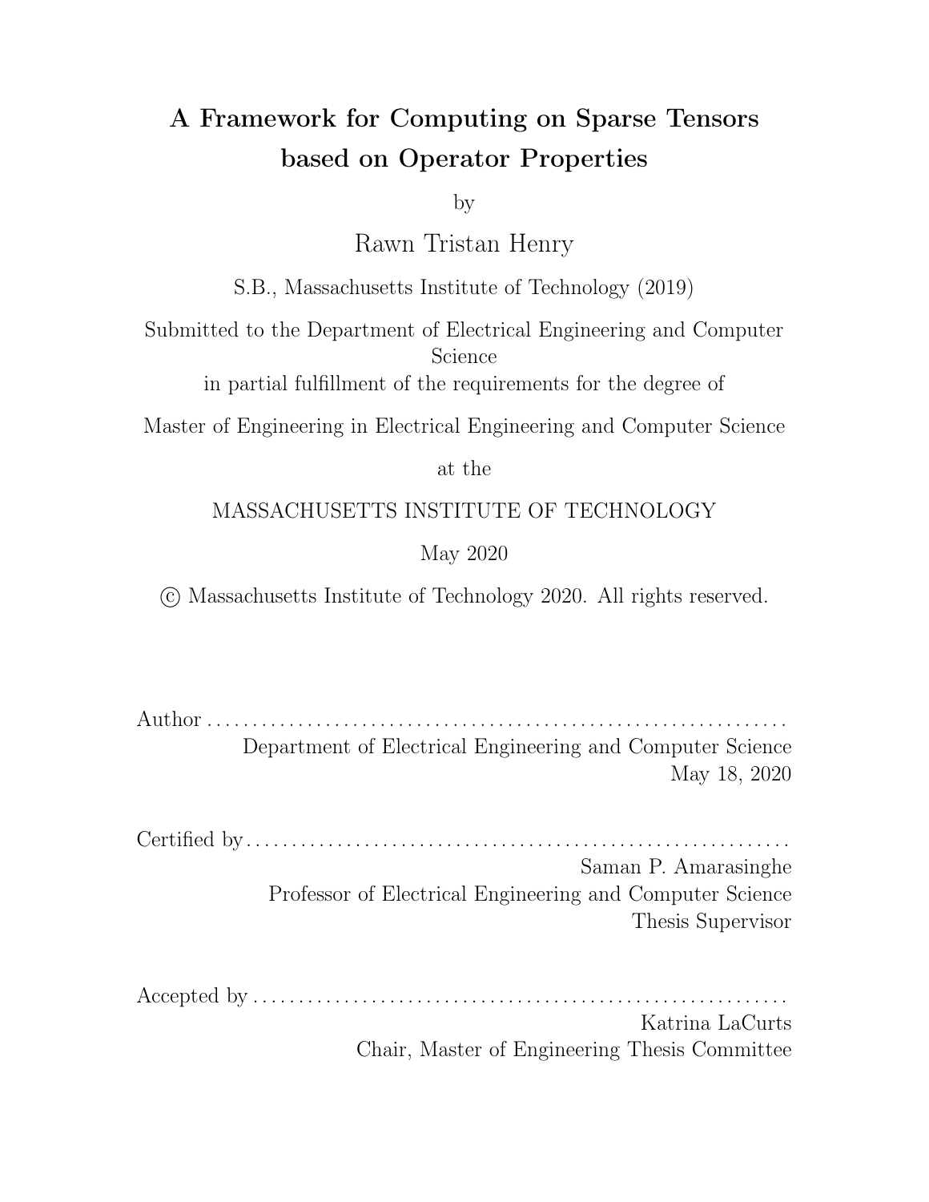# A Framework for Computing on Sparse Tensors based on Operator Properties

by

Rawn Tristan Henry

S.B., Massachusetts Institute of Technology (2019)

Submitted to the Department of Electrical Engineering and Computer Science

in partial fulfillment of the requirements for the degree of

Master of Engineering in Electrical Engineering and Computer Science

at the

MASSACHUSETTS INSTITUTE OF TECHNOLOGY

May 2020

© Massachusetts Institute of Technology 2020. All rights reserved.

Author . . . . . . . . . . . . . . . . . . . . . . . . . . . . . . . . . . . . . . . . . . . . . . . . . . . . . . . . . . . . . .

Department of Electrical Engineering and Computer Science

May 18, 2020

Certified by . . . . . . . . . . . . . . . . . . . . . . . . . . . . . . . . . . . . . . . . . . . . . . . . . . . . . . . . . . .

Saman P. Amarasinghe

Professor of Electrical Engineering and Computer Science

Thesis Supervisor

Accepted by . . . . . . . . . . . . . . . . . . . . . . . . . . . . . . . . . . . . . . . . . . . . . . . . . . . . . . . . . .

Katrina LaCurts

Chair, Master of Engineering Thesis Committee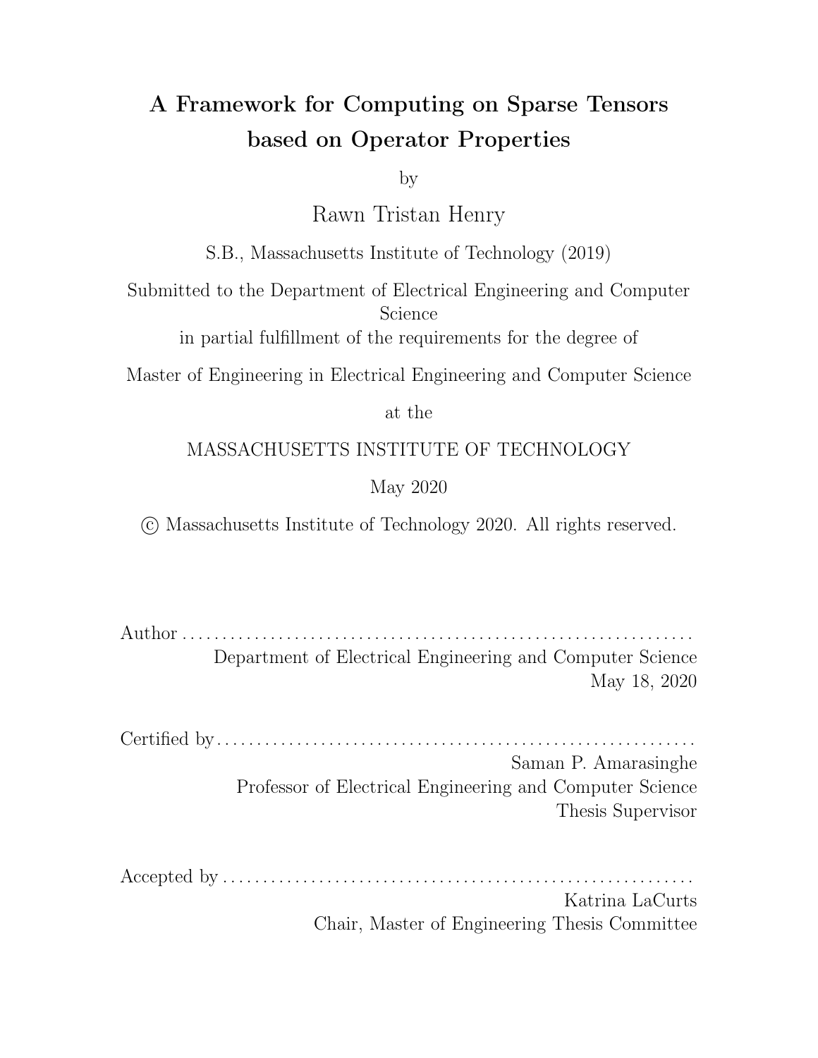# A Framework for Computing on Sparse Tensors based on Operator Properties

by

Rawn Tristan Henry

S.B., Massachusetts Institute of Technology (2019)

Submitted to the Department of Electrical Engineering and Computer Science

in partial fulfillment of the requirements for the degree of

Master of Engineering in Electrical Engineering and Computer Science

at the

MASSACHUSETTS INSTITUTE OF TECHNOLOGY

May 2020

© Massachusetts Institute of Technology 2020. All rights reserved.

Author . . . . . . . . . . . . . . . . . . . . . . . . . . . . . . . . . . . . . . . . . . . . . . . . . . . . . . . . . . . . . . .
Department of Electrical Engineering and Computer Science
May 18, 2020

Certified by . . . . . . . . . . . . . . . . . . . . . . . . . . . . . . . . . . . . . . . . . . . . . . . . . . . . . . . . . . .
Saman P. Amarasinghe
Professor of Electrical Engineering and Computer Science
Thesis Supervisor

Accepted by . . . . . . . . . . . . . . . . . . . . . . . . . . . . . . . . . . . . . . . . . . . . . . . . . . . . . . . . . .
Katrina LaCurts
Chair, Master of Engineering Thesis Committee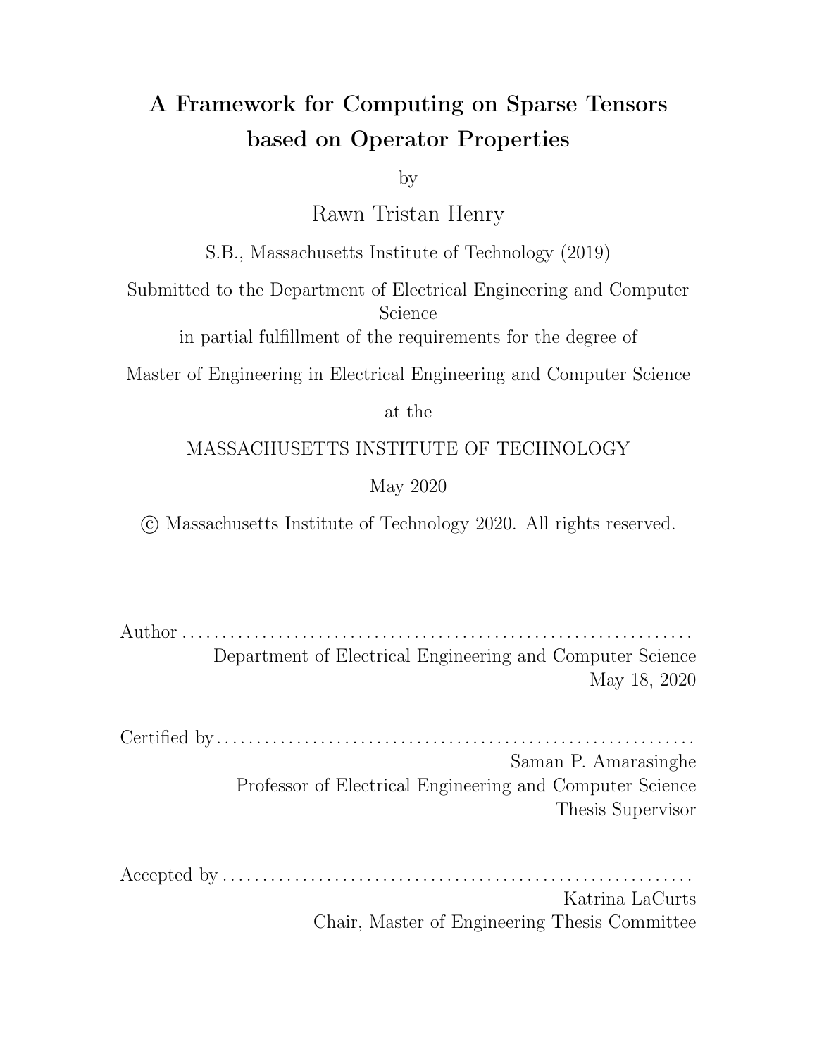# A Framework for Computing on Sparse Tensors based on Operator Properties

by

Rawn Tristan Henry

S.B., Massachusetts Institute of Technology (2019)

Submitted to the Department of Electrical Engineering and Computer Science

in partial fulfillment of the requirements for the degree of

Master of Engineering in Electrical Engineering and Computer Science

at the

MASSACHUSETTS INSTITUTE OF TECHNOLOGY

May 2020

© Massachusetts Institute of Technology 2020. All rights reserved.

Author . . . . . . . . . . . . . . . . . . . . . . . . . . . . . . . . . . . . . . . . . . . . . . . . . . . . . . . . . . . . . .
Department of Electrical Engineering and Computer Science
May 18, 2020

Certified by . . . . . . . . . . . . . . . . . . . . . . . . . . . . . . . . . . . . . . . . . . . . . . . . . . . . . . . . . . .
Saman P. Amarasinghe
Professor of Electrical Engineering and Computer Science
Thesis Supervisor

Accepted by . . . . . . . . . . . . . . . . . . . . . . . . . . . . . . . . . . . . . . . . . . . . . . . . . . . . . . . . . .
Katrina LaCurts
Chair, Master of Engineering Thesis Committee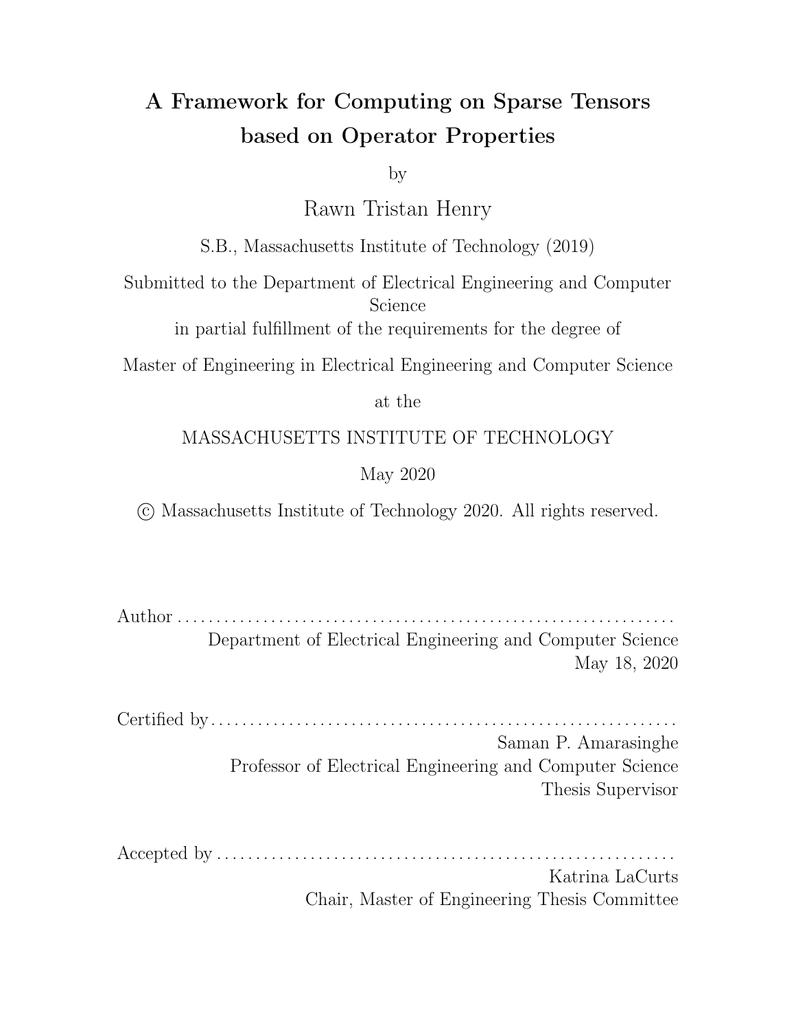# A Framework for Computing on Sparse Tensors based on Operator Properties

by

Rawn Tristan Henry

S.B., Massachusetts Institute of Technology (2019)

Submitted to the Department of Electrical Engineering and Computer Science

in partial fulfillment of the requirements for the degree of

Master of Engineering in Electrical Engineering and Computer Science

at the

MASSACHUSETTS INSTITUTE OF TECHNOLOGY

May 2020

© Massachusetts Institute of Technology 2020. All rights reserved.

Author . . . . . . . . . . . . . . . . . . . . . . . . . . . . . . . . . . . . . . . . . . . . . . . . . . . . . . . . . . . . . .
Department of Electrical Engineering and Computer Science
May 18, 2020

Certified by . . . . . . . . . . . . . . . . . . . . . . . . . . . . . . . . . . . . . . . . . . . . . . . . . . . . . . . . . .
Saman P. Amarasinghe
Professor of Electrical Engineering and Computer Science
Thesis Supervisor

Accepted by . . . . . . . . . . . . . . . . . . . . . . . . . . . . . . . . . . . . . . . . . . . . . . . . . . . . . . . . .
Katrina LaCurts
Chair, Master of Engineering Thesis Committee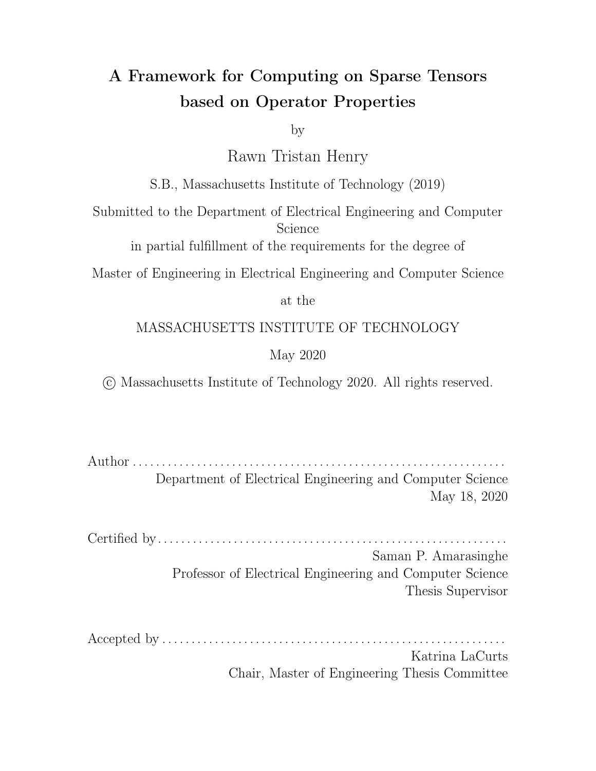# A Framework for Computing on Sparse Tensors based on Operator Properties

by

Rawn Tristan Henry

S.B., Massachusetts Institute of Technology (2019)

Submitted to the Department of Electrical Engineering and Computer Science

in partial fulfillment of the requirements for the degree of

Master of Engineering in Electrical Engineering and Computer Science

at the

MASSACHUSETTS INSTITUTE OF TECHNOLOGY

May 2020

© Massachusetts Institute of Technology 2020. All rights reserved.

Author . . . . . . . . . . . . . . . . . . . . . . . . . . . . . . . . . . . . . . . . . . . . . . . . . . . . . . . . . . . . . . .
Department of Electrical Engineering and Computer Science
May 18, 2020

Certified by . . . . . . . . . . . . . . . . . . . . . . . . . . . . . . . . . . . . . . . . . . . . . . . . . . . . . . . . . . .
Saman P. Amarasinghe
Professor of Electrical Engineering and Computer Science
Thesis Supervisor

Accepted by . . . . . . . . . . . . . . . . . . . . . . . . . . . . . . . . . . . . . . . . . . . . . . . . . . . . . . . . . .
Katrina LaCurts
Chair, Master of Engineering Thesis Committee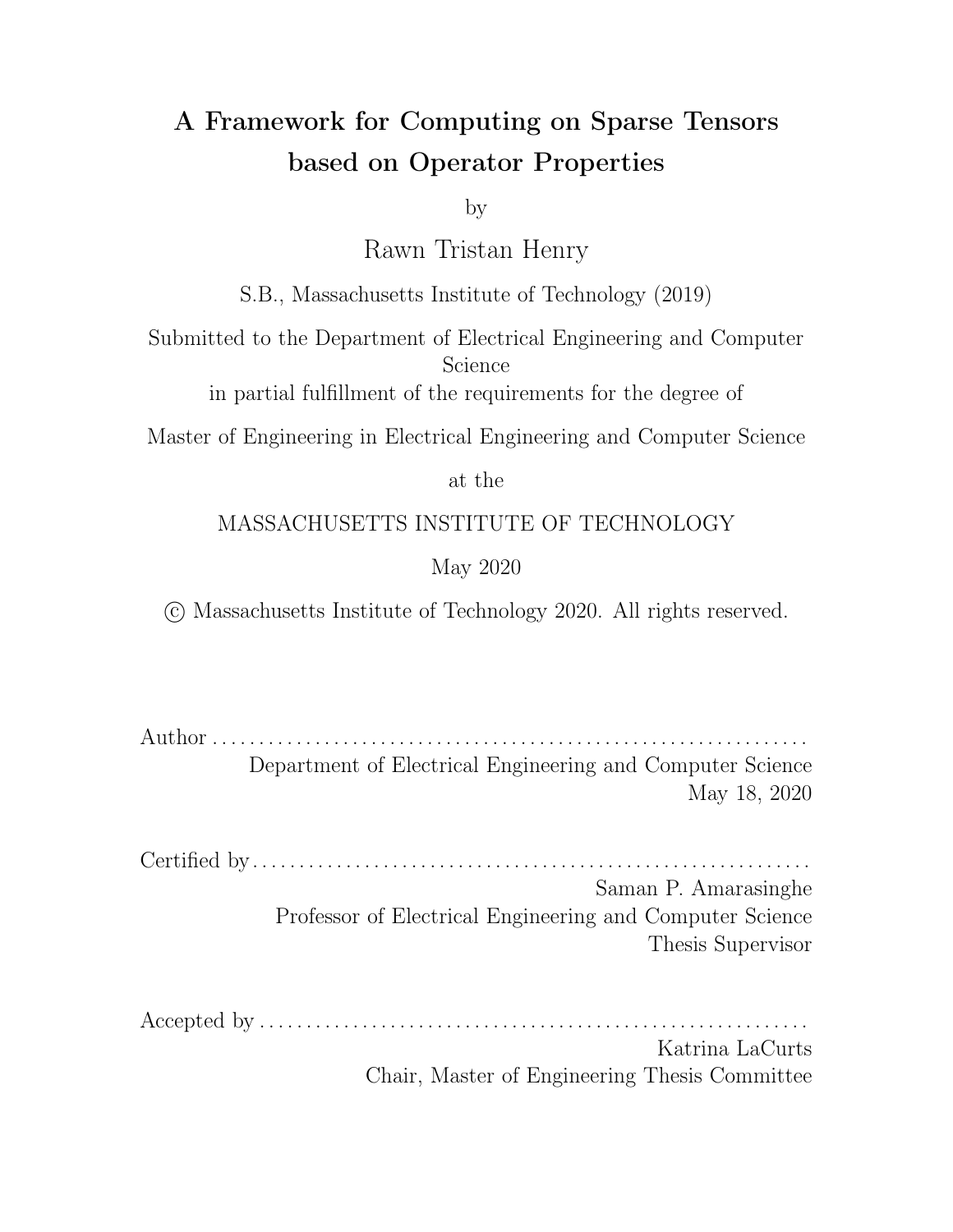# A Framework for Computing on Sparse Tensors based on Operator Properties

by

Rawn Tristan Henry

S.B., Massachusetts Institute of Technology (2019)

Submitted to the Department of Electrical Engineering and Computer Science

in partial fulfillment of the requirements for the degree of

Master of Engineering in Electrical Engineering and Computer Science

at the

MASSACHUSETTS INSTITUTE OF TECHNOLOGY

May 2020

© Massachusetts Institute of Technology 2020. All rights reserved.

Author . . . . . . . . . . . . . . . . . . . . . . . . . . . . . . . . . . . . . . . . . . . . . . . . . . . . . . . . . . . . . .
Department of Electrical Engineering and Computer Science
May 18, 2020

Certified by . . . . . . . . . . . . . . . . . . . . . . . . . . . . . . . . . . . . . . . . . . . . . . . . . . . . . . . . . . .
Saman P. Amarasinghe
Professor of Electrical Engineering and Computer Science
Thesis Supervisor

Accepted by . . . . . . . . . . . . . . . . . . . . . . . . . . . . . . . . . . . . . . . . . . . . . . . . . . . . . . . . . .
Katrina LaCurts
Chair, Master of Engineering Thesis Committee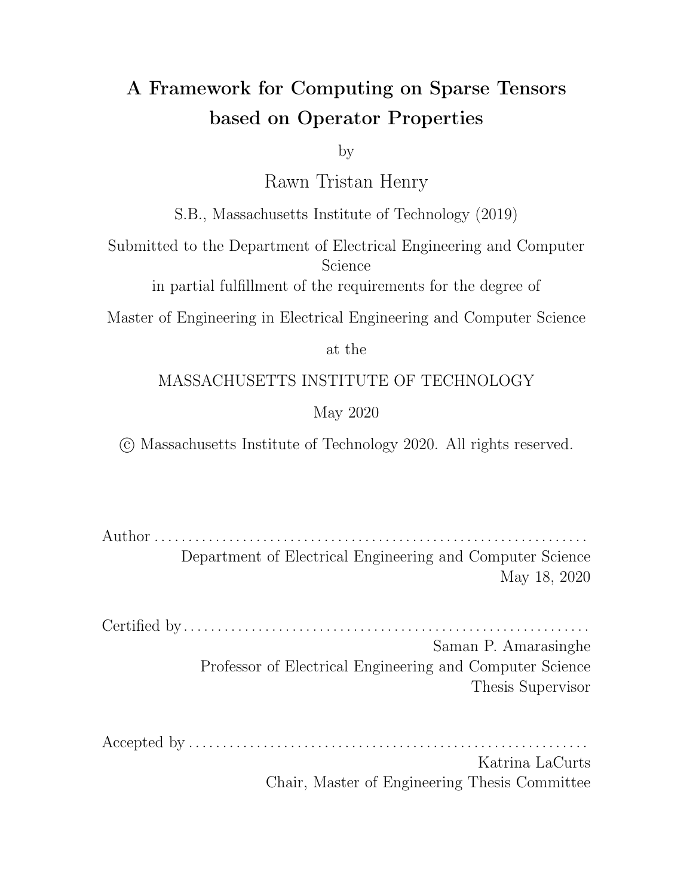# A Framework for Computing on Sparse Tensors based on Operator Properties

by

Rawn Tristan Henry

S.B., Massachusetts Institute of Technology (2019)

Submitted to the Department of Electrical Engineering and Computer Science

in partial fulfillment of the requirements for the degree of

Master of Engineering in Electrical Engineering and Computer Science

at the

MASSACHUSETTS INSTITUTE OF TECHNOLOGY

May 2020

© Massachusetts Institute of Technology 2020. All rights reserved.

Author . . . . . . . . . . . . . . . . . . . . . . . . . . . . . . . . . . . . . . . . . . . . . . . . . . . . . . . . . . . . . .
Department of Electrical Engineering and Computer Science
May 18, 2020

Certified by . . . . . . . . . . . . . . . . . . . . . . . . . . . . . . . . . . . . . . . . . . . . . . . . . . . . . . . . . . .
Saman P. Amarasinghe
Professor of Electrical Engineering and Computer Science
Thesis Supervisor

Accepted by . . . . . . . . . . . . . . . . . . . . . . . . . . . . . . . . . . . . . . . . . . . . . . . . . . . . . . . . . .
Katrina LaCurts
Chair, Master of Engineering Thesis Committee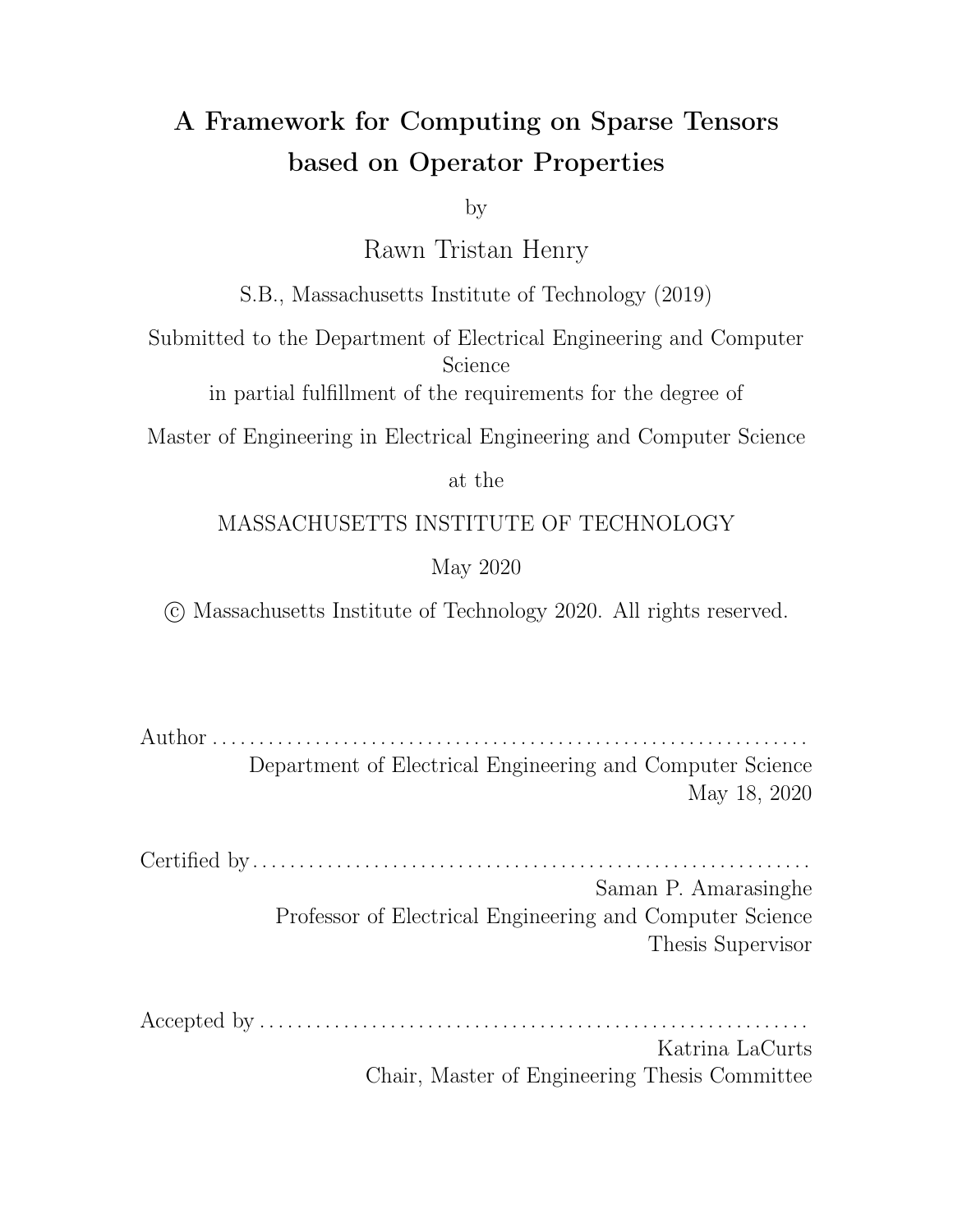# A Framework for Computing on Sparse Tensors based on Operator Properties

by

Rawn Tristan Henry

S.B., Massachusetts Institute of Technology (2019)

Submitted to the Department of Electrical Engineering and Computer Science

in partial fulfillment of the requirements for the degree of

Master of Engineering in Electrical Engineering and Computer Science

at the

MASSACHUSETTS INSTITUTE OF TECHNOLOGY

May 2020

© Massachusetts Institute of Technology 2020. All rights reserved.

Author . . . . . . . . . . . . . . . . . . . . . . . . . . . . . . . . . . . . . . . . . . . . . . . . . . . . . . . . . . . . . . .
Department of Electrical Engineering and Computer Science
May 18, 2020

Certified by . . . . . . . . . . . . . . . . . . . . . . . . . . . . . . . . . . . . . . . . . . . . . . . . . . . . . . . . . . .
Saman P. Amarasinghe
Professor of Electrical Engineering and Computer Science
Thesis Supervisor

Accepted by . . . . . . . . . . . . . . . . . . . . . . . . . . . . . . . . . . . . . . . . . . . . . . . . . . . . . . . . . .
Katrina LaCurts
Chair, Master of Engineering Thesis Committee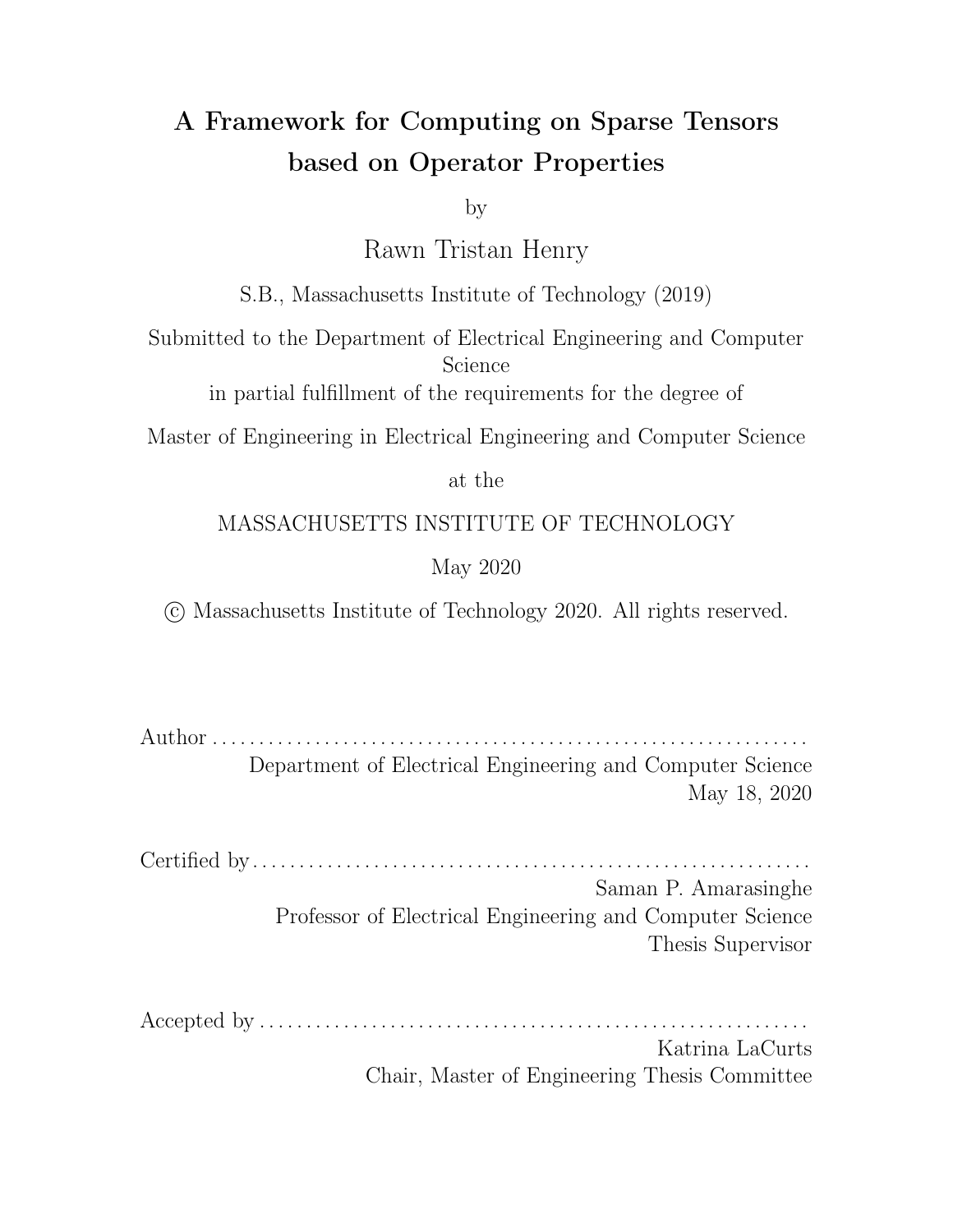# A Framework for Computing on Sparse Tensors based on Operator Properties

by

Rawn Tristan Henry

S.B., Massachusetts Institute of Technology (2019)

Submitted to the Department of Electrical Engineering and Computer Science

in partial fulfillment of the requirements for the degree of

Master of Engineering in Electrical Engineering and Computer Science

at the

MASSACHUSETTS INSTITUTE OF TECHNOLOGY

May 2020

© Massachusetts Institute of Technology 2020. All rights reserved.

Author . . . . . . . . . . . . . . . . . . . . . . . . . . . . . . . . . . . . . . . . . . . . . . . . . . . . . . . . . . . . . .
Department of Electrical Engineering and Computer Science
May 18, 2020

Certified by . . . . . . . . . . . . . . . . . . . . . . . . . . . . . . . . . . . . . . . . . . . . . . . . . . . . . . . . . . .
Saman P. Amarasinghe
Professor of Electrical Engineering and Computer Science
Thesis Supervisor

Accepted by . . . . . . . . . . . . . . . . . . . . . . . . . . . . . . . . . . . . . . . . . . . . . . . . . . . . . . . . . .
Katrina LaCurts
Chair, Master of Engineering Thesis Committee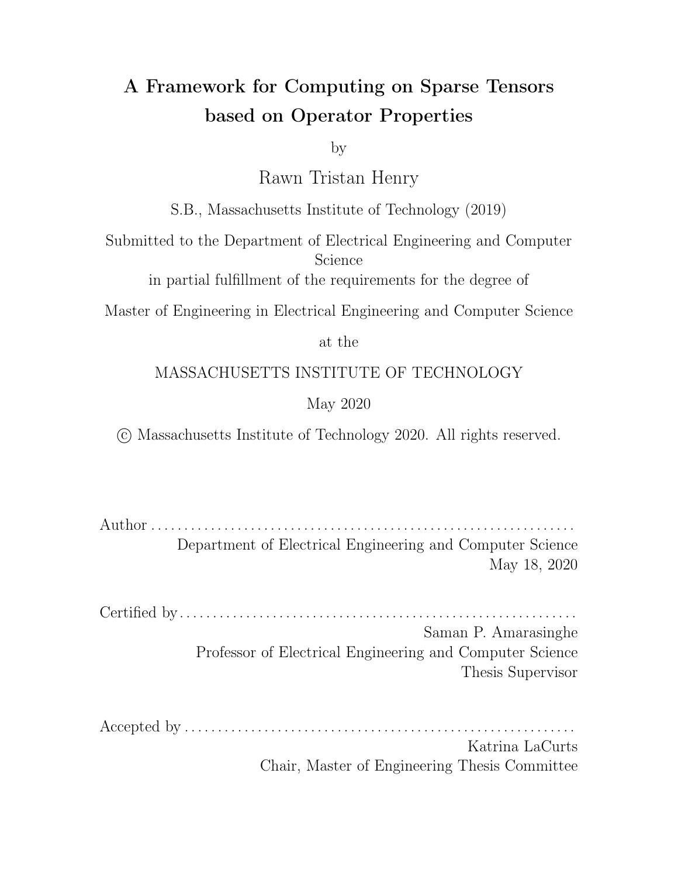# A Framework for Computing on Sparse Tensors based on Operator Properties

by

Rawn Tristan Henry

S.B., Massachusetts Institute of Technology (2019)

Submitted to the Department of Electrical Engineering and Computer Science

in partial fulfillment of the requirements for the degree of

Master of Engineering in Electrical Engineering and Computer Science

at the

MASSACHUSETTS INSTITUTE OF TECHNOLOGY

May 2020

© Massachusetts Institute of Technology 2020. All rights reserved.

Author . . . . . . . . . . . . . . . . . . . . . . . . . . . . . . . . . . . . . . . . . . . . . . . . . . . . . . . . . . . . . .
Department of Electrical Engineering and Computer Science
May 18, 2020

Certified by . . . . . . . . . . . . . . . . . . . . . . . . . . . . . . . . . . . . . . . . . . . . . . . . . . . . . . . . . .
Saman P. Amarasinghe
Professor of Electrical Engineering and Computer Science
Thesis Supervisor

Accepted by . . . . . . . . . . . . . . . . . . . . . . . . . . . . . . . . . . . . . . . . . . . . . . . . . . . . . . . . .
Katrina LaCurts
Chair, Master of Engineering Thesis Committee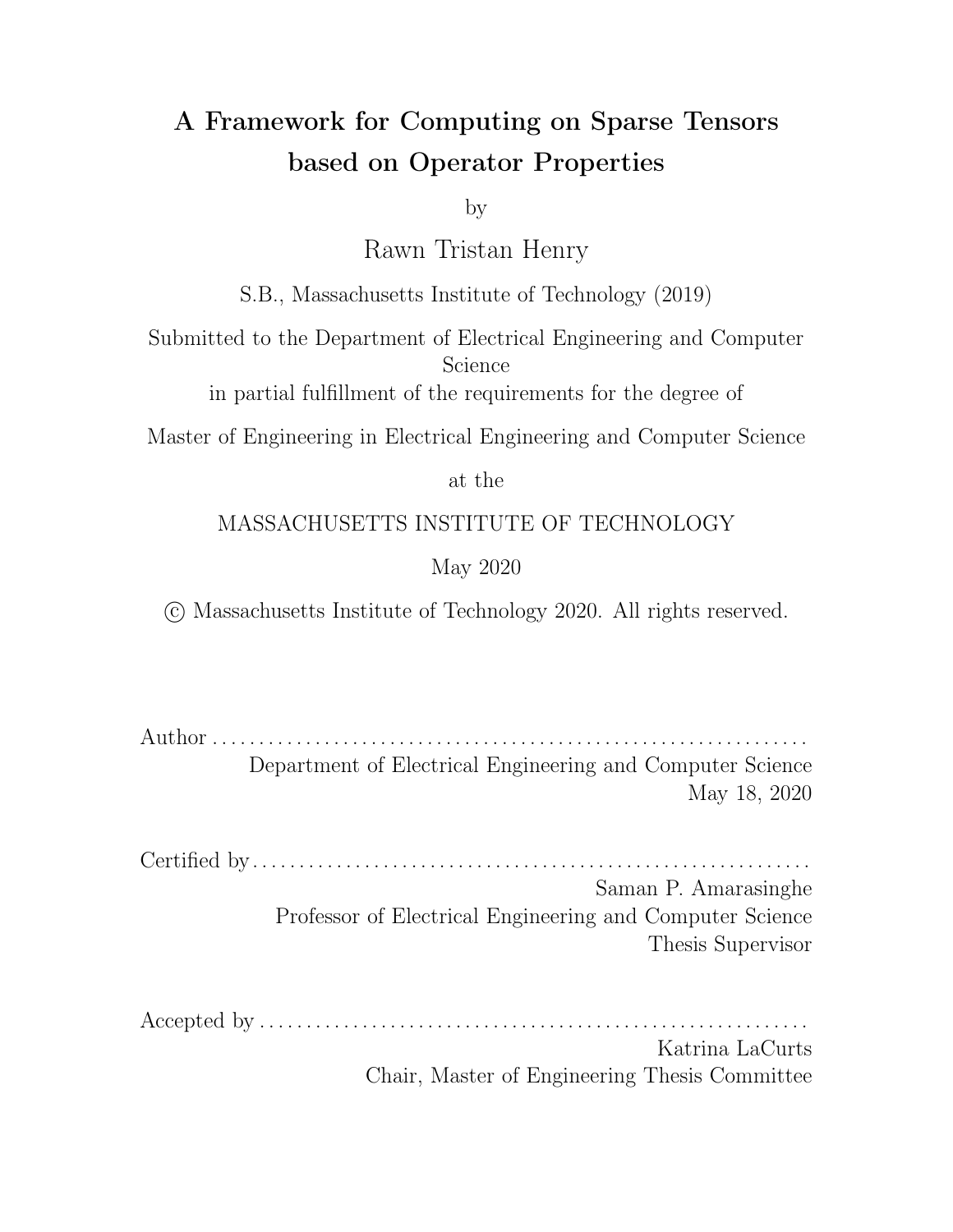# A Framework for Computing on Sparse Tensors based on Operator Properties

by

Rawn Tristan Henry

S.B., Massachusetts Institute of Technology (2019)

Submitted to the Department of Electrical Engineering and Computer Science

in partial fulfillment of the requirements for the degree of

Master of Engineering in Electrical Engineering and Computer Science

at the

MASSACHUSETTS INSTITUTE OF TECHNOLOGY

May 2020

© Massachusetts Institute of Technology 2020. All rights reserved.

Author . . . . . . . . . . . . . . . . . . . . . . . . . . . . . . . . . . . . . . . . . . . . . . . . . . . . . . . . . . . . . .
Department of Electrical Engineering and Computer Science
May 18, 2020

Certified by . . . . . . . . . . . . . . . . . . . . . . . . . . . . . . . . . . . . . . . . . . . . . . . . . . . . . . . . . . .
Saman P. Amarasinghe
Professor of Electrical Engineering and Computer Science
Thesis Supervisor

Accepted by . . . . . . . . . . . . . . . . . . . . . . . . . . . . . . . . . . . . . . . . . . . . . . . . . . . . . . . . . .
Katrina LaCurts
Chair, Master of Engineering Thesis Committee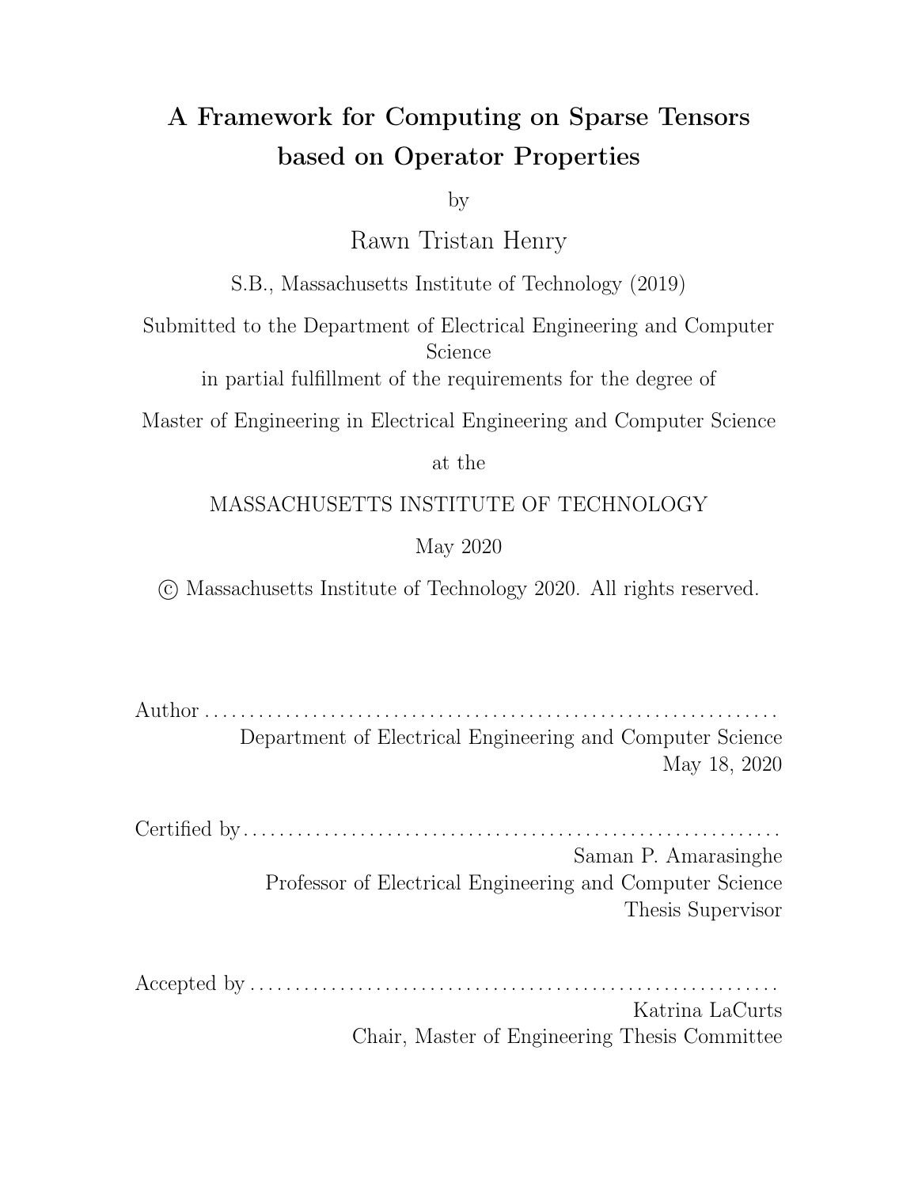# A Framework for Computing on Sparse Tensors based on Operator Properties

by

Rawn Tristan Henry

S.B., Massachusetts Institute of Technology (2019)

Submitted to the Department of Electrical Engineering and Computer Science

in partial fulfillment of the requirements for the degree of

Master of Engineering in Electrical Engineering and Computer Science

at the

MASSACHUSETTS INSTITUTE OF TECHNOLOGY

May 2020

© Massachusetts Institute of Technology 2020. All rights reserved.

Author . . . . . . . . . . . . . . . . . . . . . . . . . . . . . . . . . . . . . . . . . . . . . . . . . . . . . . . . . . . . . .
Department of Electrical Engineering and Computer Science
May 18, 2020

Certified by . . . . . . . . . . . . . . . . . . . . . . . . . . . . . . . . . . . . . . . . . . . . . . . . . . . . . . . . . .
Saman P. Amarasinghe
Professor of Electrical Engineering and Computer Science
Thesis Supervisor

Accepted by . . . . . . . . . . . . . . . . . . . . . . . . . . . . . . . . . . . . . . . . . . . . . . . . . . . . . . . . .
Katrina LaCurts
Chair, Master of Engineering Thesis Committee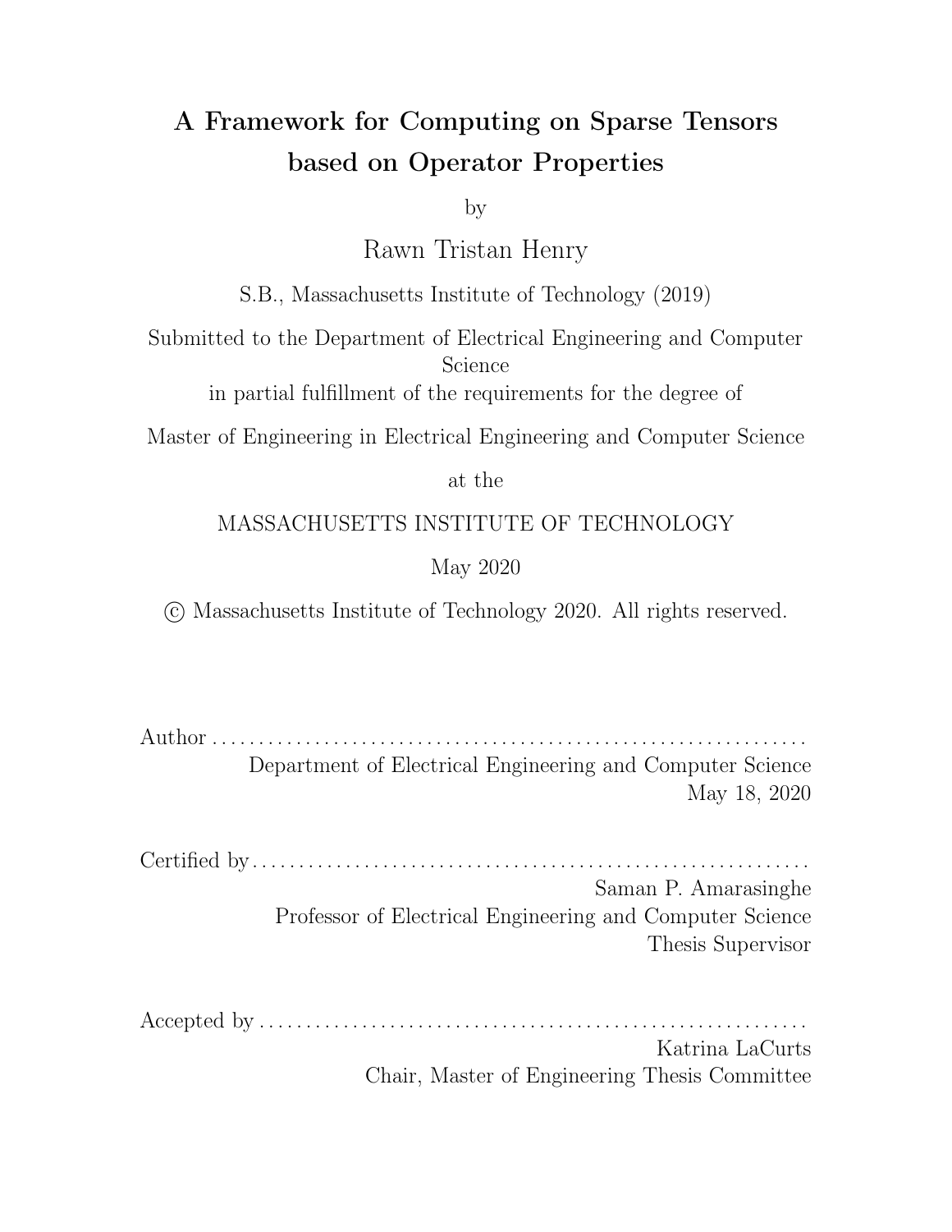# A Framework for Computing on Sparse Tensors based on Operator Properties

by

Rawn Tristan Henry

S.B., Massachusetts Institute of Technology (2019)

Submitted to the Department of Electrical Engineering and Computer Science

in partial fulfillment of the requirements for the degree of

Master of Engineering in Electrical Engineering and Computer Science

at the

MASSACHUSETTS INSTITUTE OF TECHNOLOGY

May 2020

© Massachusetts Institute of Technology 2020. All rights reserved.

Author . . . . . . . . . . . . . . . . . . . . . . . . . . . . . . . . . . . . . . . . . . . . . . . . . . . . . . . . . . . . . .

Department of Electrical Engineering and Computer Science

May 18, 2020

Certified by . . . . . . . . . . . . . . . . . . . . . . . . . . . . . . . . . . . . . . . . . . . . . . . . . . . . . . . . . .

Saman P. Amarasinghe

Professor of Electrical Engineering and Computer Science

Thesis Supervisor

Accepted by . . . . . . . . . . . . . . . . . . . . . . . . . . . . . . . . . . . . . . . . . . . . . . . . . . . . . . . . .

Katrina LaCurts

Chair, Master of Engineering Thesis Committee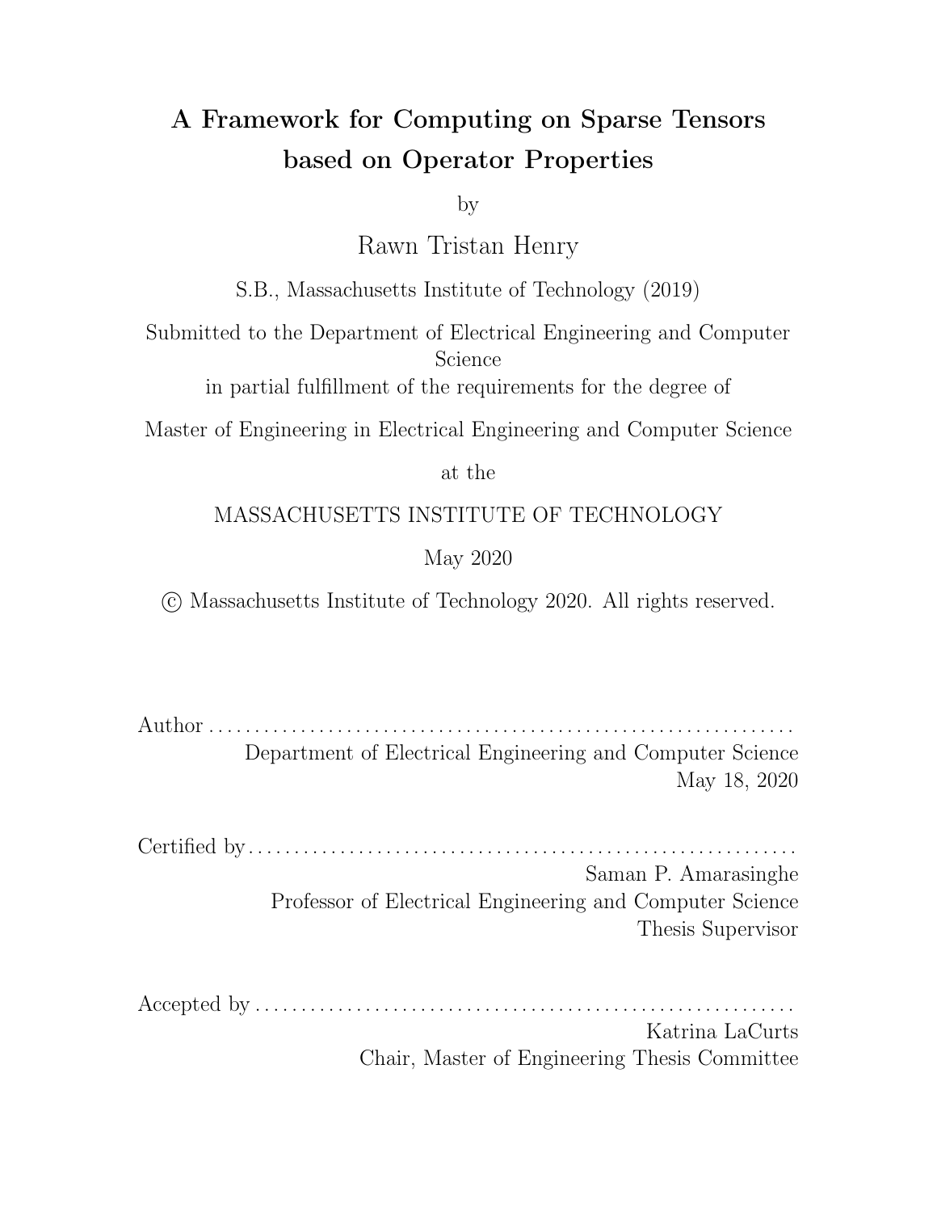# A Framework for Computing on Sparse Tensors based on Operator Properties

by

Rawn Tristan Henry

S.B., Massachusetts Institute of Technology (2019)

Submitted to the Department of Electrical Engineering and Computer Science

in partial fulfillment of the requirements for the degree of

Master of Engineering in Electrical Engineering and Computer Science

at the

MASSACHUSETTS INSTITUTE OF TECHNOLOGY

May 2020

© Massachusetts Institute of Technology 2020. All rights reserved.

Author . . . . . . . . . . . . . . . . . . . . . . . . . . . . . . . . . . . . . . . . . . . . . . . . . . . . . . . . . . . . . .
Department of Electrical Engineering and Computer Science
May 18, 2020

Certified by . . . . . . . . . . . . . . . . . . . . . . . . . . . . . . . . . . . . . . . . . . . . . . . . . . . . . . . . . .
Saman P. Amarasinghe
Professor of Electrical Engineering and Computer Science
Thesis Supervisor

Accepted by . . . . . . . . . . . . . . . . . . . . . . . . . . . . . . . . . . . . . . . . . . . . . . . . . . . . . . . . .
Katrina LaCurts
Chair, Master of Engineering Thesis Committee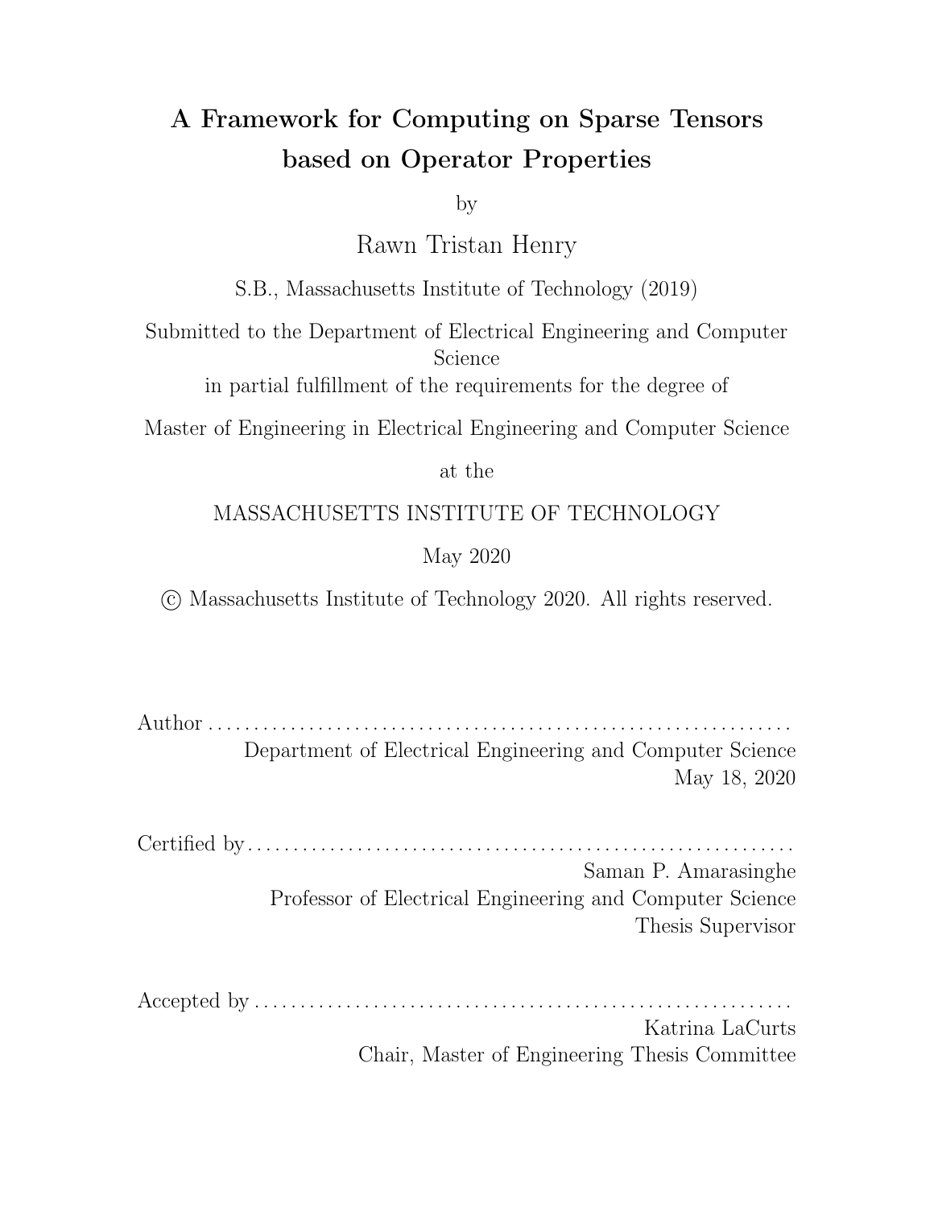# A Framework for Computing on Sparse Tensors based on Operator Properties

by

Rawn Tristan Henry

S.B., Massachusetts Institute of Technology (2019)

Submitted to the Department of Electrical Engineering and Computer Science

in partial fulfillment of the requirements for the degree of

Master of Engineering in Electrical Engineering and Computer Science

at the

MASSACHUSETTS INSTITUTE OF TECHNOLOGY

May 2020

© Massachusetts Institute of Technology 2020. All rights reserved.

Author . . . . . . . . . . . . . . . . . . . . . . . . . . . . . . . . . . . . . . . . . . . . . . . . . . . . . . . . . . . . . .
Department of Electrical Engineering and Computer Science
May 18, 2020

Certified by . . . . . . . . . . . . . . . . . . . . . . . . . . . . . . . . . . . . . . . . . . . . . . . . . . . . . . . . . .
Saman P. Amarasinghe
Professor of Electrical Engineering and Computer Science
Thesis Supervisor

Accepted by . . . . . . . . . . . . . . . . . . . . . . . . . . . . . . . . . . . . . . . . . . . . . . . . . . . . . . . . .
Katrina LaCurts
Chair, Master of Engineering Thesis Committee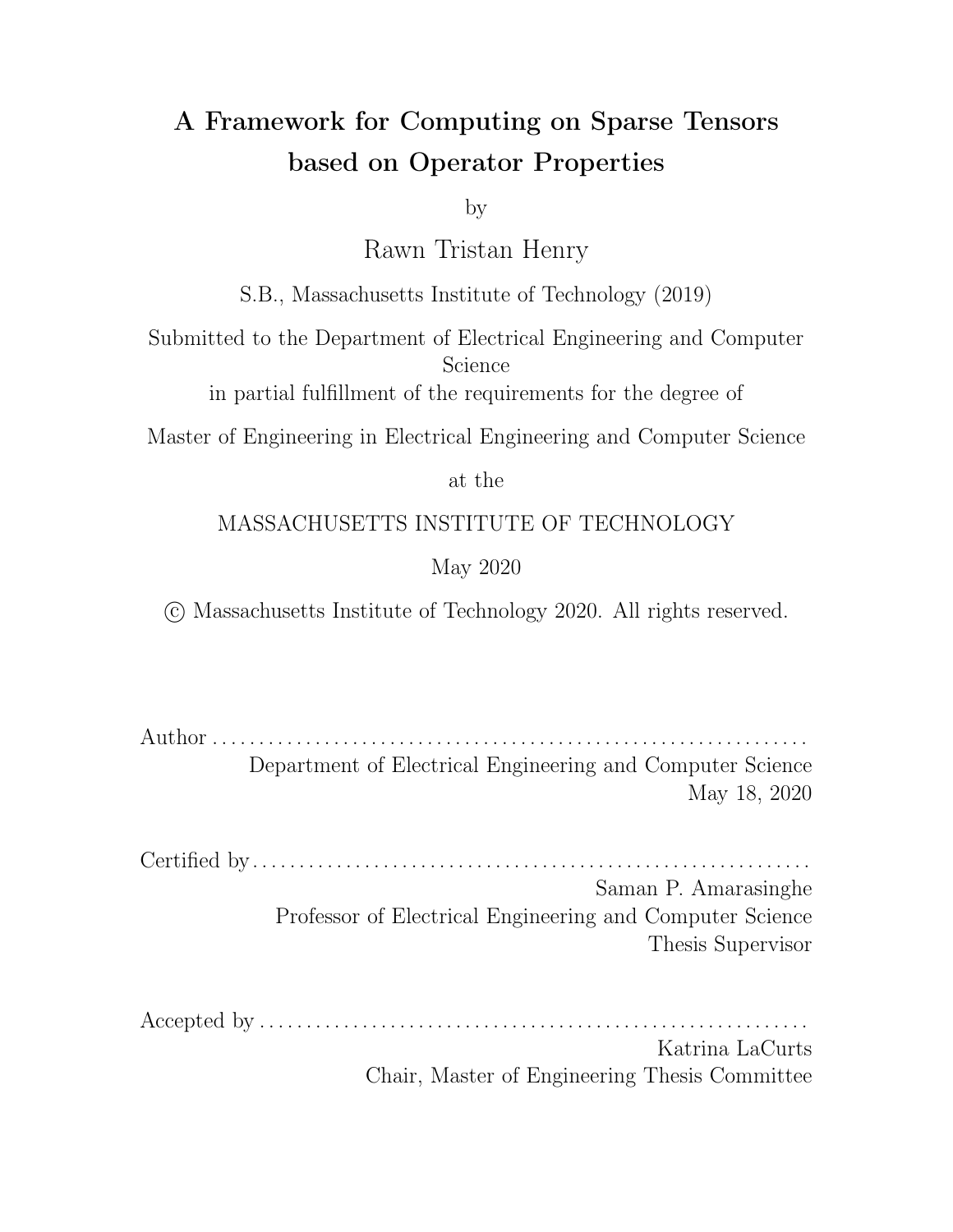# A Framework for Computing on Sparse Tensors based on Operator Properties

by

Rawn Tristan Henry

S.B., Massachusetts Institute of Technology (2019)

Submitted to the Department of Electrical Engineering and Computer Science

in partial fulfillment of the requirements for the degree of

Master of Engineering in Electrical Engineering and Computer Science

at the

MASSACHUSETTS INSTITUTE OF TECHNOLOGY

May 2020

© Massachusetts Institute of Technology 2020. All rights reserved.

Author . . . . . . . . . . . . . . . . . . . . . . . . . . . . . . . . . . . . . . . . . . . . . . . . . . . . . . . . . . . . . .
Department of Electrical Engineering and Computer Science
May 18, 2020

Certified by . . . . . . . . . . . . . . . . . . . . . . . . . . . . . . . . . . . . . . . . . . . . . . . . . . . . . . . . . .
Saman P. Amarasinghe
Professor of Electrical Engineering and Computer Science
Thesis Supervisor

Accepted by . . . . . . . . . . . . . . . . . . . . . . . . . . . . . . . . . . . . . . . . . . . . . . . . . . . . . . . . .
Katrina LaCurts
Chair, Master of Engineering Thesis Committee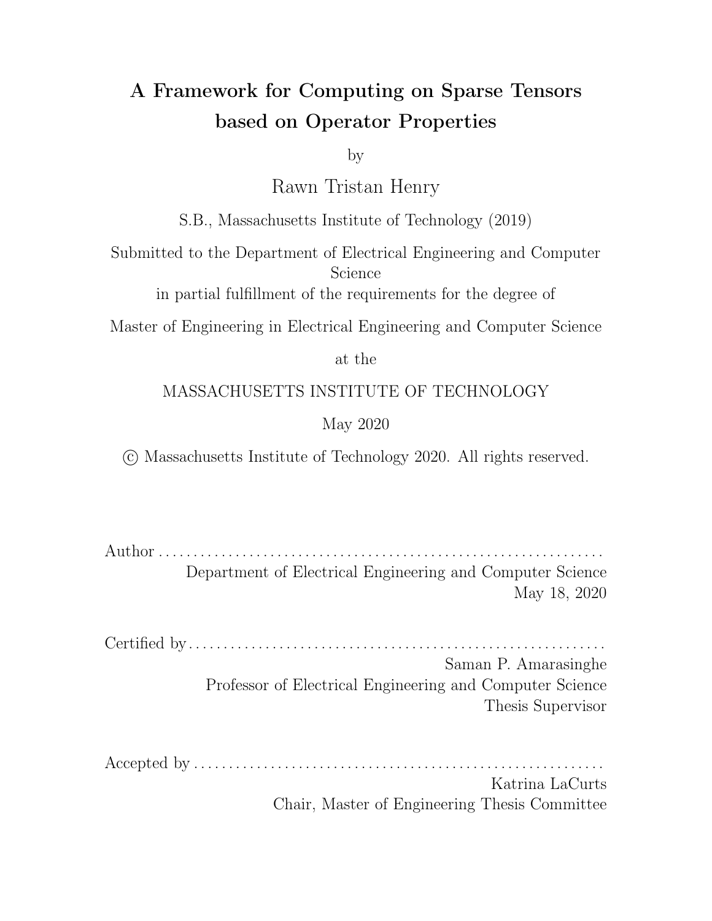# A Framework for Computing on Sparse Tensors based on Operator Properties

by

Rawn Tristan Henry

S.B., Massachusetts Institute of Technology (2019)

Submitted to the Department of Electrical Engineering and Computer Science

in partial fulfillment of the requirements for the degree of

Master of Engineering in Electrical Engineering and Computer Science

at the

MASSACHUSETTS INSTITUTE OF TECHNOLOGY

May 2020

© Massachusetts Institute of Technology 2020. All rights reserved.

Author . . . . . . . . . . . . . . . . . . . . . . . . . . . . . . . . . . . . . . . . . . . . . . . . . . . . . . . . . . . . . .
Department of Electrical Engineering and Computer Science
May 18, 2020

Certified by . . . . . . . . . . . . . . . . . . . . . . . . . . . . . . . . . . . . . . . . . . . . . . . . . . . . . . . . . . .
Saman P. Amarasinghe
Professor of Electrical Engineering and Computer Science
Thesis Supervisor

Accepted by . . . . . . . . . . . . . . . . . . . . . . . . . . . . . . . . . . . . . . . . . . . . . . . . . . . . . . . . . .
Katrina LaCurts
Chair, Master of Engineering Thesis Committee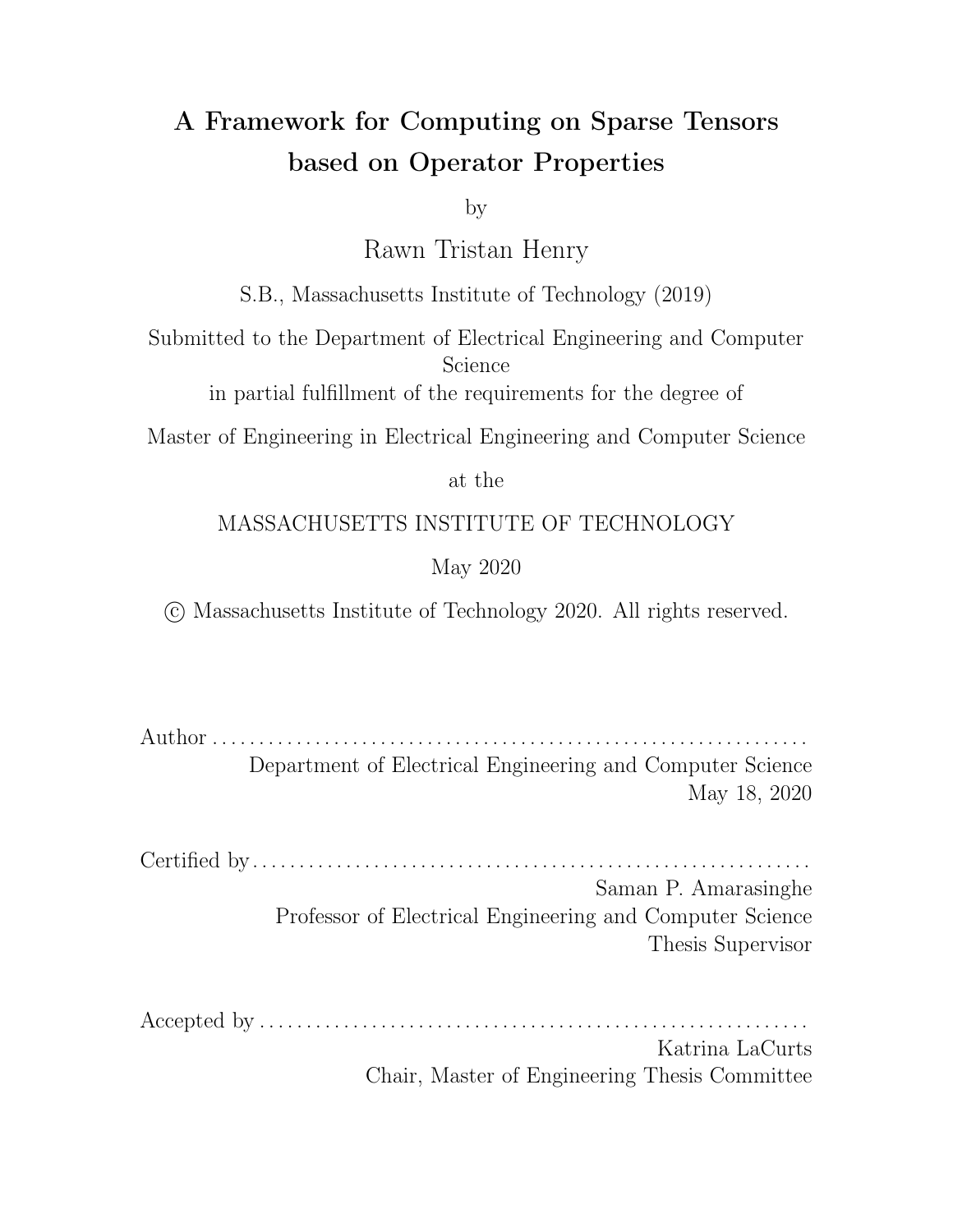# A Framework for Computing on Sparse Tensors based on Operator Properties

by

Rawn Tristan Henry

S.B., Massachusetts Institute of Technology (2019)

Submitted to the Department of Electrical Engineering and Computer Science

in partial fulfillment of the requirements for the degree of

Master of Engineering in Electrical Engineering and Computer Science

at the

MASSACHUSETTS INSTITUTE OF TECHNOLOGY

May 2020

© Massachusetts Institute of Technology 2020. All rights reserved.

Author . . . . . . . . . . . . . . . . . . . . . . . . . . . . . . . . . . . . . . . . . . . . . . . . . . . . . . . . . . . . . .
Department of Electrical Engineering and Computer Science
May 18, 2020

Certified by . . . . . . . . . . . . . . . . . . . . . . . . . . . . . . . . . . . . . . . . . . . . . . . . . . . . . . . . . . .
Saman P. Amarasinghe
Professor of Electrical Engineering and Computer Science
Thesis Supervisor

Accepted by . . . . . . . . . . . . . . . . . . . . . . . . . . . . . . . . . . . . . . . . . . . . . . . . . . . . . . . . . .
Katrina LaCurts
Chair, Master of Engineering Thesis Committee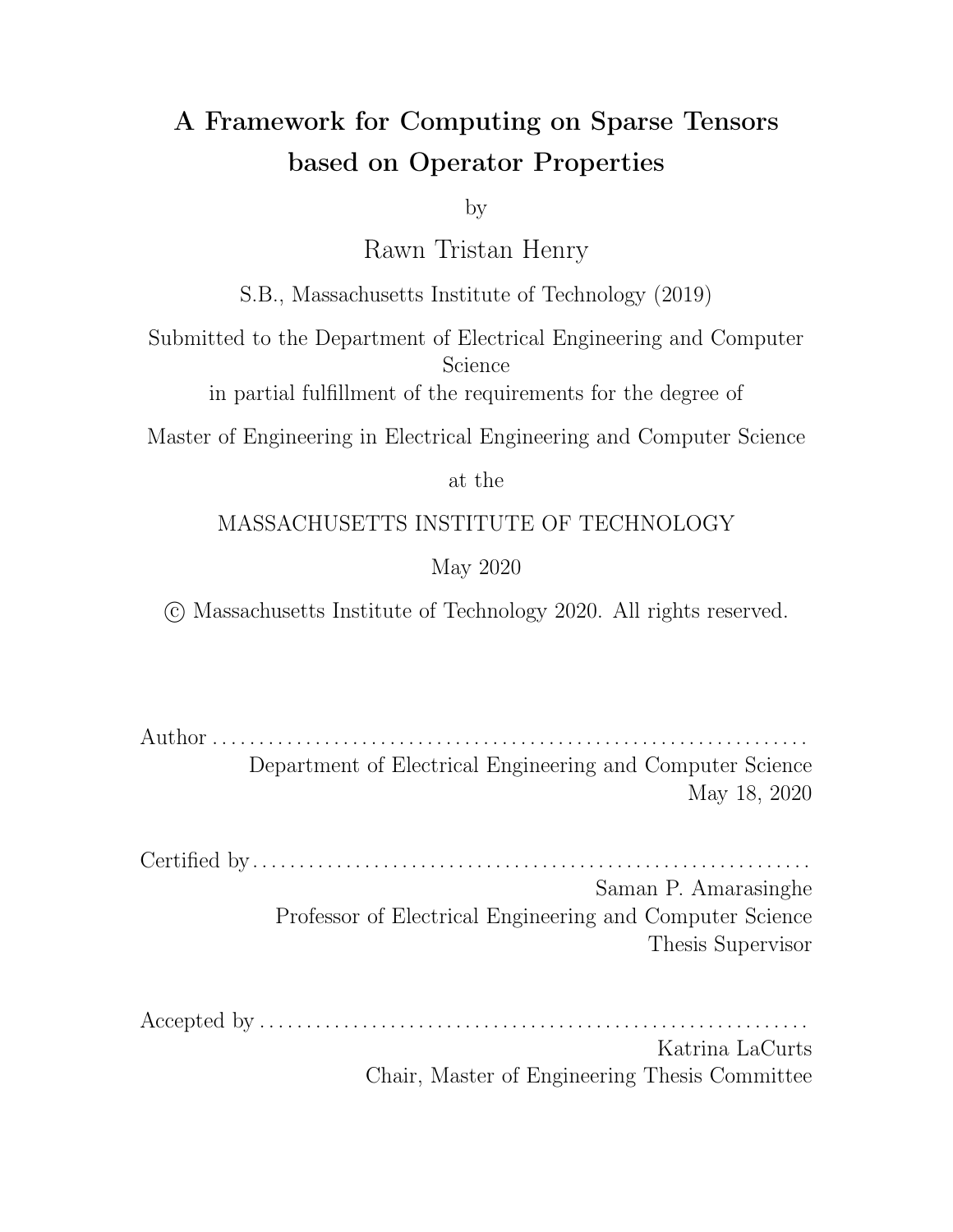# A Framework for Computing on Sparse Tensors based on Operator Properties

by

Rawn Tristan Henry

S.B., Massachusetts Institute of Technology (2019)

Submitted to the Department of Electrical Engineering and Computer Science

in partial fulfillment of the requirements for the degree of

Master of Engineering in Electrical Engineering and Computer Science

at the

MASSACHUSETTS INSTITUTE OF TECHNOLOGY

May 2020

© Massachusetts Institute of Technology 2020. All rights reserved.

Author . . . . . . . . . . . . . . . . . . . . . . . . . . . . . . . . . . . . . . . . . . . . . . . . . . . . . . . . . . . . . .
Department of Electrical Engineering and Computer Science
May 18, 2020

Certified by. . . . . . . . . . . . . . . . . . . . . . . . . . . . . . . . . . . . . . . . . . . . . . . . . . . . . . . . . . . .
Saman P. Amarasinghe
Professor of Electrical Engineering and Computer Science
Thesis Supervisor

Accepted by . . . . . . . . . . . . . . . . . . . . . . . . . . . . . . . . . . . . . . . . . . . . . . . . . . . . . . . . . . .
Katrina LaCurts
Chair, Master of Engineering Thesis Committee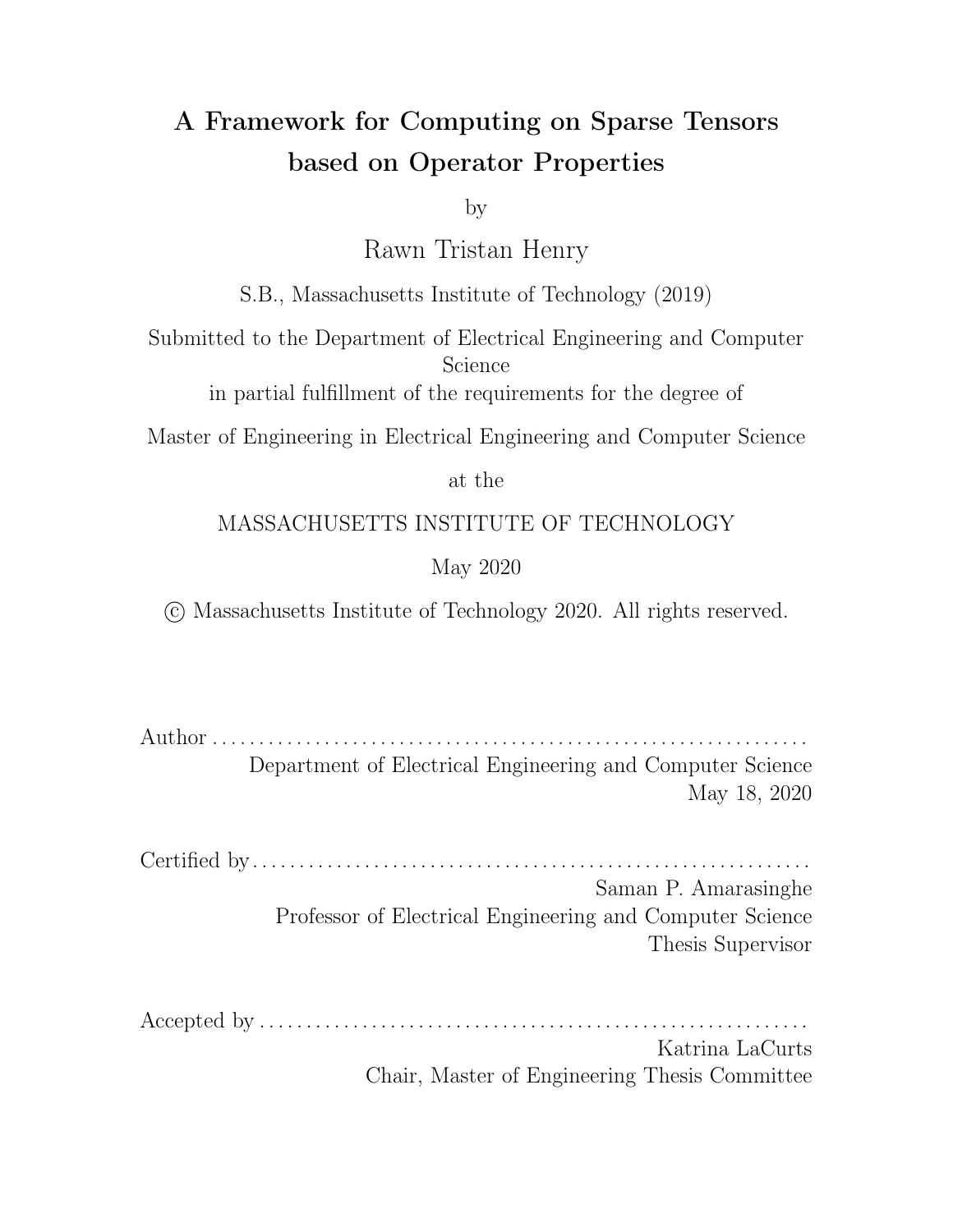# A Framework for Computing on Sparse Tensors based on Operator Properties

by

Rawn Tristan Henry

S.B., Massachusetts Institute of Technology (2019)

Submitted to the Department of Electrical Engineering and Computer Science

in partial fulfillment of the requirements for the degree of

Master of Engineering in Electrical Engineering and Computer Science

at the

MASSACHUSETTS INSTITUTE OF TECHNOLOGY

May 2020

© Massachusetts Institute of Technology 2020. All rights reserved.

Author . . . . . . . . . . . . . . . . . . . . . . . . . . . . . . . . . . . . . . . . . . . . . . . . . . . . . . . . . . . . . .
Department of Electrical Engineering and Computer Science
May 18, 2020

Certified by . . . . . . . . . . . . . . . . . . . . . . . . . . . . . . . . . . . . . . . . . . . . . . . . . . . . . . . . . . .
Saman P. Amarasinghe
Professor of Electrical Engineering and Computer Science
Thesis Supervisor

Accepted by . . . . . . . . . . . . . . . . . . . . . . . . . . . . . . . . . . . . . . . . . . . . . . . . . . . . . . . . . .
Katrina LaCurts
Chair, Master of Engineering Thesis Committee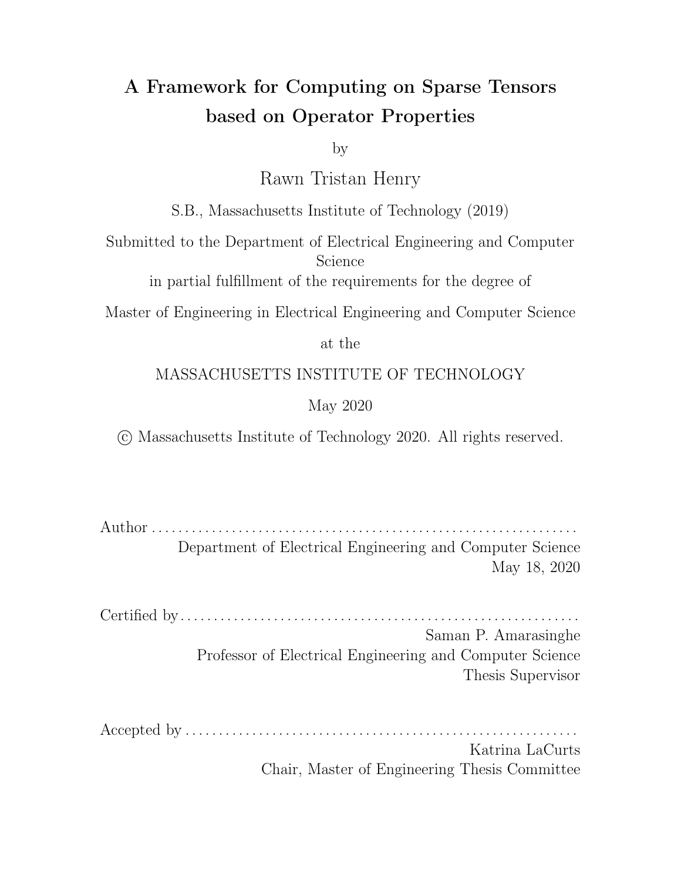# A Framework for Computing on Sparse Tensors based on Operator Properties

by

Rawn Tristan Henry

S.B., Massachusetts Institute of Technology (2019)

Submitted to the Department of Electrical Engineering and Computer Science

in partial fulfillment of the requirements for the degree of

Master of Engineering in Electrical Engineering and Computer Science

at the

MASSACHUSETTS INSTITUTE OF TECHNOLOGY

May 2020

© Massachusetts Institute of Technology 2020. All rights reserved.

Author . . . . . . . . . . . . . . . . . . . . . . . . . . . . . . . . . . . . . . . . . . . . . . . . . . . . . . . . . . . . . .
Department of Electrical Engineering and Computer Science
May 18, 2020

Certified by . . . . . . . . . . . . . . . . . . . . . . . . . . . . . . . . . . . . . . . . . . . . . . . . . . . . . . . . . . .
Saman P. Amarasinghe
Professor of Electrical Engineering and Computer Science
Thesis Supervisor

Accepted by . . . . . . . . . . . . . . . . . . . . . . . . . . . . . . . . . . . . . . . . . . . . . . . . . . . . . . . . . .
Katrina LaCurts
Chair, Master of Engineering Thesis Committee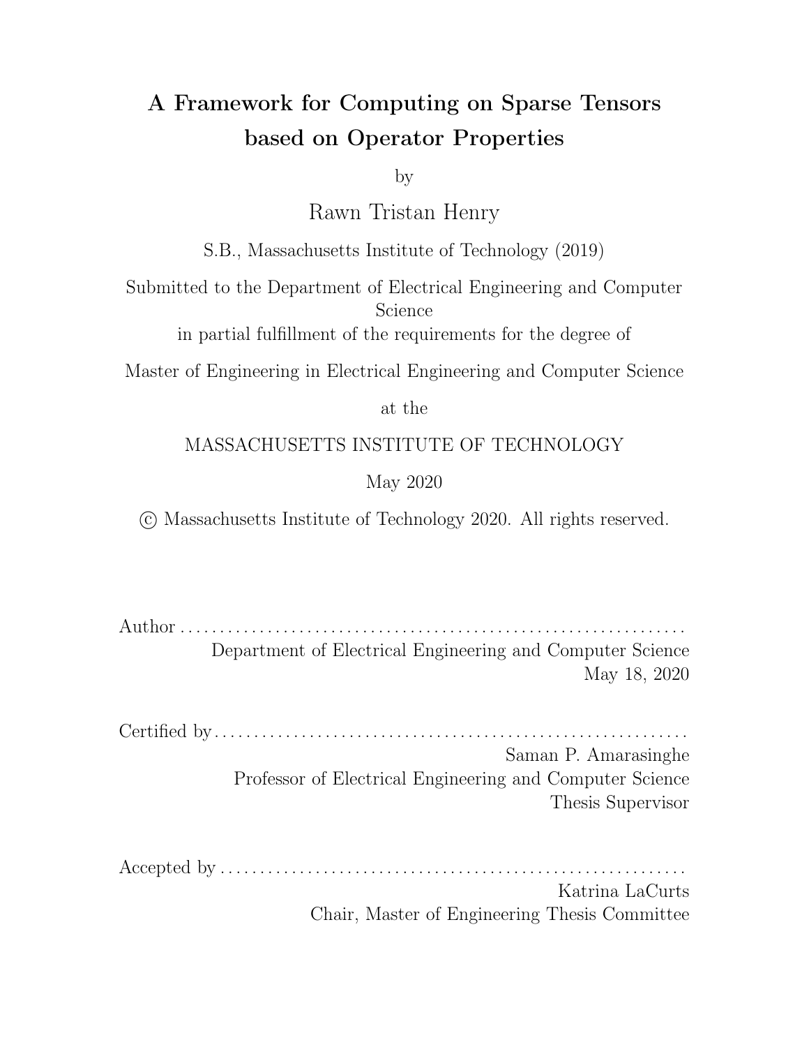# A Framework for Computing on Sparse Tensors based on Operator Properties

by

Rawn Tristan Henry

S.B., Massachusetts Institute of Technology (2019)

Submitted to the Department of Electrical Engineering and Computer Science

in partial fulfillment of the requirements for the degree of

Master of Engineering in Electrical Engineering and Computer Science

at the

MASSACHUSETTS INSTITUTE OF TECHNOLOGY

May 2020

© Massachusetts Institute of Technology 2020. All rights reserved.

Author . . . . . . . . . . . . . . . . . . . . . . . . . . . . . . . . . . . . . . . . . . . . . . . . . . . . . . . . . . . . . . .
Department of Electrical Engineering and Computer Science
May 18, 2020

Certified by . . . . . . . . . . . . . . . . . . . . . . . . . . . . . . . . . . . . . . . . . . . . . . . . . . . . . . . . . . .
Saman P. Amarasinghe
Professor of Electrical Engineering and Computer Science
Thesis Supervisor

Accepted by . . . . . . . . . . . . . . . . . . . . . . . . . . . . . . . . . . . . . . . . . . . . . . . . . . . . . . . . . .
Katrina LaCurts
Chair, Master of Engineering Thesis Committee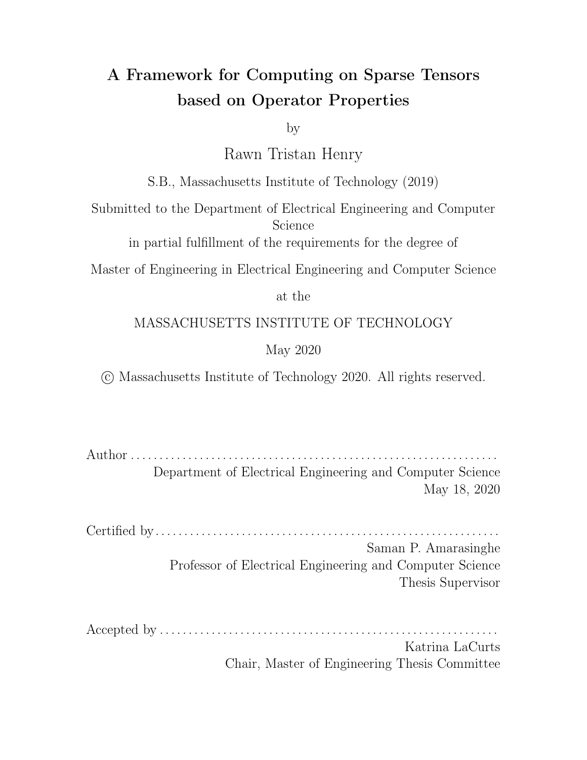# A Framework for Computing on Sparse Tensors based on Operator Properties

by

Rawn Tristan Henry

S.B., Massachusetts Institute of Technology (2019)

Submitted to the Department of Electrical Engineering and Computer Science

in partial fulfillment of the requirements for the degree of

Master of Engineering in Electrical Engineering and Computer Science

at the

MASSACHUSETTS INSTITUTE OF TECHNOLOGY

May 2020

© Massachusetts Institute of Technology 2020. All rights reserved.

Author . . . . . . . . . . . . . . . . . . . . . . . . . . . . . . . . . . . . . . . . . . . . . . . . . . . . . . . . . . . . . .
Department of Electrical Engineering and Computer Science
May 18, 2020

Certified by . . . . . . . . . . . . . . . . . . . . . . . . . . . . . . . . . . . . . . . . . . . . . . . . . . . . . . . . . . .
Saman P. Amarasinghe
Professor of Electrical Engineering and Computer Science
Thesis Supervisor

Accepted by . . . . . . . . . . . . . . . . . . . . . . . . . . . . . . . . . . . . . . . . . . . . . . . . . . . . . . . . . .
Katrina LaCurts
Chair, Master of Engineering Thesis Committee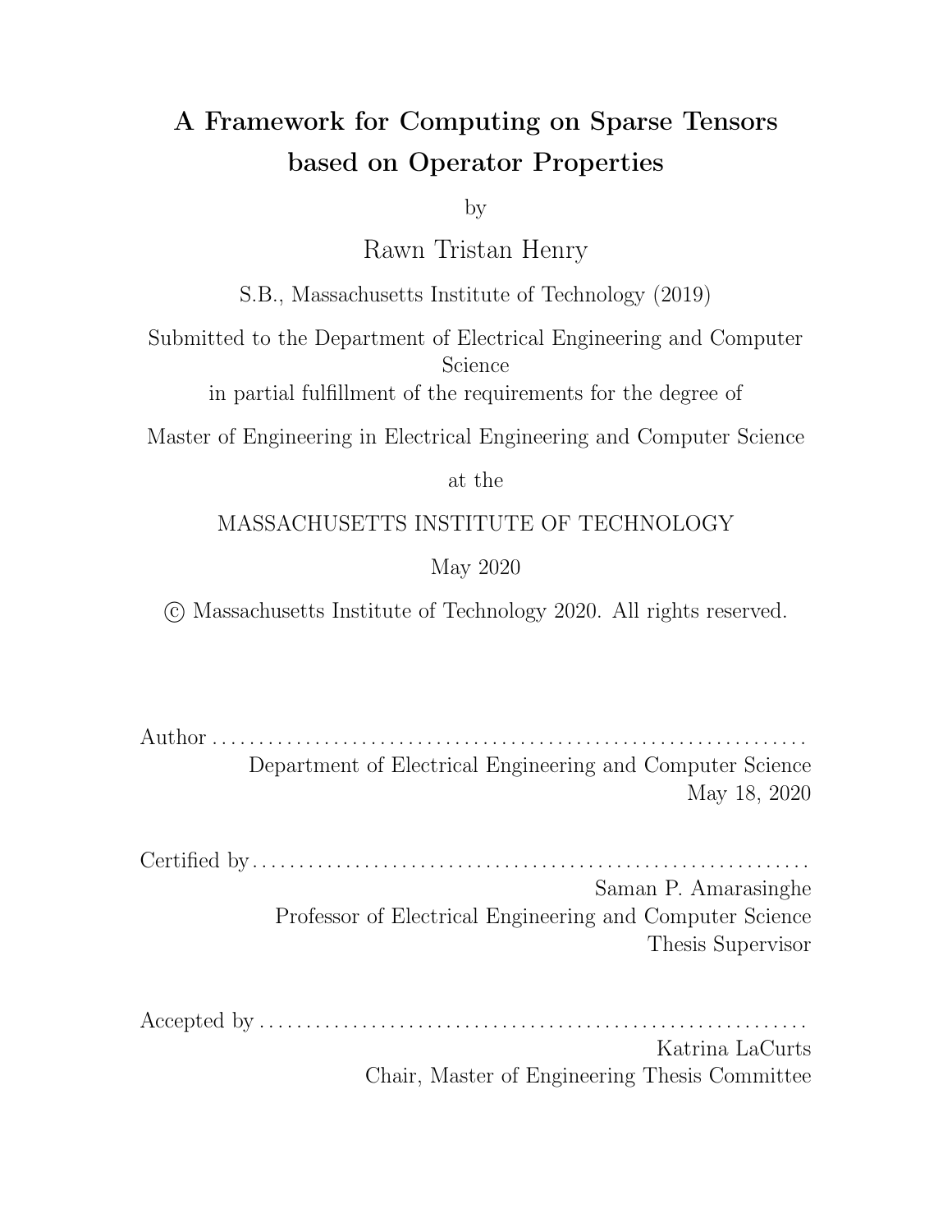# A Framework for Computing on Sparse Tensors based on Operator Properties

by

Rawn Tristan Henry

S.B., Massachusetts Institute of Technology (2019)

Submitted to the Department of Electrical Engineering and Computer Science

in partial fulfillment of the requirements for the degree of

Master of Engineering in Electrical Engineering and Computer Science

at the

MASSACHUSETTS INSTITUTE OF TECHNOLOGY

May 2020

© Massachusetts Institute of Technology 2020. All rights reserved.

Author . . . . . . . . . . . . . . . . . . . . . . . . . . . . . . . . . . . . . . . . . . . . . . . . . . . . . . . . . . . . . .
Department of Electrical Engineering and Computer Science
May 18, 2020

Certified by . . . . . . . . . . . . . . . . . . . . . . . . . . . . . . . . . . . . . . . . . . . . . . . . . . . . . . . . . .
Saman P. Amarasinghe
Professor of Electrical Engineering and Computer Science
Thesis Supervisor

Accepted by . . . . . . . . . . . . . . . . . . . . . . . . . . . . . . . . . . . . . . . . . . . . . . . . . . . . . . . . .
Katrina LaCurts
Chair, Master of Engineering Thesis Committee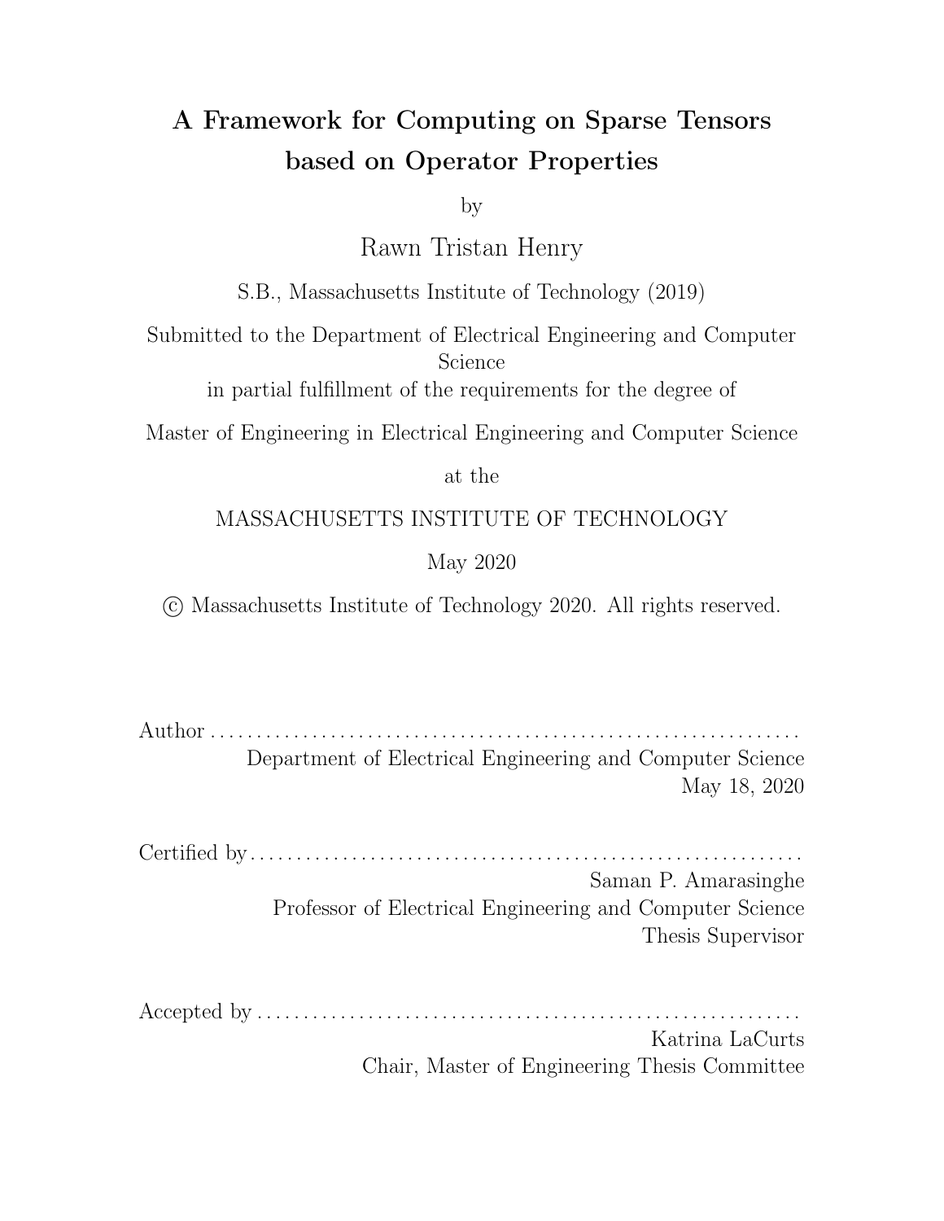# A Framework for Computing on Sparse Tensors based on Operator Properties

by

Rawn Tristan Henry

S.B., Massachusetts Institute of Technology (2019)

Submitted to the Department of Electrical Engineering and Computer Science

in partial fulfillment of the requirements for the degree of

Master of Engineering in Electrical Engineering and Computer Science

at the

MASSACHUSETTS INSTITUTE OF TECHNOLOGY

May 2020

© Massachusetts Institute of Technology 2020. All rights reserved.

Author . . . . . . . . . . . . . . . . . . . . . . . . . . . . . . . . . . . . . . . . . . . . . . . . . . . . . . . . . . . . . .
Department of Electrical Engineering and Computer Science
May 18, 2020

Certified by . . . . . . . . . . . . . . . . . . . . . . . . . . . . . . . . . . . . . . . . . . . . . . . . . . . . . . . . . .
Saman P. Amarasinghe
Professor of Electrical Engineering and Computer Science
Thesis Supervisor

Accepted by . . . . . . . . . . . . . . . . . . . . . . . . . . . . . . . . . . . . . . . . . . . . . . . . . . . . . . . . .
Katrina LaCurts
Chair, Master of Engineering Thesis Committee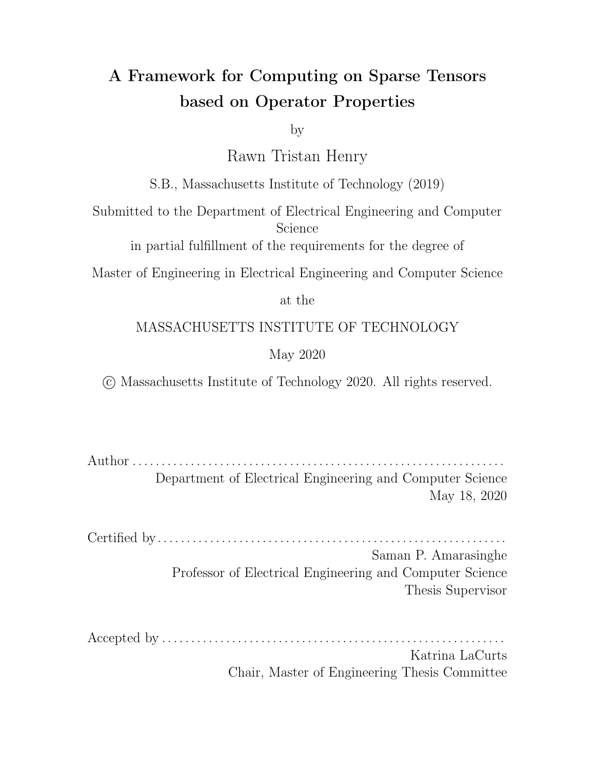# A Framework for Computing on Sparse Tensors based on Operator Properties

by

Rawn Tristan Henry

S.B., Massachusetts Institute of Technology (2019)

Submitted to the Department of Electrical Engineering and Computer Science

in partial fulfillment of the requirements for the degree of

Master of Engineering in Electrical Engineering and Computer Science

at the

MASSACHUSETTS INSTITUTE OF TECHNOLOGY

May 2020

© Massachusetts Institute of Technology 2020. All rights reserved.

Author . . . . . . . . . . . . . . . . . . . . . . . . . . . . . . . . . . . . . . . . . . . . . . . . . . . . . . . . . . . . . . .
Department of Electrical Engineering and Computer Science
May 18, 2020

Certified by . . . . . . . . . . . . . . . . . . . . . . . . . . . . . . . . . . . . . . . . . . . . . . . . . . . . . . . . . . .
Saman P. Amarasinghe
Professor of Electrical Engineering and Computer Science
Thesis Supervisor

Accepted by . . . . . . . . . . . . . . . . . . . . . . . . . . . . . . . . . . . . . . . . . . . . . . . . . . . . . . . . . . .
Katrina LaCurts
Chair, Master of Engineering Thesis Committee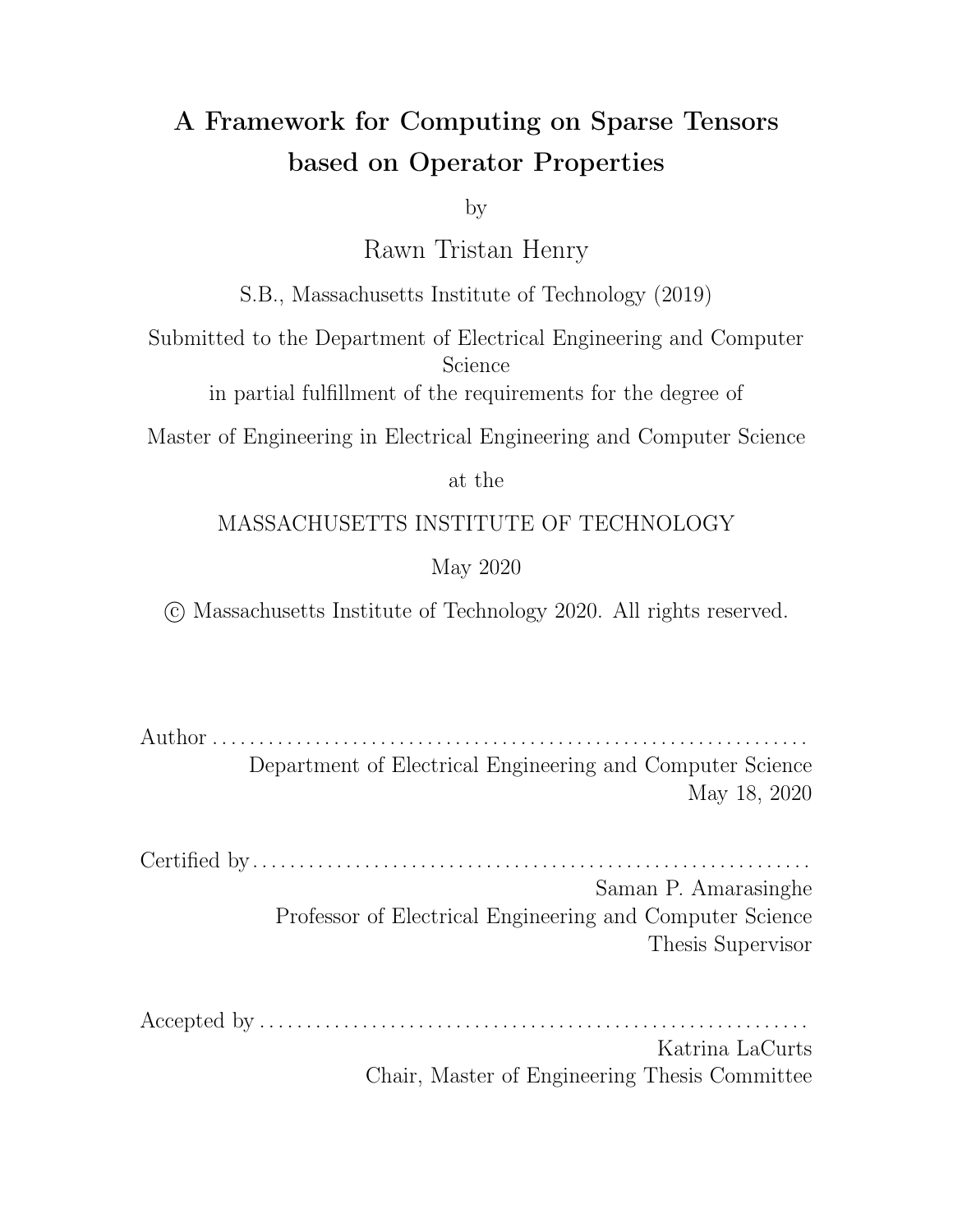# A Framework for Computing on Sparse Tensors based on Operator Properties

by

Rawn Tristan Henry

S.B., Massachusetts Institute of Technology (2019)

Submitted to the Department of Electrical Engineering and Computer Science

in partial fulfillment of the requirements for the degree of

Master of Engineering in Electrical Engineering and Computer Science

at the

MASSACHUSETTS INSTITUTE OF TECHNOLOGY

May 2020

© Massachusetts Institute of Technology 2020. All rights reserved.

Author . . . . . . . . . . . . . . . . . . . . . . . . . . . . . . . . . . . . . . . . . . . . . . . . . . . . . . . . . . . . . .

Department of Electrical Engineering and Computer Science

May 18, 2020

Certified by . . . . . . . . . . . . . . . . . . . . . . . . . . . . . . . . . . . . . . . . . . . . . . . . . . . . . . . . . . .

Saman P. Amarasinghe

Professor of Electrical Engineering and Computer Science

Thesis Supervisor

Accepted by . . . . . . . . . . . . . . . . . . . . . . . . . . . . . . . . . . . . . . . . . . . . . . . . . . . . . . . . . .

Katrina LaCurts

Chair, Master of Engineering Thesis Committee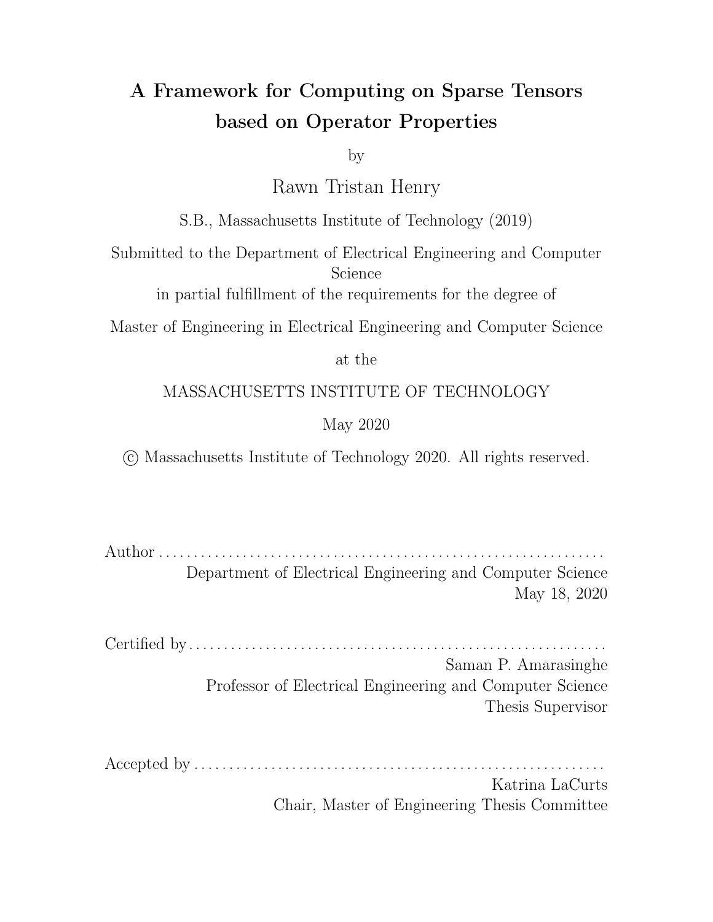# A Framework for Computing on Sparse Tensors based on Operator Properties

by

Rawn Tristan Henry

S.B., Massachusetts Institute of Technology (2019)

Submitted to the Department of Electrical Engineering and Computer Science

in partial fulfillment of the requirements for the degree of

Master of Engineering in Electrical Engineering and Computer Science

at the

MASSACHUSETTS INSTITUTE OF TECHNOLOGY

May 2020

© Massachusetts Institute of Technology 2020. All rights reserved.

Author . . . . . . . . . . . . . . . . . . . . . . . . . . . . . . . . . . . . . . . . . . . . . . . . . . . . . . . . . . . . . .
Department of Electrical Engineering and Computer Science
May 18, 2020

Certified by . . . . . . . . . . . . . . . . . . . . . . . . . . . . . . . . . . . . . . . . . . . . . . . . . . . . . . . . . .
Saman P. Amarasinghe
Professor of Electrical Engineering and Computer Science
Thesis Supervisor

Accepted by . . . . . . . . . . . . . . . . . . . . . . . . . . . . . . . . . . . . . . . . . . . . . . . . . . . . . . . . . .
Katrina LaCurts
Chair, Master of Engineering Thesis Committee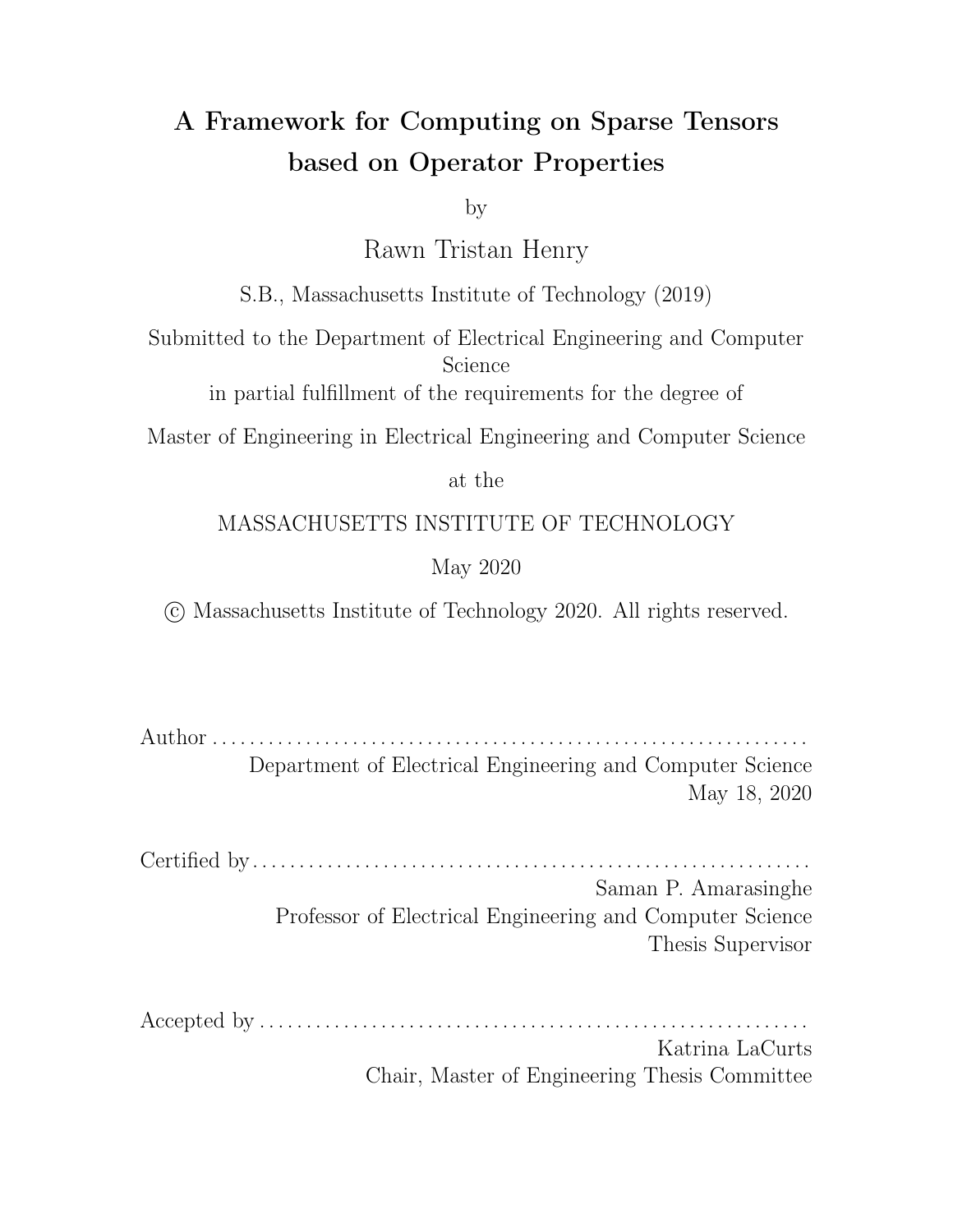# A Framework for Computing on Sparse Tensors based on Operator Properties

by

Rawn Tristan Henry

S.B., Massachusetts Institute of Technology (2019)

Submitted to the Department of Electrical Engineering and Computer Science

in partial fulfillment of the requirements for the degree of

Master of Engineering in Electrical Engineering and Computer Science

at the

MASSACHUSETTS INSTITUTE OF TECHNOLOGY

May 2020

© Massachusetts Institute of Technology 2020. All rights reserved.

Author . . . . . . . . . . . . . . . . . . . . . . . . . . . . . . . . . . . . . . . . . . . . . . . . . . . . . . . . . . . . . .
Department of Electrical Engineering and Computer Science
May 18, 2020

Certified by . . . . . . . . . . . . . . . . . . . . . . . . . . . . . . . . . . . . . . . . . . . . . . . . . . . . . . . . . . .
Saman P. Amarasinghe
Professor of Electrical Engineering and Computer Science
Thesis Supervisor

Accepted by . . . . . . . . . . . . . . . . . . . . . . . . . . . . . . . . . . . . . . . . . . . . . . . . . . . . . . . . . .
Katrina LaCurts
Chair, Master of Engineering Thesis Committee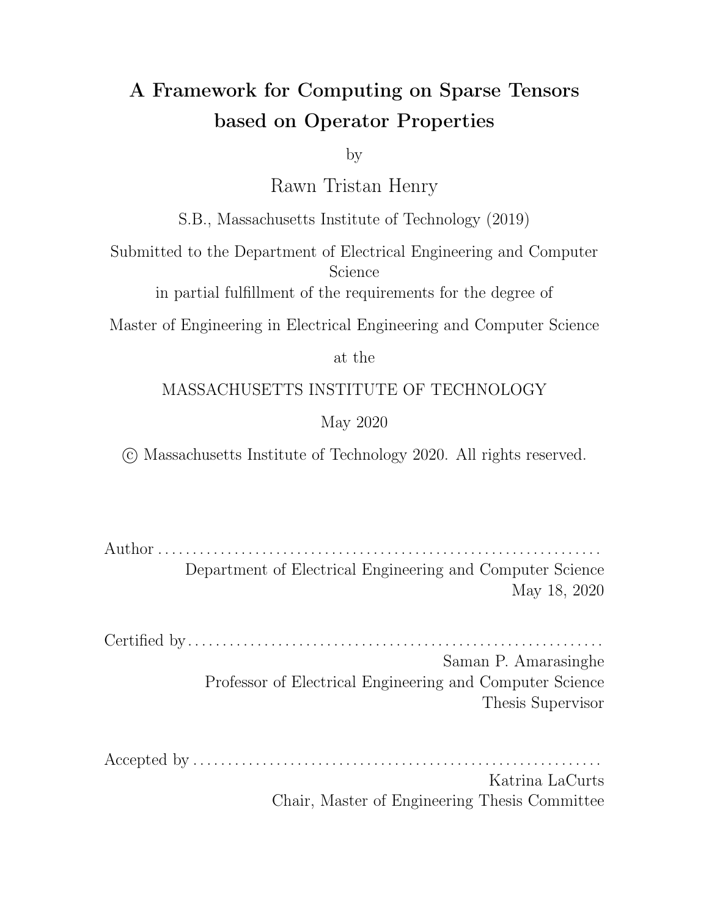# A Framework for Computing on Sparse Tensors based on Operator Properties

by

Rawn Tristan Henry

S.B., Massachusetts Institute of Technology (2019)

Submitted to the Department of Electrical Engineering and Computer Science

in partial fulfillment of the requirements for the degree of

Master of Engineering in Electrical Engineering and Computer Science

at the

MASSACHUSETTS INSTITUTE OF TECHNOLOGY

May 2020

© Massachusetts Institute of Technology 2020. All rights reserved.

Author . . . . . . . . . . . . . . . . . . . . . . . . . . . . . . . . . . . . . . . . . . . . . . . . . . . . . . . . . . . . . .
Department of Electrical Engineering and Computer Science
May 18, 2020

Certified by . . . . . . . . . . . . . . . . . . . . . . . . . . . . . . . . . . . . . . . . . . . . . . . . . . . . . . . . . .
Saman P. Amarasinghe
Professor of Electrical Engineering and Computer Science
Thesis Supervisor

Accepted by . . . . . . . . . . . . . . . . . . . . . . . . . . . . . . . . . . . . . . . . . . . . . . . . . . . . . . . . .
Katrina LaCurts
Chair, Master of Engineering Thesis Committee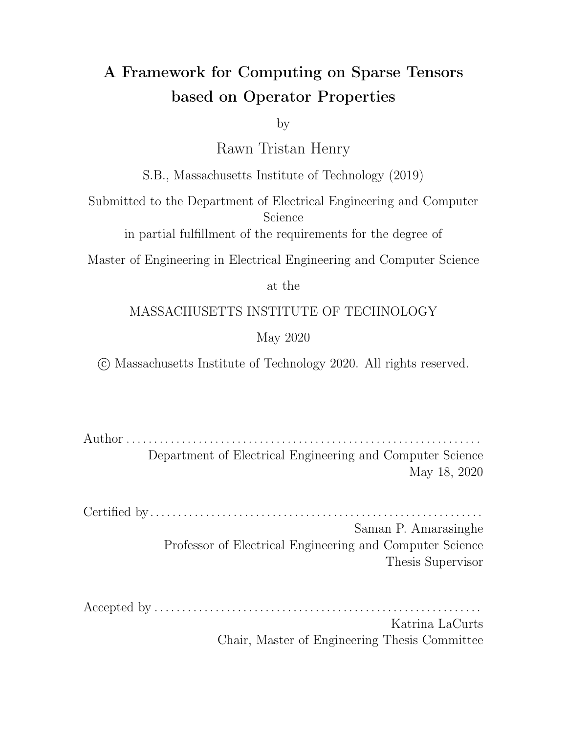# A Framework for Computing on Sparse Tensors based on Operator Properties

by

Rawn Tristan Henry

S.B., Massachusetts Institute of Technology (2019)

Submitted to the Department of Electrical Engineering and Computer Science

in partial fulfillment of the requirements for the degree of

Master of Engineering in Electrical Engineering and Computer Science

at the

MASSACHUSETTS INSTITUTE OF TECHNOLOGY

May 2020

© Massachusetts Institute of Technology 2020. All rights reserved.

Author . . . . . . . . . . . . . . . . . . . . . . . . . . . . . . . . . . . . . . . . . . . . . . . . . . . . . . . . . . . . . .
Department of Electrical Engineering and Computer Science
May 18, 2020

Certified by . . . . . . . . . . . . . . . . . . . . . . . . . . . . . . . . . . . . . . . . . . . . . . . . . . . . . . . . . .
Saman P. Amarasinghe
Professor of Electrical Engineering and Computer Science
Thesis Supervisor

Accepted by . . . . . . . . . . . . . . . . . . . . . . . . . . . . . . . . . . . . . . . . . . . . . . . . . . . . . . . . .
Katrina LaCurts
Chair, Master of Engineering Thesis Committee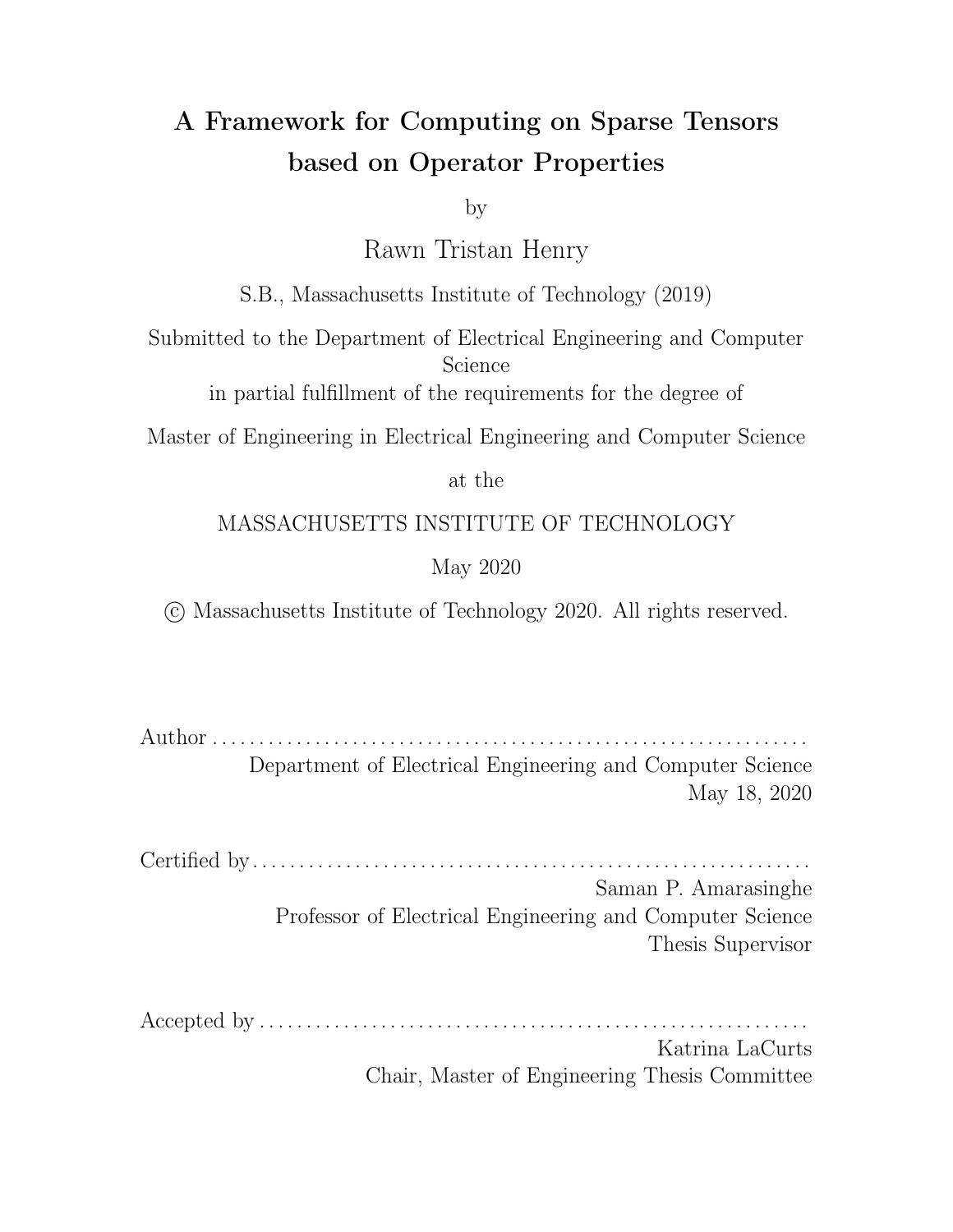# A Framework for Computing on Sparse Tensors based on Operator Properties

by

Rawn Tristan Henry

S.B., Massachusetts Institute of Technology (2019)

Submitted to the Department of Electrical Engineering and Computer Science

in partial fulfillment of the requirements for the degree of

Master of Engineering in Electrical Engineering and Computer Science

at the

MASSACHUSETTS INSTITUTE OF TECHNOLOGY

May 2020

© Massachusetts Institute of Technology 2020. All rights reserved.

Author . . . . . . . . . . . . . . . . . . . . . . . . . . . . . . . . . . . . . . . . . . . . . . . . . . . . . . . . . . . . . .
Department of Electrical Engineering and Computer Science
May 18, 2020

Certified by . . . . . . . . . . . . . . . . . . . . . . . . . . . . . . . . . . . . . . . . . . . . . . . . . . . . . . . . . .
Saman P. Amarasinghe
Professor of Electrical Engineering and Computer Science
Thesis Supervisor

Accepted by . . . . . . . . . . . . . . . . . . . . . . . . . . . . . . . . . . . . . . . . . . . . . . . . . . . . . . . . .
Katrina LaCurts
Chair, Master of Engineering Thesis Committee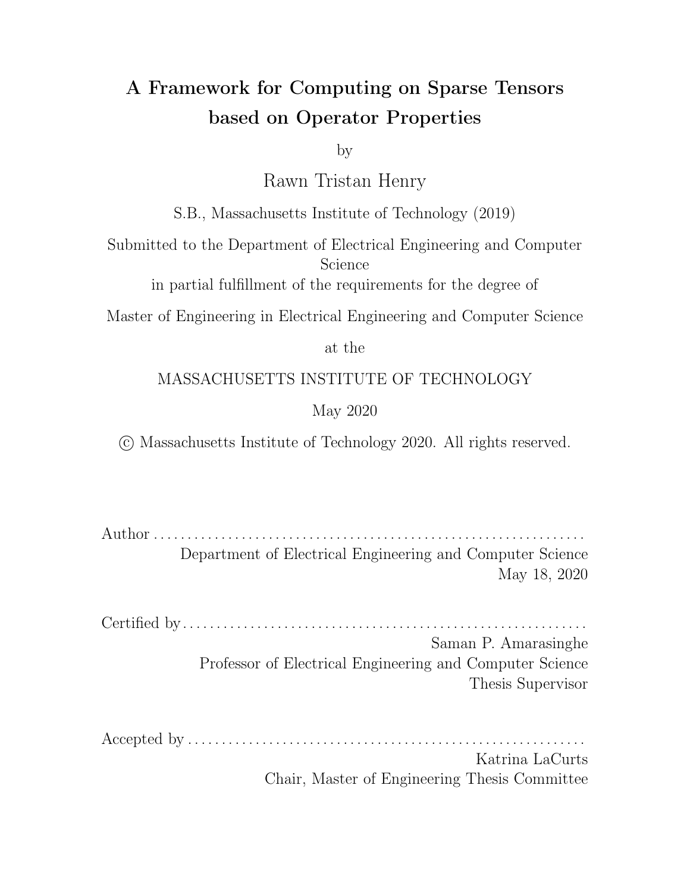# A Framework for Computing on Sparse Tensors based on Operator Properties

by

Rawn Tristan Henry

S.B., Massachusetts Institute of Technology (2019)

Submitted to the Department of Electrical Engineering and Computer Science

in partial fulfillment of the requirements for the degree of

Master of Engineering in Electrical Engineering and Computer Science

at the

MASSACHUSETTS INSTITUTE OF TECHNOLOGY

May 2020

© Massachusetts Institute of Technology 2020. All rights reserved.

Author . . . . . . . . . . . . . . . . . . . . . . . . . . . . . . . . . . . . . . . . . . . . . . . . . . . . . . . . . . . . . .
Department of Electrical Engineering and Computer Science
May 18, 2020

Certified by . . . . . . . . . . . . . . . . . . . . . . . . . . . . . . . . . . . . . . . . . . . . . . . . . . . . . . . . . . .
Saman P. Amarasinghe
Professor of Electrical Engineering and Computer Science
Thesis Supervisor

Accepted by . . . . . . . . . . . . . . . . . . . . . . . . . . . . . . . . . . . . . . . . . . . . . . . . . . . . . . . . . .
Katrina LaCurts
Chair, Master of Engineering Thesis Committee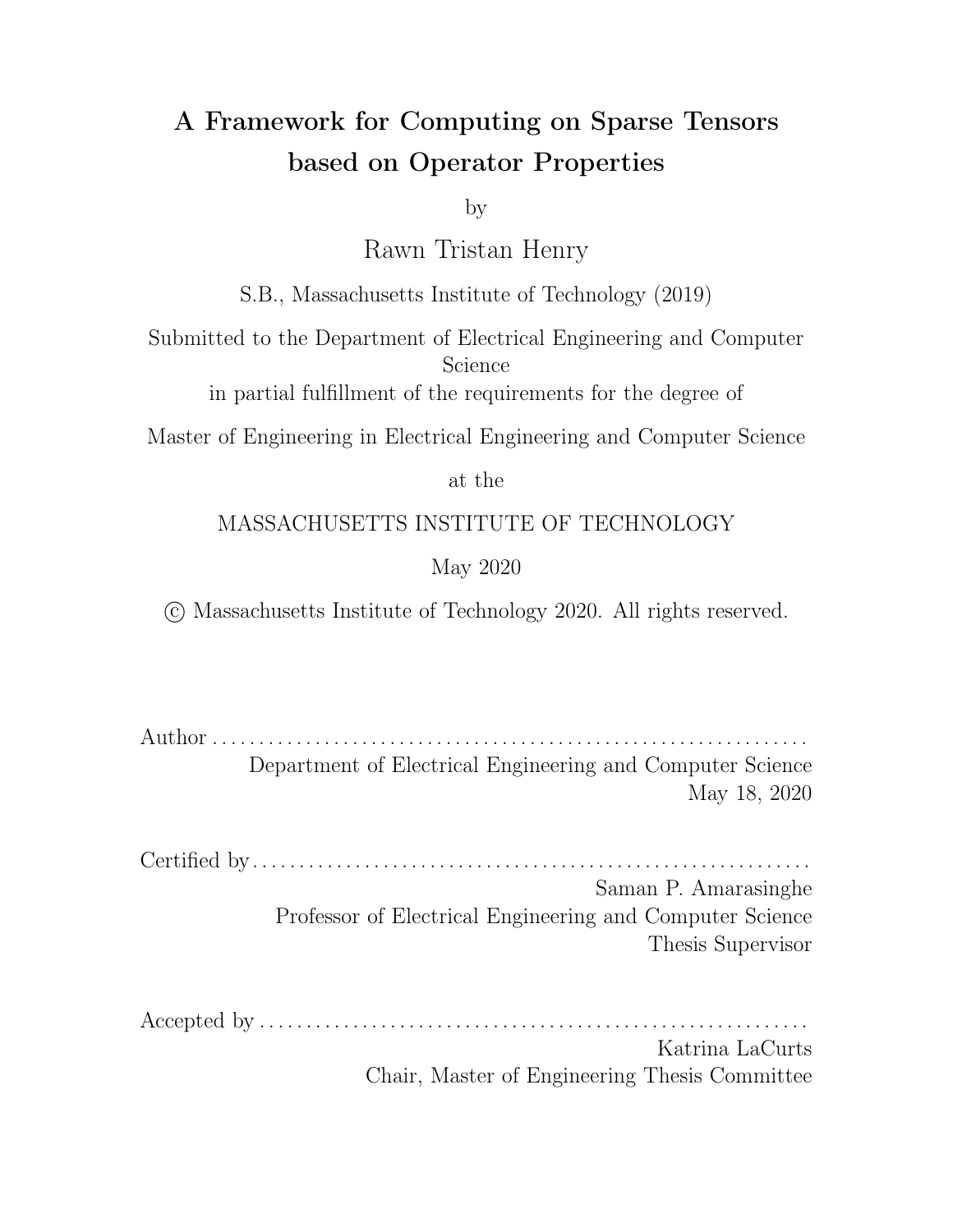# A Framework for Computing on Sparse Tensors based on Operator Properties

by

Rawn Tristan Henry

S.B., Massachusetts Institute of Technology (2019)

Submitted to the Department of Electrical Engineering and Computer Science

in partial fulfillment of the requirements for the degree of

Master of Engineering in Electrical Engineering and Computer Science

at the

MASSACHUSETTS INSTITUTE OF TECHNOLOGY

May 2020

© Massachusetts Institute of Technology 2020. All rights reserved.

Author . . . . . . . . . . . . . . . . . . . . . . . . . . . . . . . . . . . . . . . . . . . . . . . . . . . . . . . . . . . . . .
Department of Electrical Engineering and Computer Science
May 18, 2020

Certified by . . . . . . . . . . . . . . . . . . . . . . . . . . . . . . . . . . . . . . . . . . . . . . . . . . . . . . . . . . .
Saman P. Amarasinghe
Professor of Electrical Engineering and Computer Science
Thesis Supervisor

Accepted by . . . . . . . . . . . . . . . . . . . . . . . . . . . . . . . . . . . . . . . . . . . . . . . . . . . . . . . . . .
Katrina LaCurts
Chair, Master of Engineering Thesis Committee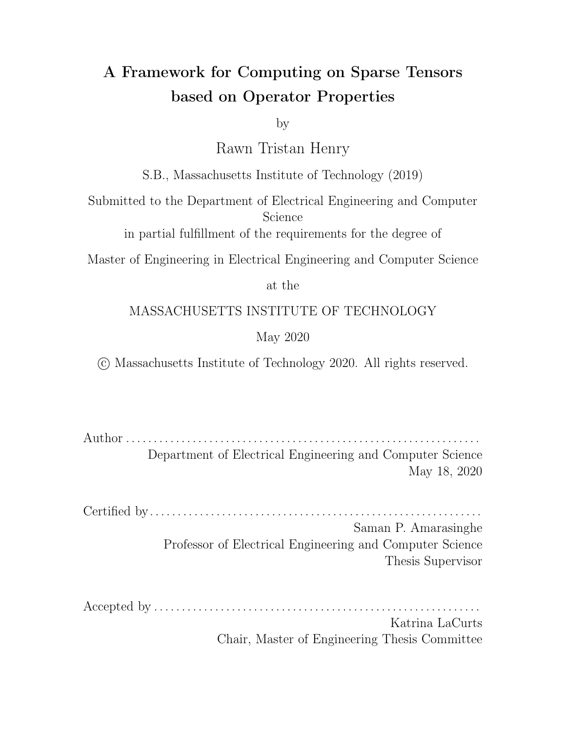# A Framework for Computing on Sparse Tensors based on Operator Properties

by

Rawn Tristan Henry

S.B., Massachusetts Institute of Technology (2019)

Submitted to the Department of Electrical Engineering and Computer Science

in partial fulfillment of the requirements for the degree of

Master of Engineering in Electrical Engineering and Computer Science

at the

MASSACHUSETTS INSTITUTE OF TECHNOLOGY

May 2020

© Massachusetts Institute of Technology 2020. All rights reserved.

Author . . . . . . . . . . . . . . . . . . . . . . . . . . . . . . . . . . . . . . . . . . . . . . . . . . . . . . . . . . . . . .
Department of Electrical Engineering and Computer Science
May 18, 2020

Certified by . . . . . . . . . . . . . . . . . . . . . . . . . . . . . . . . . . . . . . . . . . . . . . . . . . . . . . . . . . .
Saman P. Amarasinghe
Professor of Electrical Engineering and Computer Science
Thesis Supervisor

Accepted by . . . . . . . . . . . . . . . . . . . . . . . . . . . . . . . . . . . . . . . . . . . . . . . . . . . . . . . . . .
Katrina LaCurts
Chair, Master of Engineering Thesis Committee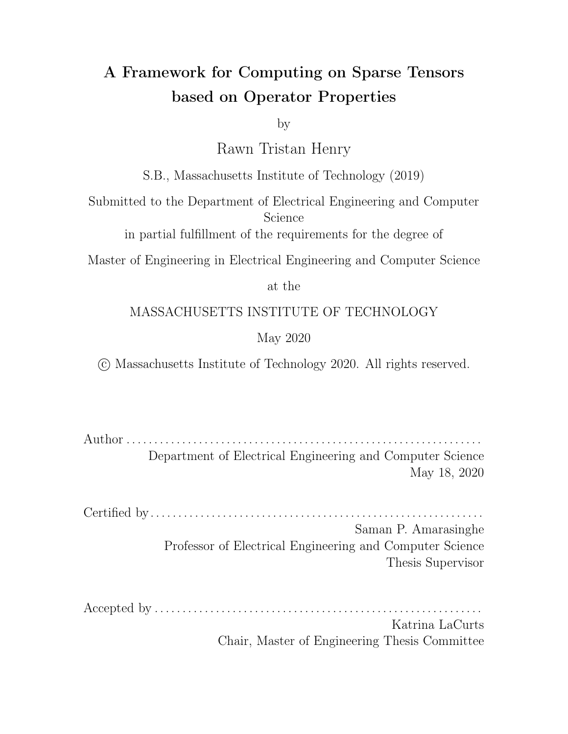# A Framework for Computing on Sparse Tensors based on Operator Properties

by

Rawn Tristan Henry

S.B., Massachusetts Institute of Technology (2019)

Submitted to the Department of Electrical Engineering and Computer Science

in partial fulfillment of the requirements for the degree of

Master of Engineering in Electrical Engineering and Computer Science

at the

MASSACHUSETTS INSTITUTE OF TECHNOLOGY

May 2020

© Massachusetts Institute of Technology 2020. All rights reserved.

Author . . . . . . . . . . . . . . . . . . . . . . . . . . . . . . . . . . . . . . . . . . . . . . . . . . . . . . . . . . . . . .
Department of Electrical Engineering and Computer Science
May 18, 2020

Certified by . . . . . . . . . . . . . . . . . . . . . . . . . . . . . . . . . . . . . . . . . . . . . . . . . . . . . . . . . . .
Saman P. Amarasinghe
Professor of Electrical Engineering and Computer Science
Thesis Supervisor

Accepted by . . . . . . . . . . . . . . . . . . . . . . . . . . . . . . . . . . . . . . . . . . . . . . . . . . . . . . . . . .
Katrina LaCurts
Chair, Master of Engineering Thesis Committee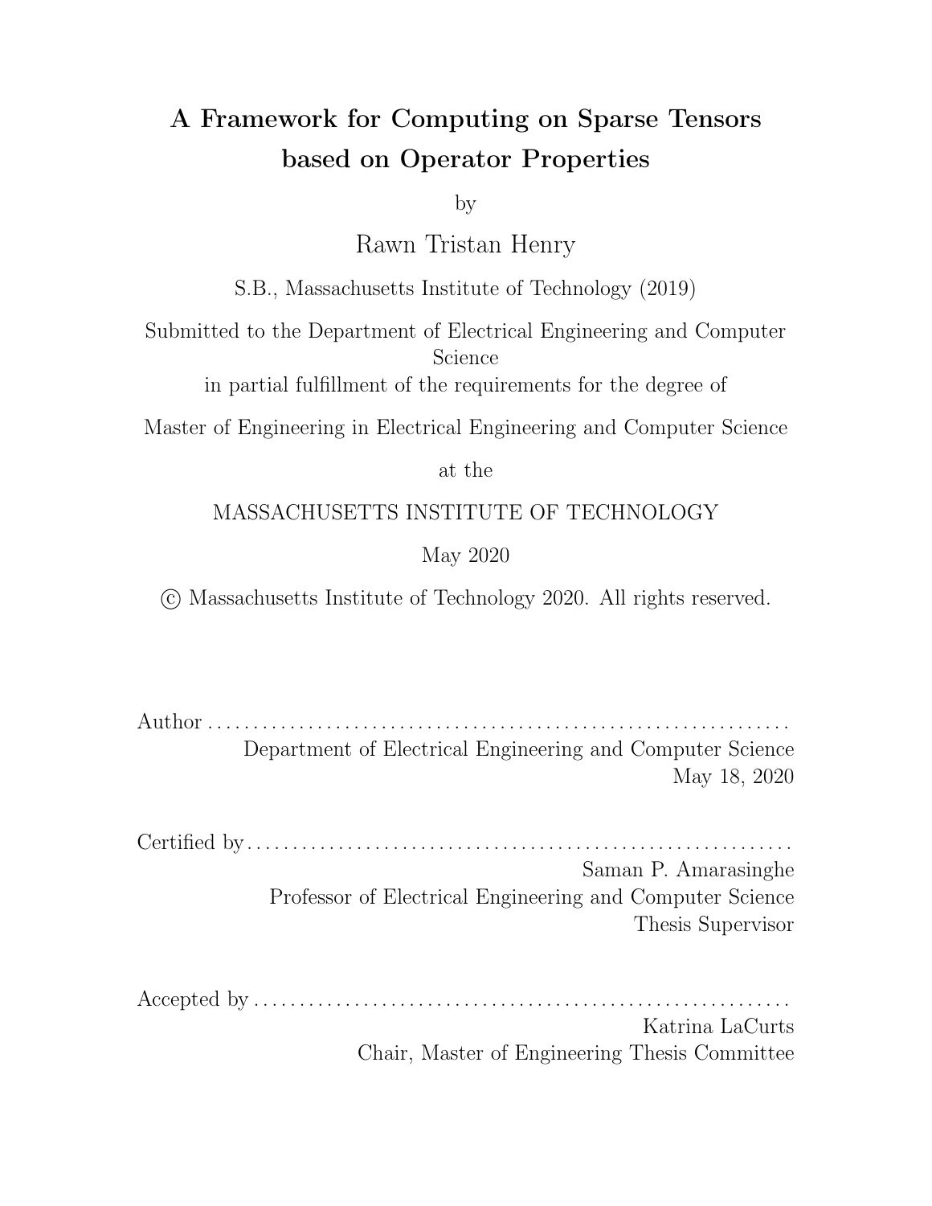# A Framework for Computing on Sparse Tensors based on Operator Properties

by

Rawn Tristan Henry

S.B., Massachusetts Institute of Technology (2019)

Submitted to the Department of Electrical Engineering and Computer Science

in partial fulfillment of the requirements for the degree of

Master of Engineering in Electrical Engineering and Computer Science

at the

MASSACHUSETTS INSTITUTE OF TECHNOLOGY

May 2020

© Massachusetts Institute of Technology 2020. All rights reserved.

Author . . . . . . . . . . . . . . . . . . . . . . . . . . . . . . . . . . . . . . . . . . . . . . . . . . . . . . . . . . . . . .

Department of Electrical Engineering and Computer Science

May 18, 2020

Certified by . . . . . . . . . . . . . . . . . . . . . . . . . . . . . . . . . . . . . . . . . . . . . . . . . . . . . . . . . . .

Saman P. Amarasinghe

Professor of Electrical Engineering and Computer Science

Thesis Supervisor

Accepted by . . . . . . . . . . . . . . . . . . . . . . . . . . . . . . . . . . . . . . . . . . . . . . . . . . . . . . . . . .

Katrina LaCurts

Chair, Master of Engineering Thesis Committee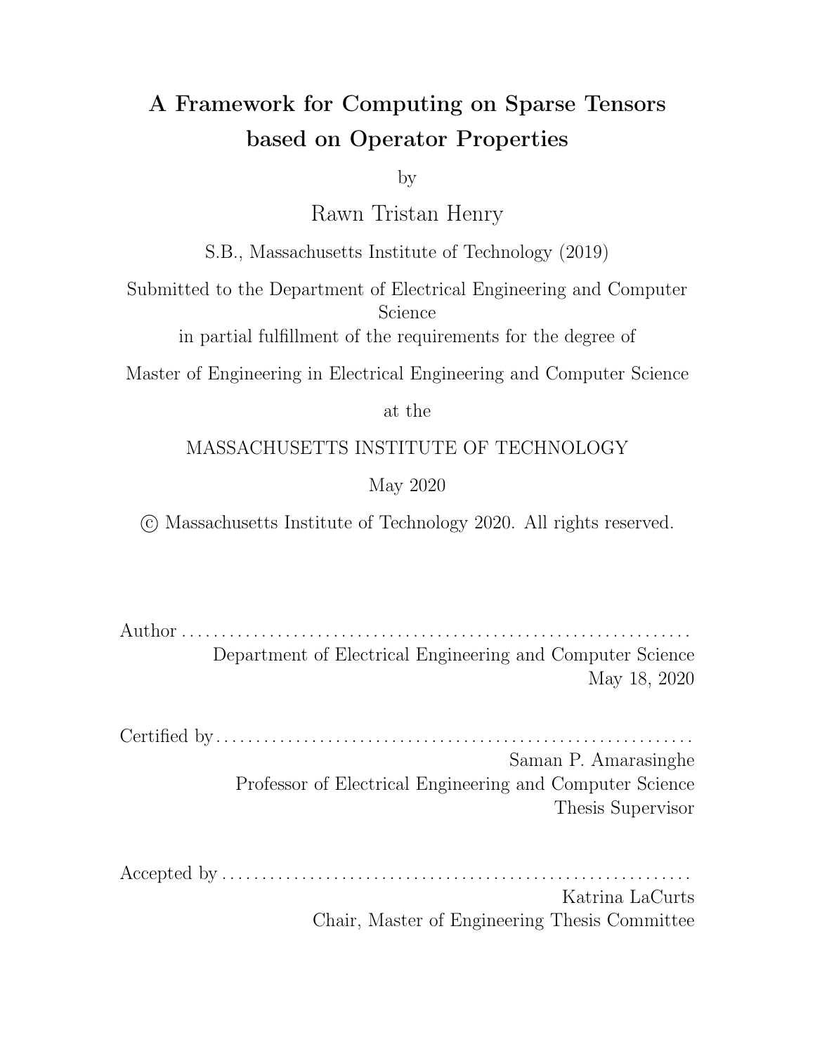# A Framework for Computing on Sparse Tensors based on Operator Properties

by

Rawn Tristan Henry

S.B., Massachusetts Institute of Technology (2019)

Submitted to the Department of Electrical Engineering and Computer Science

in partial fulfillment of the requirements for the degree of

Master of Engineering in Electrical Engineering and Computer Science

at the

MASSACHUSETTS INSTITUTE OF TECHNOLOGY

May 2020

© Massachusetts Institute of Technology 2020. All rights reserved.

Author . . . . . . . . . . . . . . . . . . . . . . . . . . . . . . . . . . . . . . . . . . . . . . . . . . . . . . . . . . . . . .

Department of Electrical Engineering and Computer Science

May 18, 2020

Certified by . . . . . . . . . . . . . . . . . . . . . . . . . . . . . . . . . . . . . . . . . . . . . . . . . . . . . . . . . . .

Saman P. Amarasinghe

Professor of Electrical Engineering and Computer Science

Thesis Supervisor

Accepted by . . . . . . . . . . . . . . . . . . . . . . . . . . . . . . . . . . . . . . . . . . . . . . . . . . . . . . . . . .

Katrina LaCurts

Chair, Master of Engineering Thesis Committee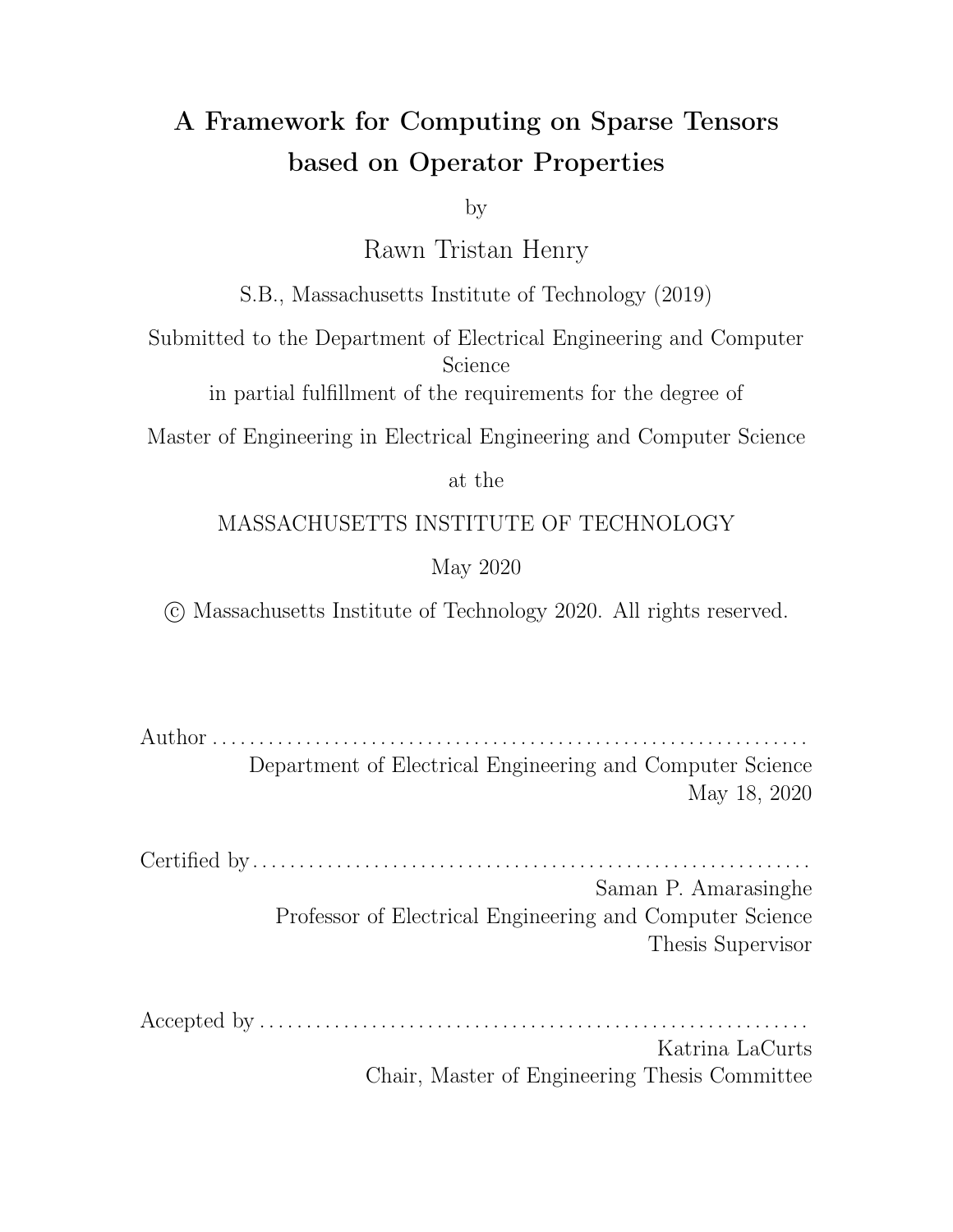# A Framework for Computing on Sparse Tensors based on Operator Properties

by

Rawn Tristan Henry

S.B., Massachusetts Institute of Technology (2019)

Submitted to the Department of Electrical Engineering and Computer Science

in partial fulfillment of the requirements for the degree of

Master of Engineering in Electrical Engineering and Computer Science

at the

MASSACHUSETTS INSTITUTE OF TECHNOLOGY

May 2020

© Massachusetts Institute of Technology 2020. All rights reserved.

Author . . . . . . . . . . . . . . . . . . . . . . . . . . . . . . . . . . . . . . . . . . . . . . . . . . . . . . . . . . . . . .
Department of Electrical Engineering and Computer Science
May 18, 2020

Certified by . . . . . . . . . . . . . . . . . . . . . . . . . . . . . . . . . . . . . . . . . . . . . . . . . . . . . . . . . .
Saman P. Amarasinghe
Professor of Electrical Engineering and Computer Science
Thesis Supervisor

Accepted by . . . . . . . . . . . . . . . . . . . . . . . . . . . . . . . . . . . . . . . . . . . . . . . . . . . . . . . . .
Katrina LaCurts
Chair, Master of Engineering Thesis Committee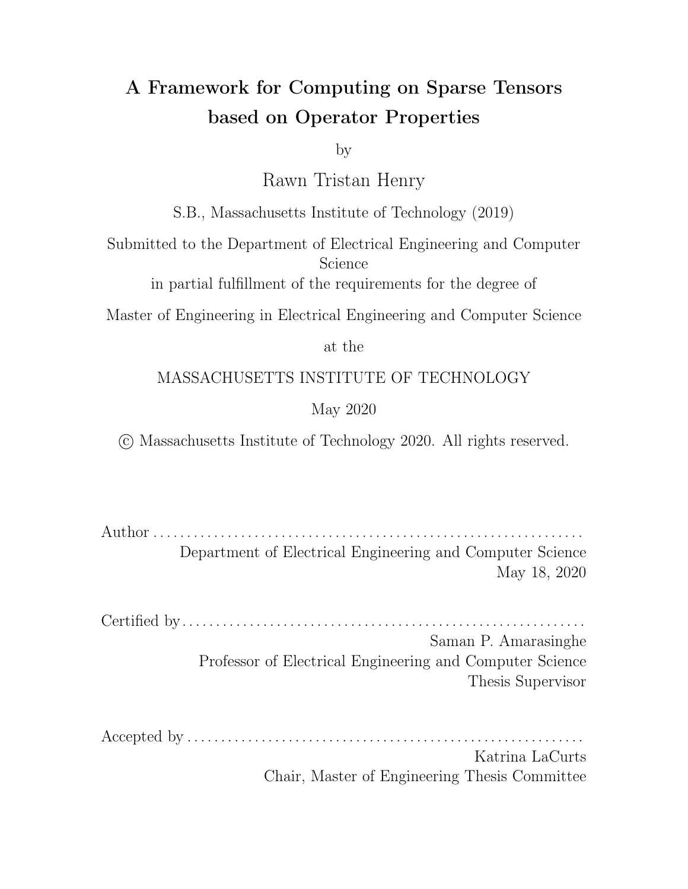# A Framework for Computing on Sparse Tensors based on Operator Properties

by

Rawn Tristan Henry

S.B., Massachusetts Institute of Technology (2019)

Submitted to the Department of Electrical Engineering and Computer Science

in partial fulfillment of the requirements for the degree of

Master of Engineering in Electrical Engineering and Computer Science

at the

MASSACHUSETTS INSTITUTE OF TECHNOLOGY

May 2020

© Massachusetts Institute of Technology 2020. All rights reserved.

Author . . . . . . . . . . . . . . . . . . . . . . . . . . . . . . . . . . . . . . . . . . . . . . . . . . . . . . . . . . . . . .
Department of Electrical Engineering and Computer Science
May 18, 2020

Certified by . . . . . . . . . . . . . . . . . . . . . . . . . . . . . . . . . . . . . . . . . . . . . . . . . . . . . . . . . .
Saman P. Amarasinghe
Professor of Electrical Engineering and Computer Science
Thesis Supervisor

Accepted by . . . . . . . . . . . . . . . . . . . . . . . . . . . . . . . . . . . . . . . . . . . . . . . . . . . . . . . . .
Katrina LaCurts
Chair, Master of Engineering Thesis Committee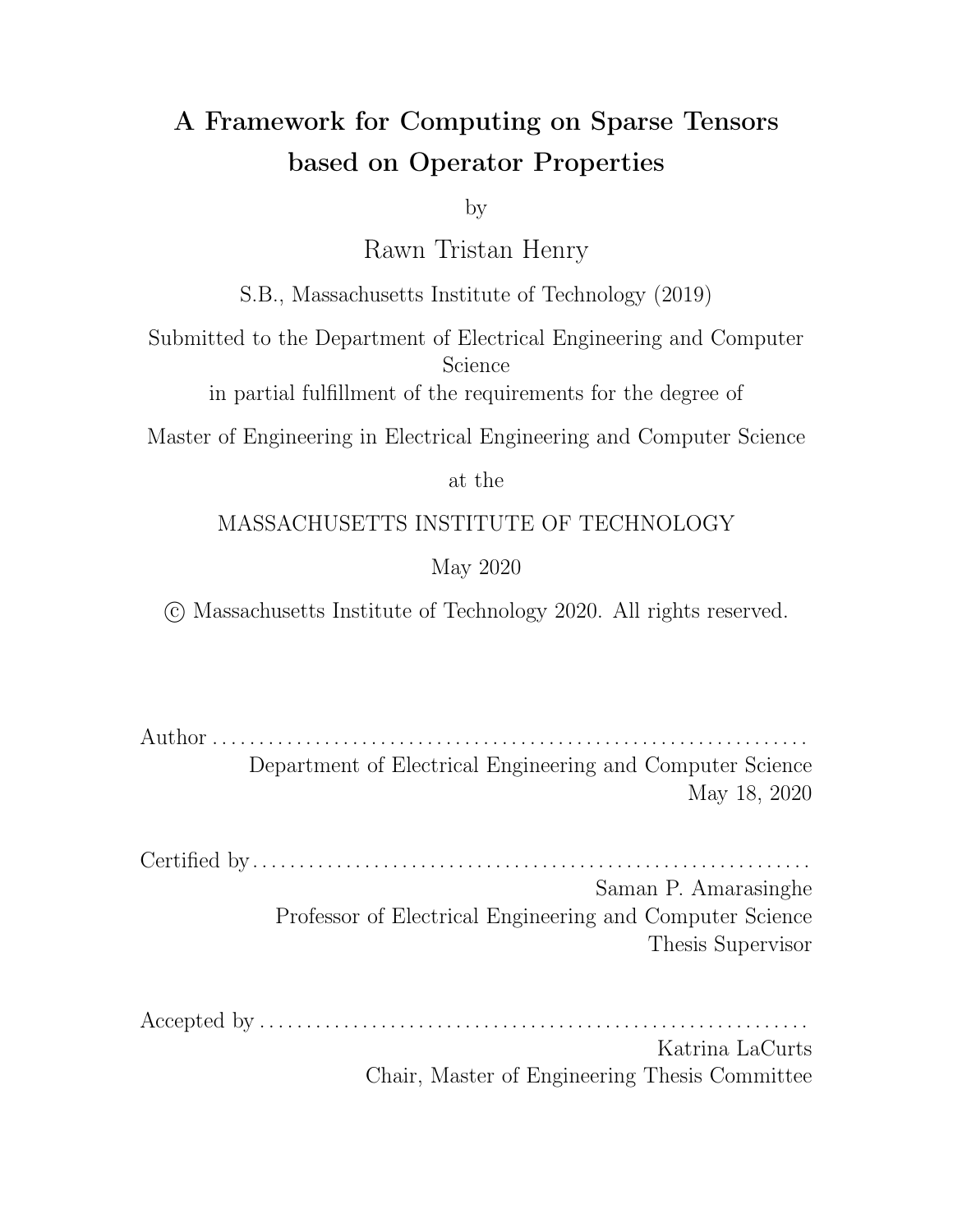# A Framework for Computing on Sparse Tensors based on Operator Properties

by

Rawn Tristan Henry

S.B., Massachusetts Institute of Technology (2019)

Submitted to the Department of Electrical Engineering and Computer Science

in partial fulfillment of the requirements for the degree of

Master of Engineering in Electrical Engineering and Computer Science

at the

MASSACHUSETTS INSTITUTE OF TECHNOLOGY

May 2020

© Massachusetts Institute of Technology 2020. All rights reserved.

Author . . . . . . . . . . . . . . . . . . . . . . . . . . . . . . . . . . . . . . . . . . . . . . . . . . . . . . . . . . . . . .
Department of Electrical Engineering and Computer Science
May 18, 2020

Certified by . . . . . . . . . . . . . . . . . . . . . . . . . . . . . . . . . . . . . . . . . . . . . . . . . . . . . . . . . .
Saman P. Amarasinghe
Professor of Electrical Engineering and Computer Science
Thesis Supervisor

Accepted by . . . . . . . . . . . . . . . . . . . . . . . . . . . . . . . . . . . . . . . . . . . . . . . . . . . . . . . . .
Katrina LaCurts
Chair, Master of Engineering Thesis Committee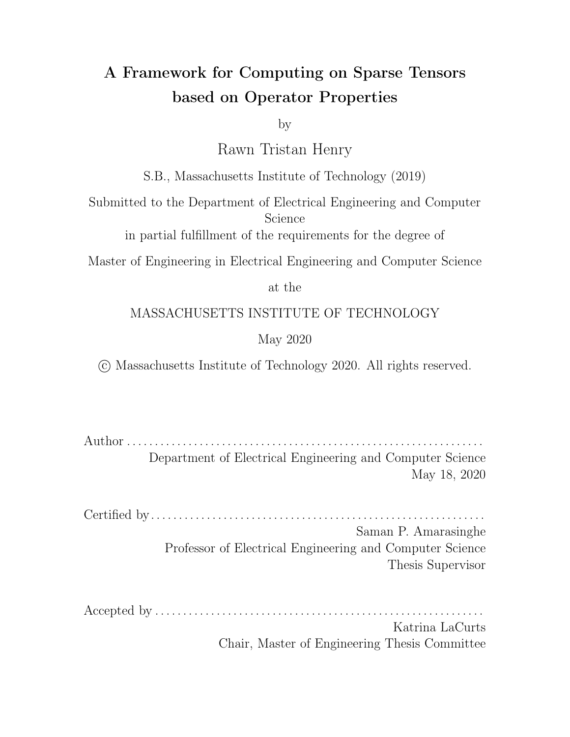# A Framework for Computing on Sparse Tensors based on Operator Properties

by

Rawn Tristan Henry

S.B., Massachusetts Institute of Technology (2019)

Submitted to the Department of Electrical Engineering and Computer Science

in partial fulfillment of the requirements for the degree of

Master of Engineering in Electrical Engineering and Computer Science

at the

MASSACHUSETTS INSTITUTE OF TECHNOLOGY

May 2020

© Massachusetts Institute of Technology 2020. All rights reserved.

Author . . . . . . . . . . . . . . . . . . . . . . . . . . . . . . . . . . . . . . . . . . . . . . . . . . . . . . . . . . . . . .
Department of Electrical Engineering and Computer Science
May 18, 2020

Certified by . . . . . . . . . . . . . . . . . . . . . . . . . . . . . . . . . . . . . . . . . . . . . . . . . . . . . . . . . . .
Saman P. Amarasinghe
Professor of Electrical Engineering and Computer Science
Thesis Supervisor

Accepted by . . . . . . . . . . . . . . . . . . . . . . . . . . . . . . . . . . . . . . . . . . . . . . . . . . . . . . . . . .
Katrina LaCurts
Chair, Master of Engineering Thesis Committee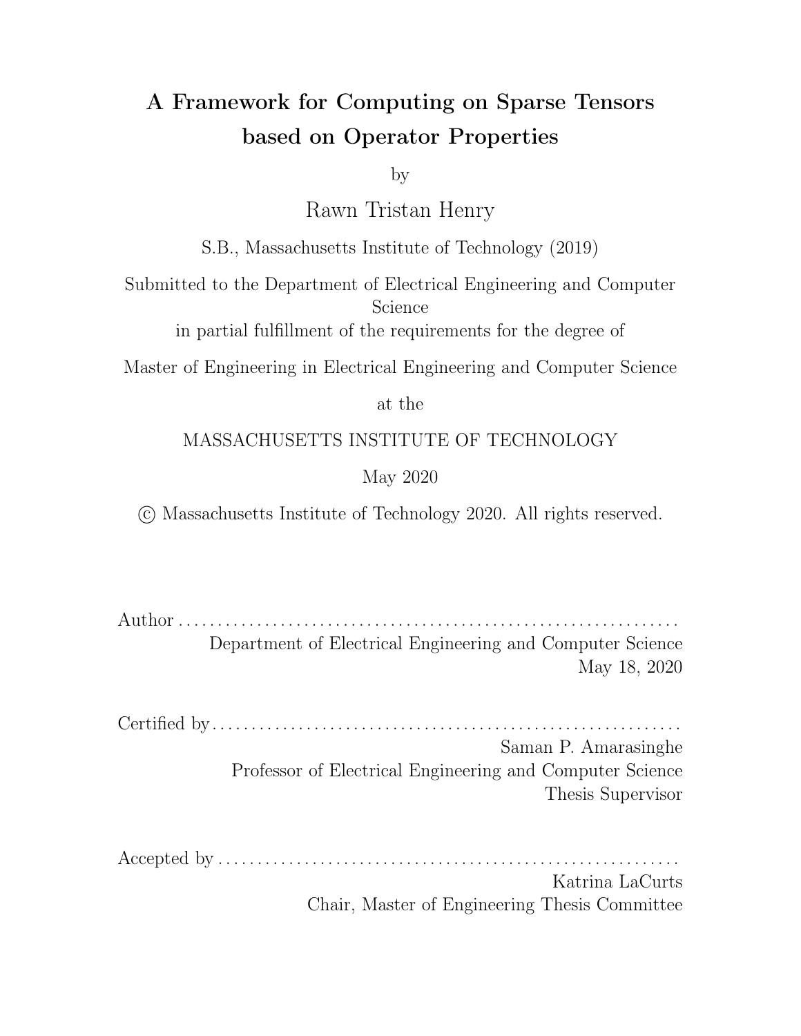# A Framework for Computing on Sparse Tensors based on Operator Properties

by

Rawn Tristan Henry

S.B., Massachusetts Institute of Technology (2019)

Submitted to the Department of Electrical Engineering and Computer Science

in partial fulfillment of the requirements for the degree of

Master of Engineering in Electrical Engineering and Computer Science

at the

MASSACHUSETTS INSTITUTE OF TECHNOLOGY

May 2020

© Massachusetts Institute of Technology 2020. All rights reserved.

Author . . . . . . . . . . . . . . . . . . . . . . . . . . . . . . . . . . . . . . . . . . . . . . . . . . . . . . . . . . . . . .
Department of Electrical Engineering and Computer Science
May 18, 2020

Certified by . . . . . . . . . . . . . . . . . . . . . . . . . . . . . . . . . . . . . . . . . . . . . . . . . . . . . . . . . .
Saman P. Amarasinghe
Professor of Electrical Engineering and Computer Science
Thesis Supervisor

Accepted by . . . . . . . . . . . . . . . . . . . . . . . . . . . . . . . . . . . . . . . . . . . . . . . . . . . . . . . . .
Katrina LaCurts
Chair, Master of Engineering Thesis Committee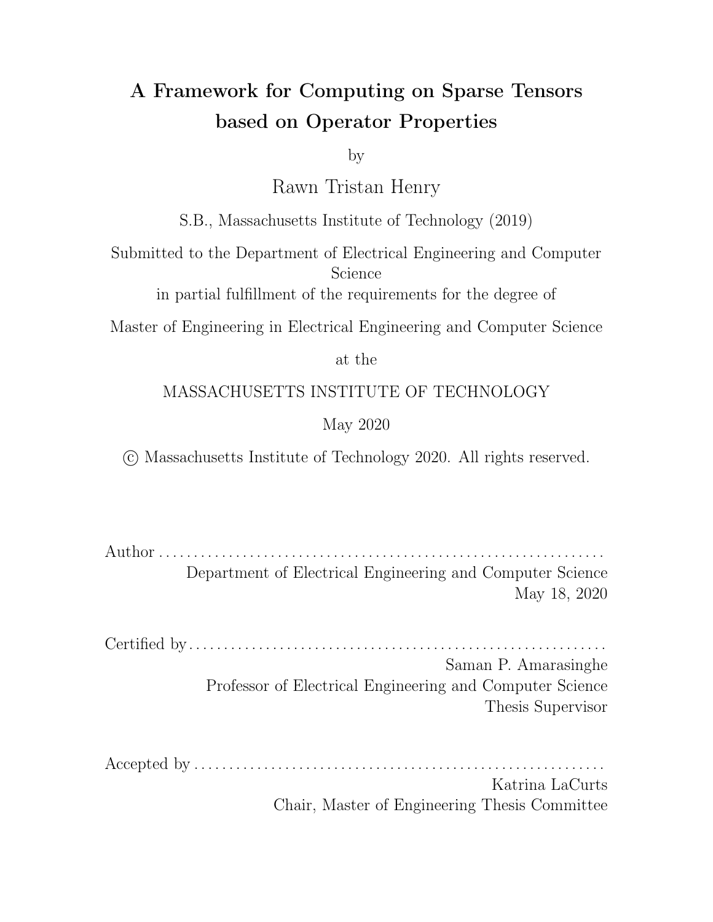# A Framework for Computing on Sparse Tensors based on Operator Properties

by

Rawn Tristan Henry

S.B., Massachusetts Institute of Technology (2019)

Submitted to the Department of Electrical Engineering and Computer Science

in partial fulfillment of the requirements for the degree of

Master of Engineering in Electrical Engineering and Computer Science

at the

MASSACHUSETTS INSTITUTE OF TECHNOLOGY

May 2020

© Massachusetts Institute of Technology 2020. All rights reserved.

Author . . . . . . . . . . . . . . . . . . . . . . . . . . . . . . . . . . . . . . . . . . . . . . . . . . . . . . . . . . . . . .
Department of Electrical Engineering and Computer Science
May 18, 2020

Certified by . . . . . . . . . . . . . . . . . . . . . . . . . . . . . . . . . . . . . . . . . . . . . . . . . . . . . . . . . . .
Saman P. Amarasinghe
Professor of Electrical Engineering and Computer Science
Thesis Supervisor

Accepted by . . . . . . . . . . . . . . . . . . . . . . . . . . . . . . . . . . . . . . . . . . . . . . . . . . . . . . . . . .
Katrina LaCurts
Chair, Master of Engineering Thesis Committee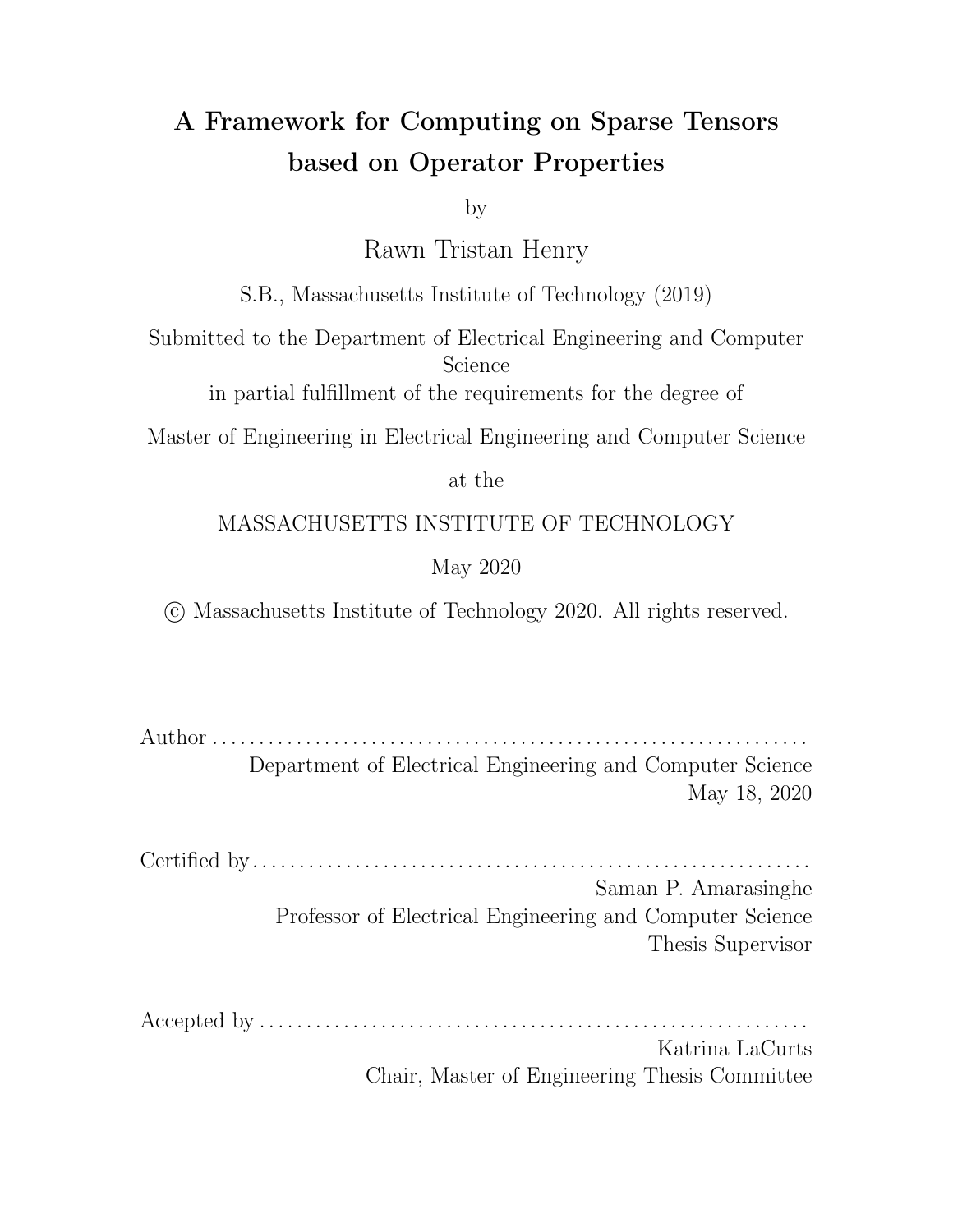# A Framework for Computing on Sparse Tensors based on Operator Properties

by

Rawn Tristan Henry

S.B., Massachusetts Institute of Technology (2019)

Submitted to the Department of Electrical Engineering and Computer Science

in partial fulfillment of the requirements for the degree of

Master of Engineering in Electrical Engineering and Computer Science

at the

MASSACHUSETTS INSTITUTE OF TECHNOLOGY

May 2020

© Massachusetts Institute of Technology 2020. All rights reserved.

Author ..............................................................

Department of Electrical Engineering and Computer Science

May 18, 2020

Certified by..........................................................

Saman P. Amarasinghe

Professor of Electrical Engineering and Computer Science

Thesis Supervisor

Accepted by .........................................................

Katrina LaCurts

Chair, Master of Engineering Thesis Committee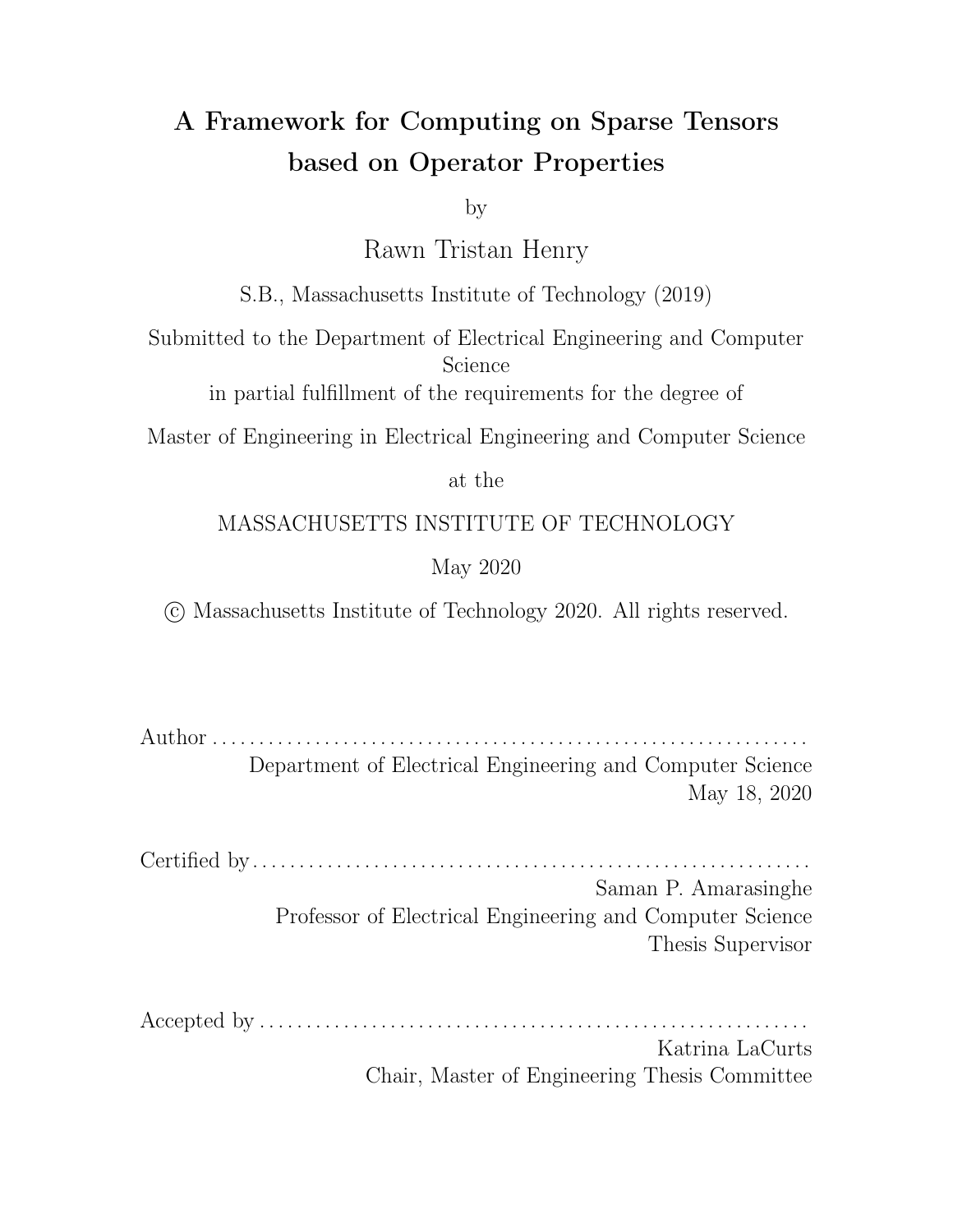# A Framework for Computing on Sparse Tensors based on Operator Properties

by

Rawn Tristan Henry

S.B., Massachusetts Institute of Technology (2019)

Submitted to the Department of Electrical Engineering and Computer Science

in partial fulfillment of the requirements for the degree of

Master of Engineering in Electrical Engineering and Computer Science

at the

MASSACHUSETTS INSTITUTE OF TECHNOLOGY

May 2020

© Massachusetts Institute of Technology 2020. All rights reserved.

Author . . . . . . . . . . . . . . . . . . . . . . . . . . . . . . . . . . . . . . . . . . . . . . . . . . . . . . . . . . . . . .
Department of Electrical Engineering and Computer Science
May 18, 2020

Certified by. . . . . . . . . . . . . . . . . . . . . . . . . . . . . . . . . . . . . . . . . . . . . . . . . . . . . . . . . . . .
Saman P. Amarasinghe
Professor of Electrical Engineering and Computer Science
Thesis Supervisor

Accepted by . . . . . . . . . . . . . . . . . . . . . . . . . . . . . . . . . . . . . . . . . . . . . . . . . . . . . . . . . . .
Katrina LaCurts
Chair, Master of Engineering Thesis Committee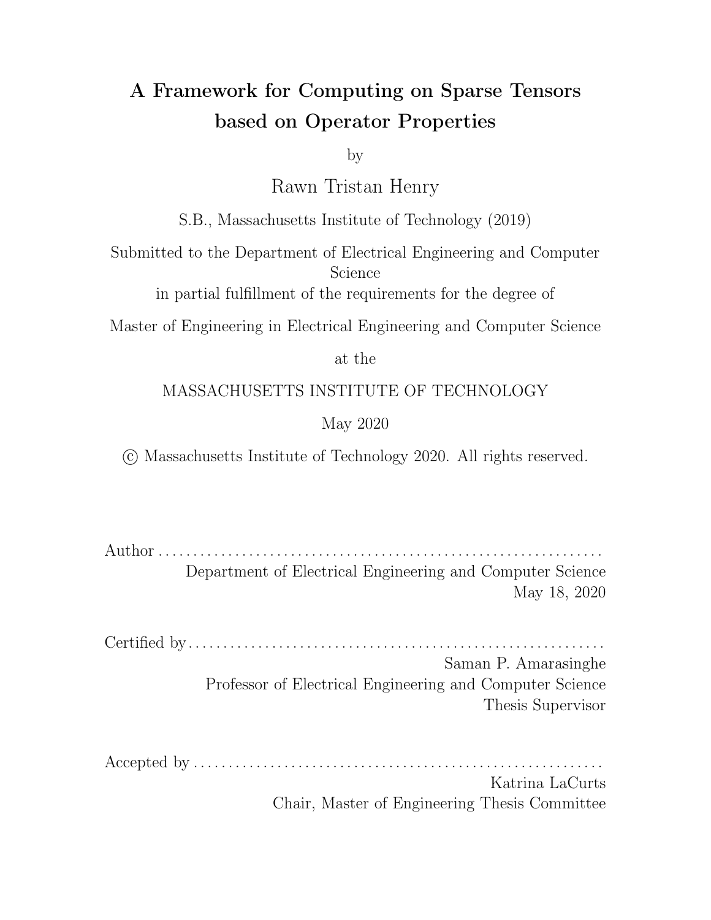# A Framework for Computing on Sparse Tensors based on Operator Properties

by

Rawn Tristan Henry

S.B., Massachusetts Institute of Technology (2019)

Submitted to the Department of Electrical Engineering and Computer Science

in partial fulfillment of the requirements for the degree of

Master of Engineering in Electrical Engineering and Computer Science

at the

MASSACHUSETTS INSTITUTE OF TECHNOLOGY

May 2020

© Massachusetts Institute of Technology 2020. All rights reserved.

Author . . . . . . . . . . . . . . . . . . . . . . . . . . . . . . . . . . . . . . . . . . . . . . . . . . . . . . . . . . . . . .
Department of Electrical Engineering and Computer Science
May 18, 2020

Certified by . . . . . . . . . . . . . . . . . . . . . . . . . . . . . . . . . . . . . . . . . . . . . . . . . . . . . . . . . . .
Saman P. Amarasinghe
Professor of Electrical Engineering and Computer Science
Thesis Supervisor

Accepted by . . . . . . . . . . . . . . . . . . . . . . . . . . . . . . . . . . . . . . . . . . . . . . . . . . . . . . . . . .
Katrina LaCurts
Chair, Master of Engineering Thesis Committee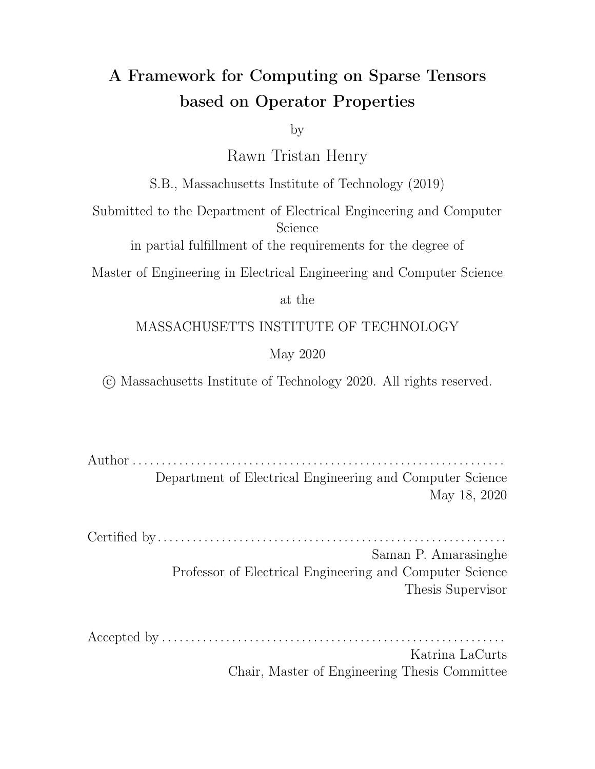# A Framework for Computing on Sparse Tensors based on Operator Properties

by

Rawn Tristan Henry

S.B., Massachusetts Institute of Technology (2019)

Submitted to the Department of Electrical Engineering and Computer Science

in partial fulfillment of the requirements for the degree of

Master of Engineering in Electrical Engineering and Computer Science

at the

MASSACHUSETTS INSTITUTE OF TECHNOLOGY

May 2020

© Massachusetts Institute of Technology 2020. All rights reserved.

Author . . . . . . . . . . . . . . . . . . . . . . . . . . . . . . . . . . . . . . . . . . . . . . . . . . . . . . . . . . . . . .
Department of Electrical Engineering and Computer Science
May 18, 2020

Certified by . . . . . . . . . . . . . . . . . . . . . . . . . . . . . . . . . . . . . . . . . . . . . . . . . . . . . . . . . . .
Saman P. Amarasinghe
Professor of Electrical Engineering and Computer Science
Thesis Supervisor

Accepted by . . . . . . . . . . . . . . . . . . . . . . . . . . . . . . . . . . . . . . . . . . . . . . . . . . . . . . . . . .
Katrina LaCurts
Chair, Master of Engineering Thesis Committee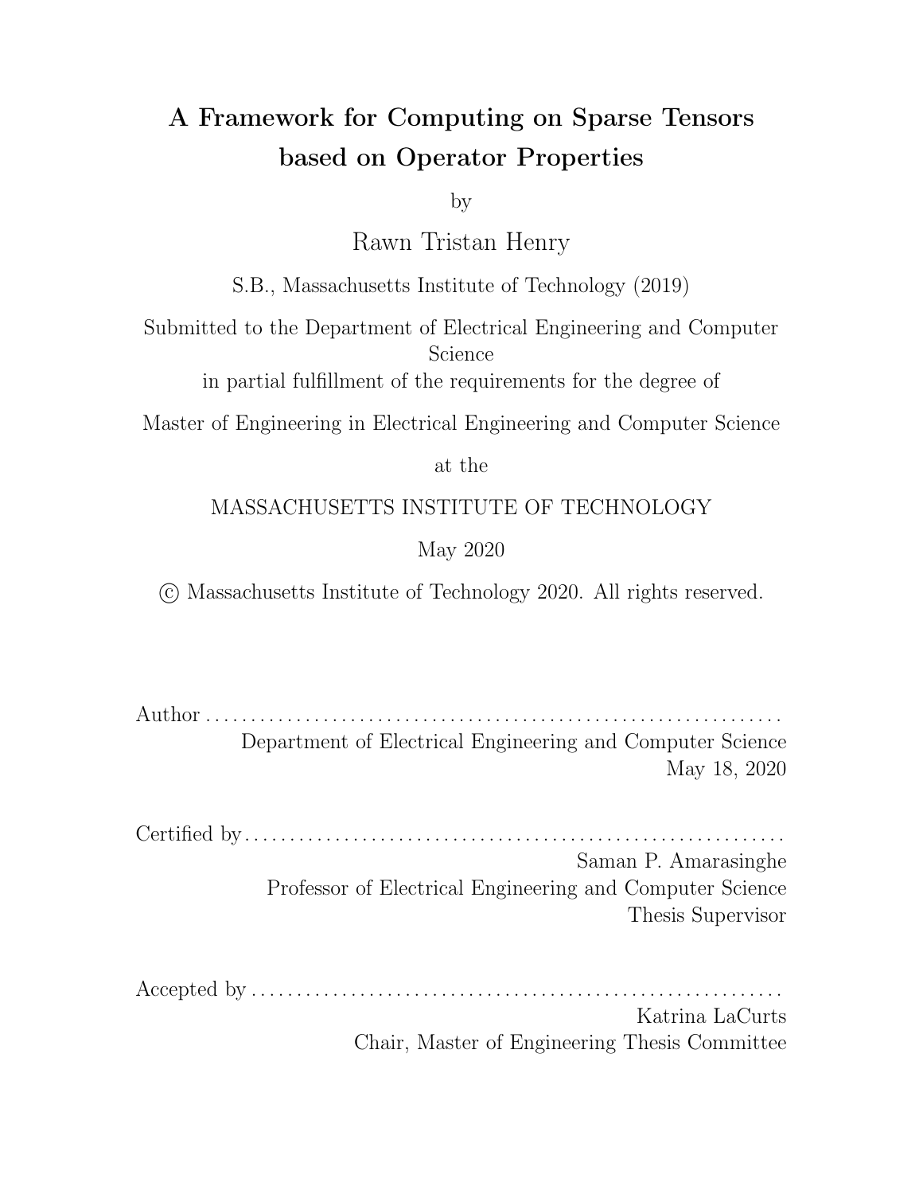# A Framework for Computing on Sparse Tensors based on Operator Properties

by

Rawn Tristan Henry

S.B., Massachusetts Institute of Technology (2019)

Submitted to the Department of Electrical Engineering and Computer Science

in partial fulfillment of the requirements for the degree of

Master of Engineering in Electrical Engineering and Computer Science

at the

MASSACHUSETTS INSTITUTE OF TECHNOLOGY

May 2020

© Massachusetts Institute of Technology 2020. All rights reserved.

Author . . . . . . . . . . . . . . . . . . . . . . . . . . . . . . . . . . . . . . . . . . . . . . . . . . . . . . . . . . . . . .
Department of Electrical Engineering and Computer Science
May 18, 2020

Certified by . . . . . . . . . . . . . . . . . . . . . . . . . . . . . . . . . . . . . . . . . . . . . . . . . . . . . . . . . . .
Saman P. Amarasinghe
Professor of Electrical Engineering and Computer Science
Thesis Supervisor

Accepted by . . . . . . . . . . . . . . . . . . . . . . . . . . . . . . . . . . . . . . . . . . . . . . . . . . . . . . . . . .
Katrina LaCurts
Chair, Master of Engineering Thesis Committee